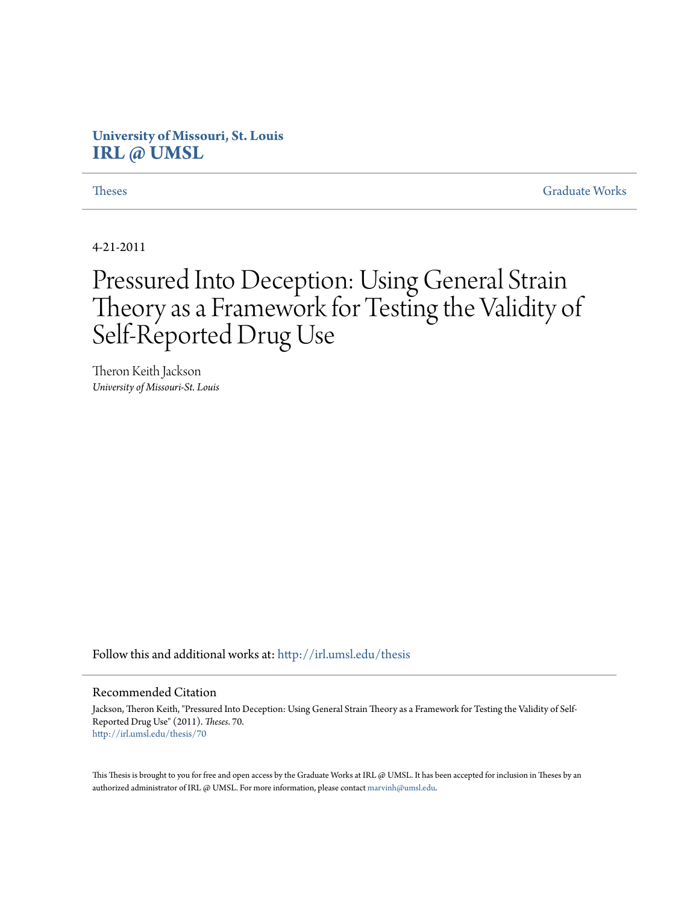University of Missouri, St. Louis
**IRL @ UMSL**

Theses | Graduate Works

4-21-2011

# Pressured Into Deception: Using General Strain Theory as a Framework for Testing the Validity of Self-Reported Drug Use

Theron Keith Jackson
*University of Missouri-St. Louis*

Follow this and additional works at: http://irl.umsl.edu/thesis

## Recommended Citation

Jackson, Theron Keith, "Pressured Into Deception: Using General Strain Theory as a Framework for Testing the Validity of Self-Reported Drug Use" (2011). *Theses*. 70.
http://irl.umsl.edu/thesis/70

This Thesis is brought to you for free and open access by the Graduate Works at IRL @ UMSL. It has been accepted for inclusion in Theses by an authorized administrator of IRL @ UMSL. For more information, please contact marvinh@umsl.edu.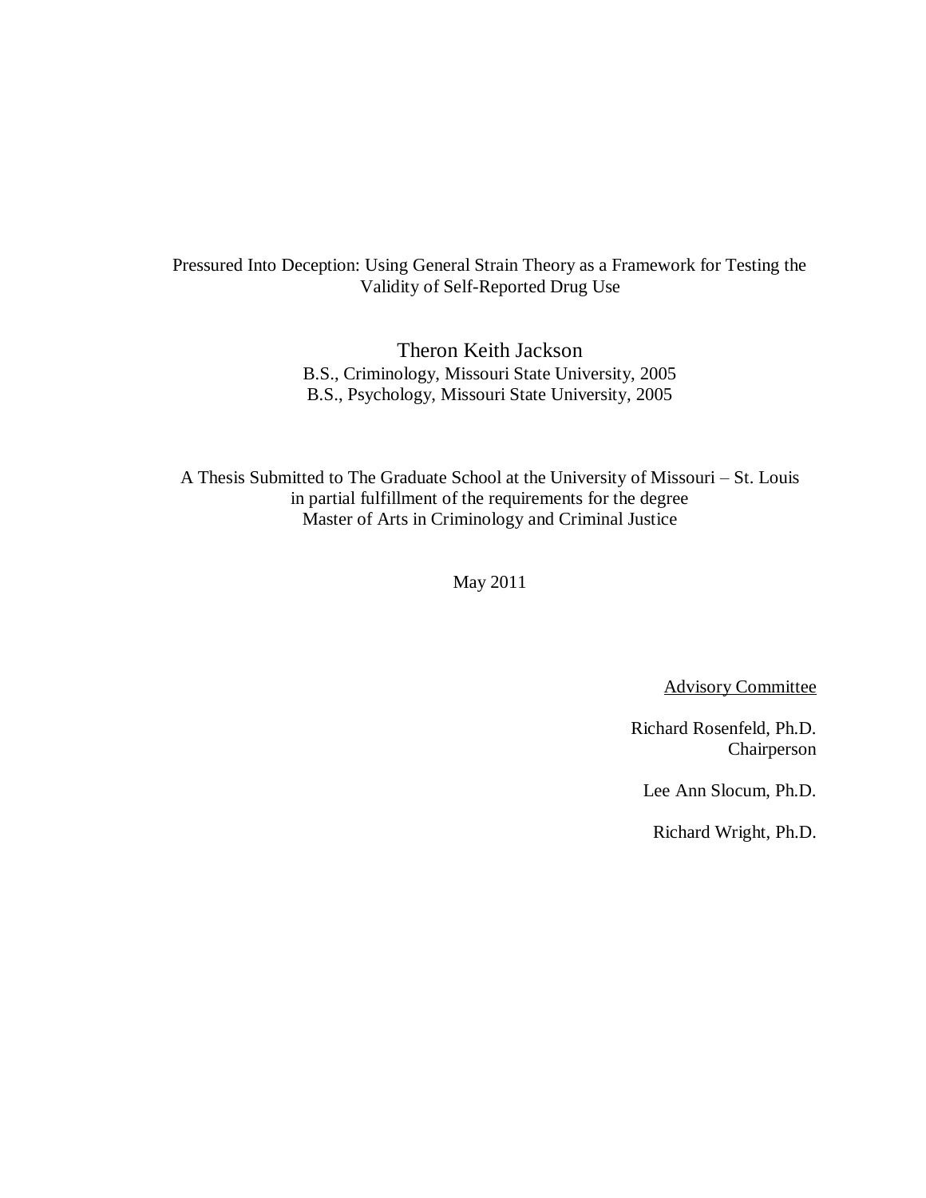Pressured Into Deception: Using General Strain Theory as a Framework for Testing the Validity of Self-Reported Drug Use

Theron Keith Jackson
B.S., Criminology, Missouri State University, 2005
B.S., Psychology, Missouri State University, 2005

A Thesis Submitted to The Graduate School at the University of Missouri – St. Louis
in partial fulfillment of the requirements for the degree
Master of Arts in Criminology and Criminal Justice

May 2011

Advisory Committee

Richard Rosenfeld, Ph.D.
Chairperson

Lee Ann Slocum, Ph.D.

Richard Wright, Ph.D.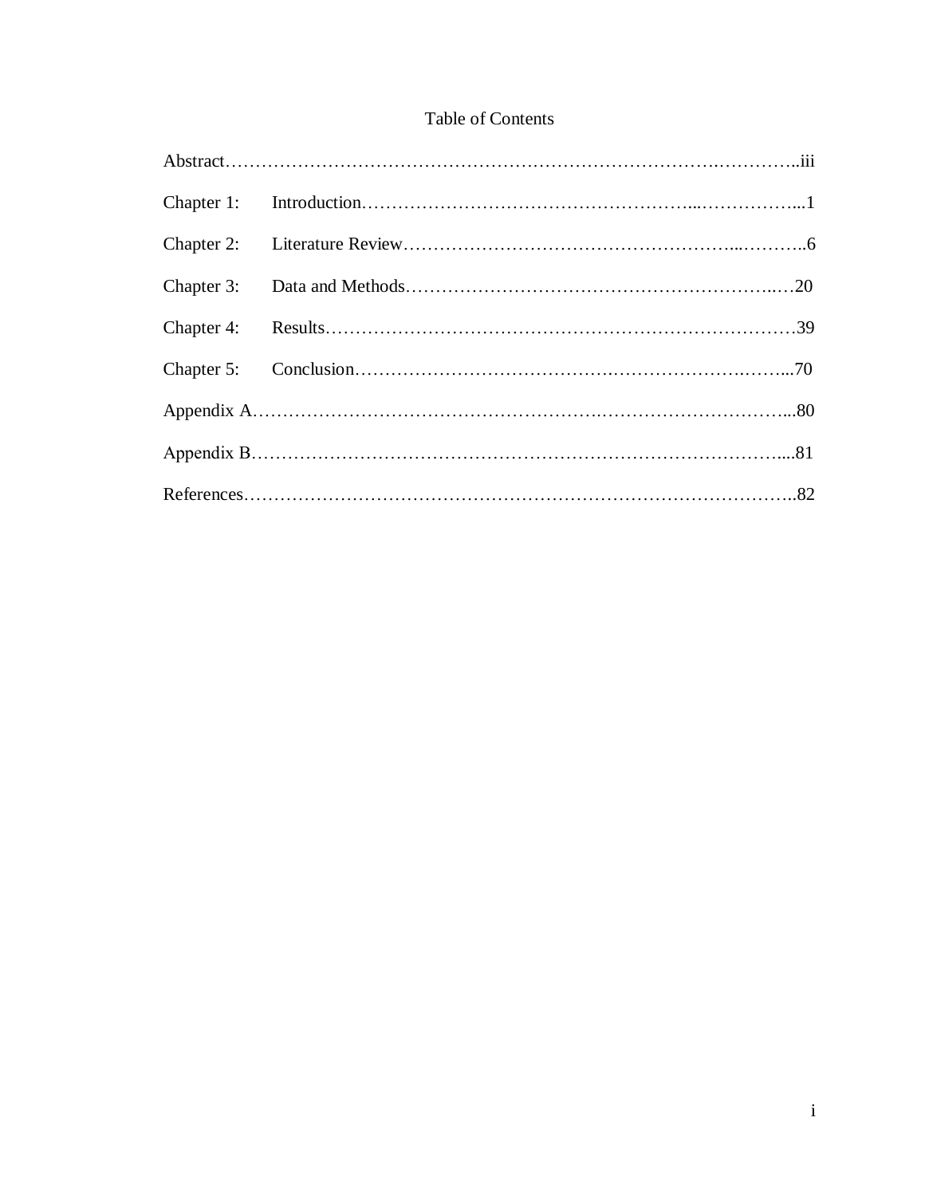# Table of Contents

Abstract……………………………………………………………………………….…………..iii

Chapter 1: Introduction……………………………………………...……………...1

Chapter 2: Literature Review…………………………………………...………..6

Chapter 3: Data and Methods……………………………………….…………...…20

Chapter 4: Results……………………………………………………………………39

Chapter 5: Conclusion………………………………….…………………….……...70

Appendix A………………………………………………….………………………...80

Appendix B…………………………………………………………………………....81

References……………………………………………………………………………..82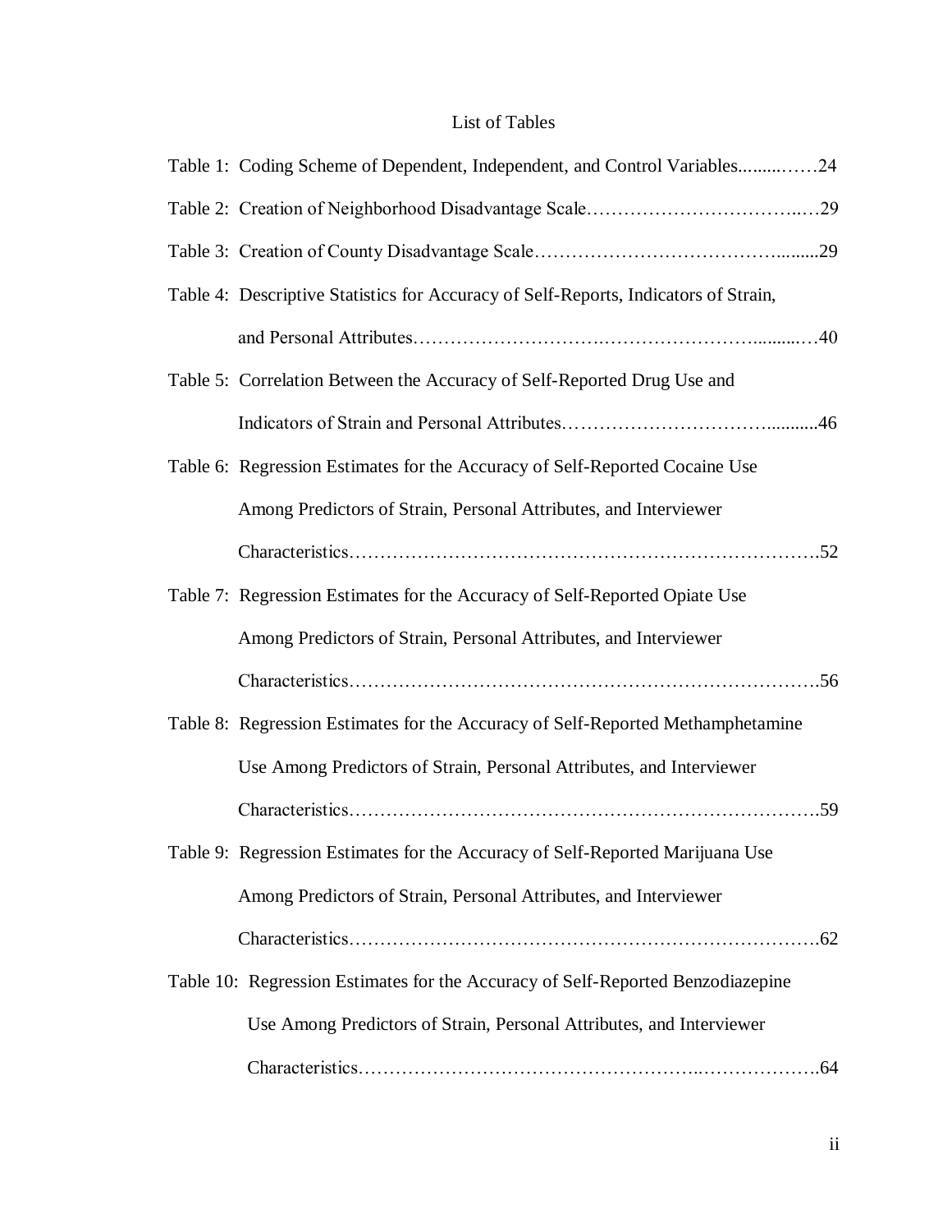# List of Tables

Table 1: Coding Scheme of Dependent, Independent, and Control Variables..........……24

Table 2: Creation of Neighborhood Disadvantage Scale……………………………..…29

Table 3: Creation of County Disadvantage Scale………………………………….........29

Table 4: Descriptive Statistics for Accuracy of Self-Reports, Indicators of Strain, and Personal Attributes…………………….………………………..........…40

Table 5: Correlation Between the Accuracy of Self-Reported Drug Use and Indicators of Strain and Personal Attributes……………………………...........46

Table 6: Regression Estimates for the Accuracy of Self-Reported Cocaine Use Among Predictors of Strain, Personal Attributes, and Interviewer Characteristics……………………………………………………………….52

Table 7: Regression Estimates for the Accuracy of Self-Reported Opiate Use Among Predictors of Strain, Personal Attributes, and Interviewer Characteristics……………………………………………………………….56

Table 8: Regression Estimates for the Accuracy of Self-Reported Methamphetamine Use Among Predictors of Strain, Personal Attributes, and Interviewer Characteristics……………………………………………………………….59

Table 9: Regression Estimates for the Accuracy of Self-Reported Marijuana Use Among Predictors of Strain, Personal Attributes, and Interviewer Characteristics……………………………………………………………….62

Table 10: Regression Estimates for the Accuracy of Self-Reported Benzodiazepine Use Among Predictors of Strain, Personal Attributes, and Interviewer Characteristics……………………………………………..……………….64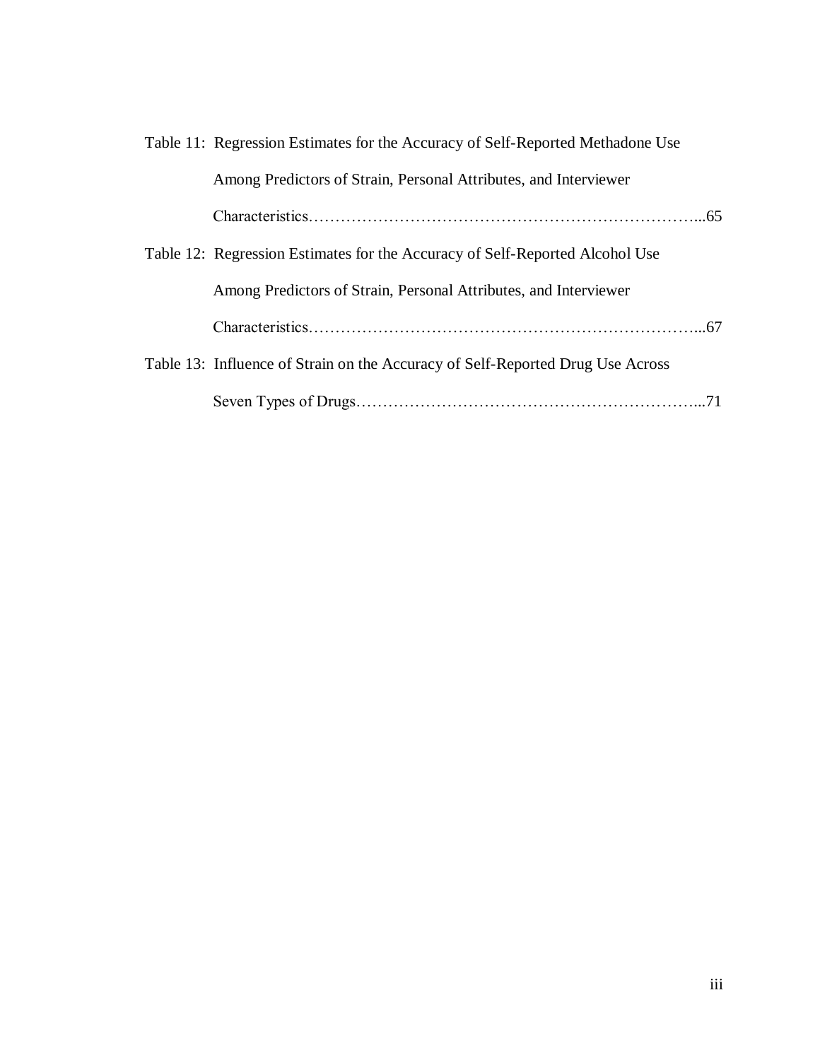Table 11: Regression Estimates for the Accuracy of Self-Reported Methadone Use Among Predictors of Strain, Personal Attributes, and Interviewer Characteristics……………………………………………………………...65

Table 12: Regression Estimates for the Accuracy of Self-Reported Alcohol Use Among Predictors of Strain, Personal Attributes, and Interviewer Characteristics……………………………………………………………...67

Table 13: Influence of Strain on the Accuracy of Self-Reported Drug Use Across Seven Types of Drugs……………………………………………………...71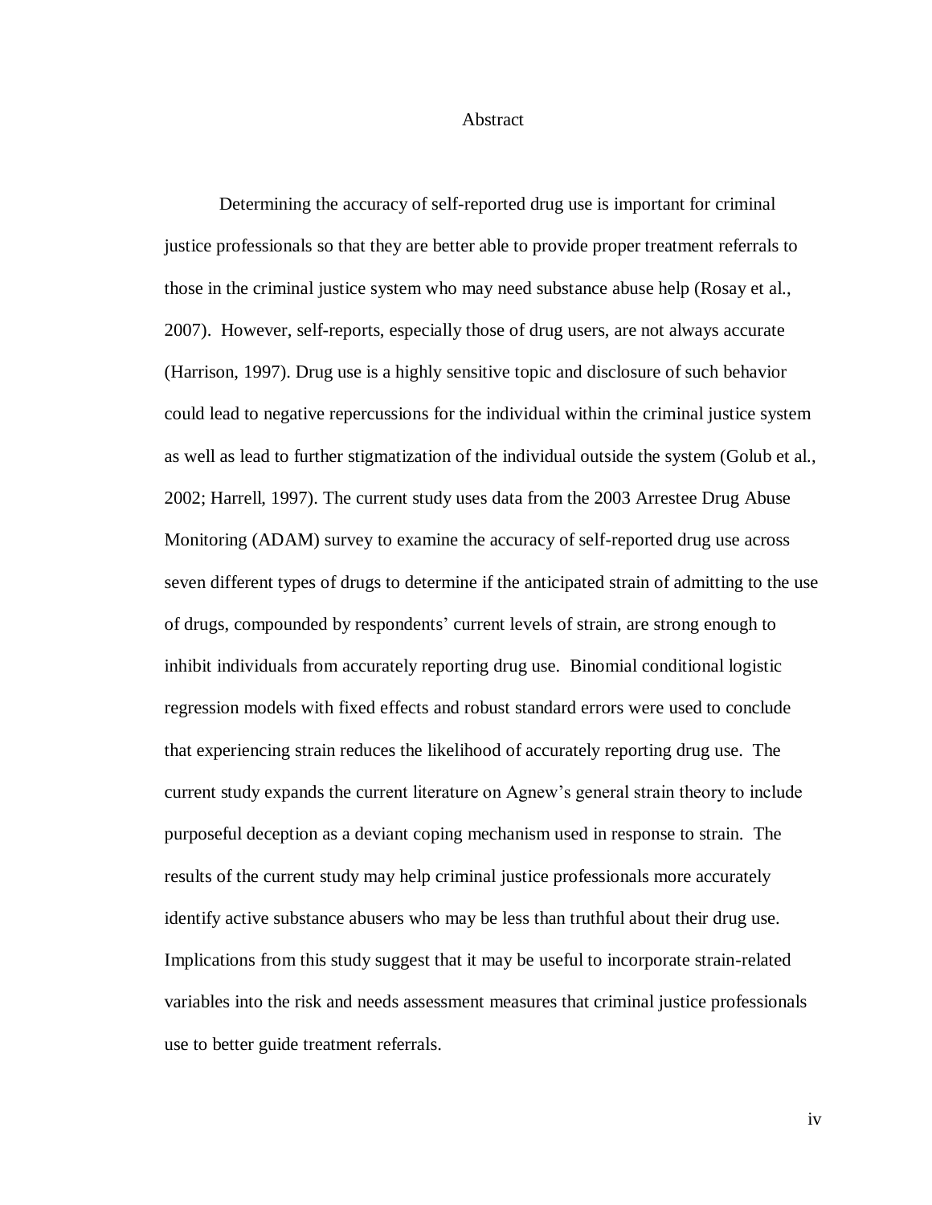# Abstract

Determining the accuracy of self-reported drug use is important for criminal justice professionals so that they are better able to provide proper treatment referrals to those in the criminal justice system who may need substance abuse help (Rosay et al., 2007). However, self-reports, especially those of drug users, are not always accurate (Harrison, 1997). Drug use is a highly sensitive topic and disclosure of such behavior could lead to negative repercussions for the individual within the criminal justice system as well as lead to further stigmatization of the individual outside the system (Golub et al., 2002; Harrell, 1997). The current study uses data from the 2003 Arrestee Drug Abuse Monitoring (ADAM) survey to examine the accuracy of self-reported drug use across seven different types of drugs to determine if the anticipated strain of admitting to the use of drugs, compounded by respondents' current levels of strain, are strong enough to inhibit individuals from accurately reporting drug use. Binomial conditional logistic regression models with fixed effects and robust standard errors were used to conclude that experiencing strain reduces the likelihood of accurately reporting drug use. The current study expands the current literature on Agnew's general strain theory to include purposeful deception as a deviant coping mechanism used in response to strain. The results of the current study may help criminal justice professionals more accurately identify active substance abusers who may be less than truthful about their drug use. Implications from this study suggest that it may be useful to incorporate strain-related variables into the risk and needs assessment measures that criminal justice professionals use to better guide treatment referrals.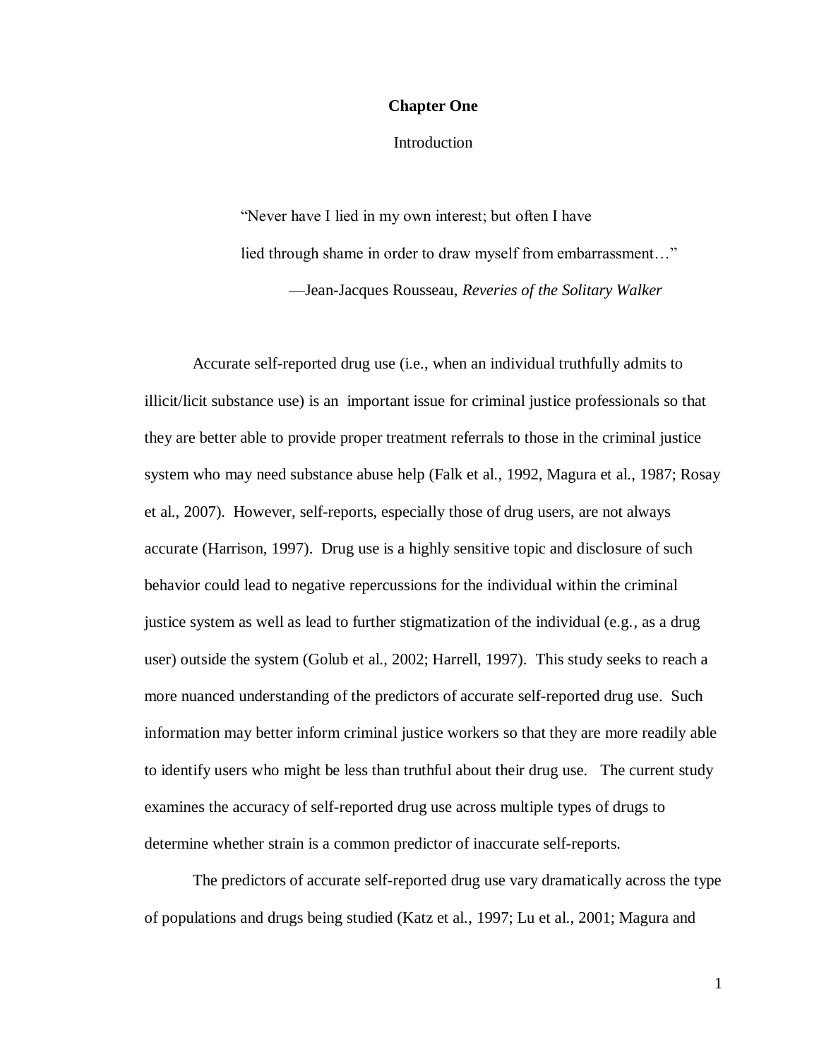# Chapter One

## Introduction

> "Never have I lied in my own interest; but often I have
> lied through shame in order to draw myself from embarrassment…"
>
> —Jean-Jacques Rousseau, *Reveries of the Solitary Walker*

Accurate self-reported drug use (i.e., when an individual truthfully admits to illicit/licit substance use) is an important issue for criminal justice professionals so that they are better able to provide proper treatment referrals to those in the criminal justice system who may need substance abuse help (Falk et al., 1992, Magura et al., 1987; Rosay et al., 2007). However, self-reports, especially those of drug users, are not always accurate (Harrison, 1997). Drug use is a highly sensitive topic and disclosure of such behavior could lead to negative repercussions for the individual within the criminal justice system as well as lead to further stigmatization of the individual (e.g., as a drug user) outside the system (Golub et al., 2002; Harrell, 1997). This study seeks to reach a more nuanced understanding of the predictors of accurate self-reported drug use. Such information may better inform criminal justice workers so that they are more readily able to identify users who might be less than truthful about their drug use. The current study examines the accuracy of self-reported drug use across multiple types of drugs to determine whether strain is a common predictor of inaccurate self-reports.

The predictors of accurate self-reported drug use vary dramatically across the type of populations and drugs being studied (Katz et al., 1997; Lu et al., 2001; Magura and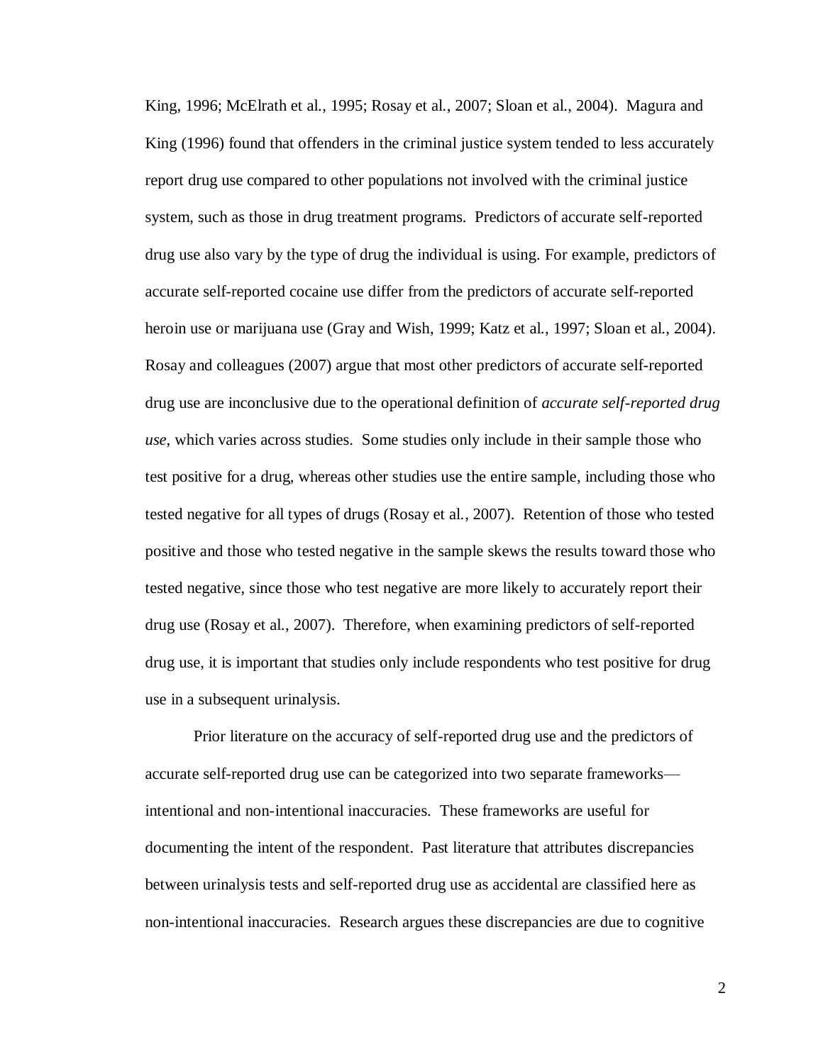King, 1996; McElrath et al., 1995; Rosay et al., 2007; Sloan et al., 2004). Magura and King (1996) found that offenders in the criminal justice system tended to less accurately report drug use compared to other populations not involved with the criminal justice system, such as those in drug treatment programs. Predictors of accurate self-reported drug use also vary by the type of drug the individual is using. For example, predictors of accurate self-reported cocaine use differ from the predictors of accurate self-reported heroin use or marijuana use (Gray and Wish, 1999; Katz et al., 1997; Sloan et al., 2004). Rosay and colleagues (2007) argue that most other predictors of accurate self-reported drug use are inconclusive due to the operational definition of *accurate self-reported drug use*, which varies across studies. Some studies only include in their sample those who test positive for a drug, whereas other studies use the entire sample, including those who tested negative for all types of drugs (Rosay et al., 2007). Retention of those who tested positive and those who tested negative in the sample skews the results toward those who tested negative, since those who test negative are more likely to accurately report their drug use (Rosay et al., 2007). Therefore, when examining predictors of self-reported drug use, it is important that studies only include respondents who test positive for drug use in a subsequent urinalysis.

Prior literature on the accuracy of self-reported drug use and the predictors of accurate self-reported drug use can be categorized into two separate frameworks—intentional and non-intentional inaccuracies. These frameworks are useful for documenting the intent of the respondent. Past literature that attributes discrepancies between urinalysis tests and self-reported drug use as accidental are classified here as non-intentional inaccuracies. Research argues these discrepancies are due to cognitive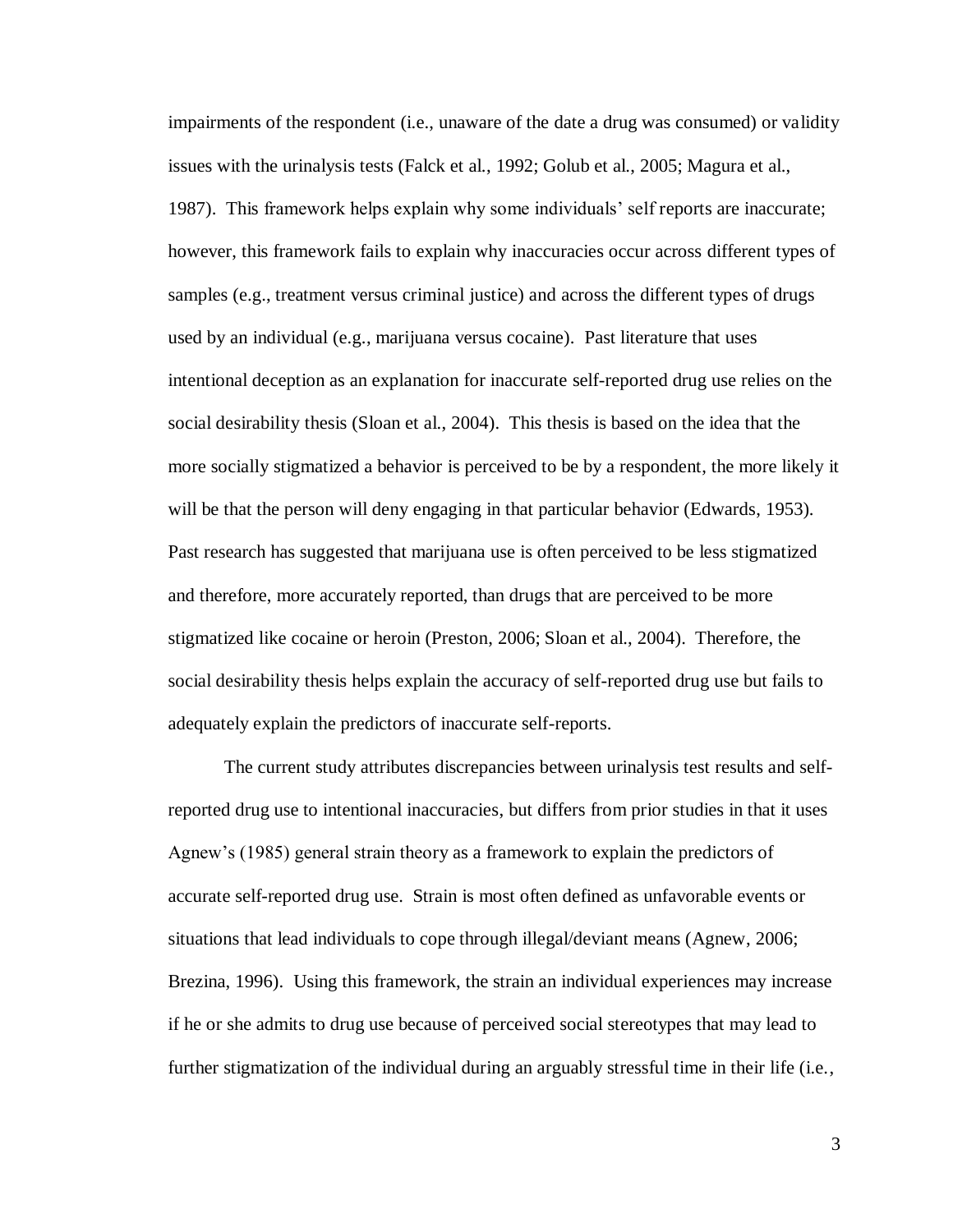impairments of the respondent (i.e., unaware of the date a drug was consumed) or validity issues with the urinalysis tests (Falck et al., 1992; Golub et al., 2005; Magura et al., 1987). This framework helps explain why some individuals' self reports are inaccurate; however, this framework fails to explain why inaccuracies occur across different types of samples (e.g., treatment versus criminal justice) and across the different types of drugs used by an individual (e.g., marijuana versus cocaine). Past literature that uses intentional deception as an explanation for inaccurate self-reported drug use relies on the social desirability thesis (Sloan et al., 2004). This thesis is based on the idea that the more socially stigmatized a behavior is perceived to be by a respondent, the more likely it will be that the person will deny engaging in that particular behavior (Edwards, 1953). Past research has suggested that marijuana use is often perceived to be less stigmatized and therefore, more accurately reported, than drugs that are perceived to be more stigmatized like cocaine or heroin (Preston, 2006; Sloan et al., 2004). Therefore, the social desirability thesis helps explain the accuracy of self-reported drug use but fails to adequately explain the predictors of inaccurate self-reports.

The current study attributes discrepancies between urinalysis test results and self-reported drug use to intentional inaccuracies, but differs from prior studies in that it uses Agnew's (1985) general strain theory as a framework to explain the predictors of accurate self-reported drug use. Strain is most often defined as unfavorable events or situations that lead individuals to cope through illegal/deviant means (Agnew, 2006; Brezina, 1996). Using this framework, the strain an individual experiences may increase if he or she admits to drug use because of perceived social stereotypes that may lead to further stigmatization of the individual during an arguably stressful time in their life (i.e.,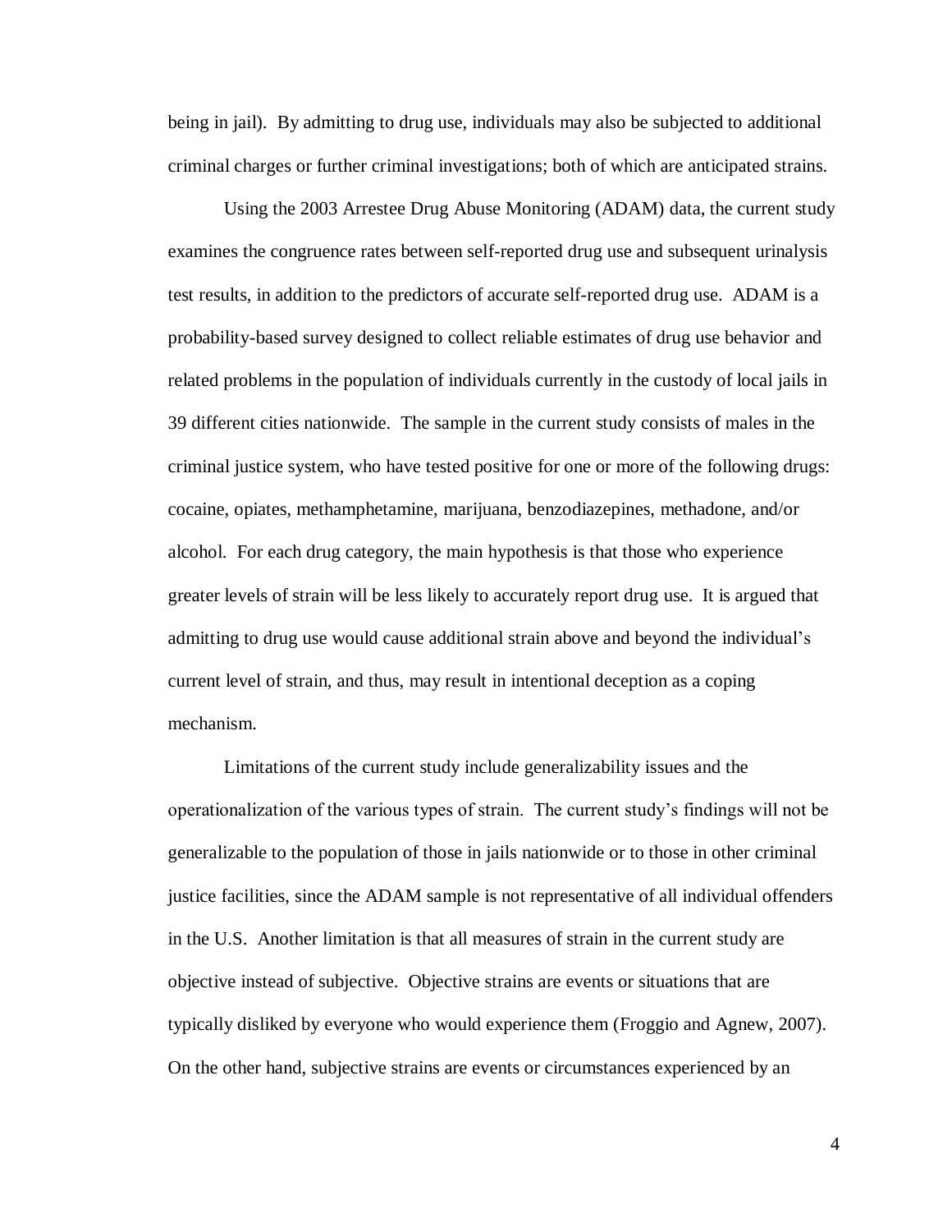being in jail). By admitting to drug use, individuals may also be subjected to additional criminal charges or further criminal investigations; both of which are anticipated strains.

Using the 2003 Arrestee Drug Abuse Monitoring (ADAM) data, the current study examines the congruence rates between self-reported drug use and subsequent urinalysis test results, in addition to the predictors of accurate self-reported drug use. ADAM is a probability-based survey designed to collect reliable estimates of drug use behavior and related problems in the population of individuals currently in the custody of local jails in 39 different cities nationwide. The sample in the current study consists of males in the criminal justice system, who have tested positive for one or more of the following drugs: cocaine, opiates, methamphetamine, marijuana, benzodiazepines, methadone, and/or alcohol. For each drug category, the main hypothesis is that those who experience greater levels of strain will be less likely to accurately report drug use. It is argued that admitting to drug use would cause additional strain above and beyond the individual's current level of strain, and thus, may result in intentional deception as a coping mechanism.

Limitations of the current study include generalizability issues and the operationalization of the various types of strain. The current study's findings will not be generalizable to the population of those in jails nationwide or to those in other criminal justice facilities, since the ADAM sample is not representative of all individual offenders in the U.S. Another limitation is that all measures of strain in the current study are objective instead of subjective. Objective strains are events or situations that are typically disliked by everyone who would experience them (Froggio and Agnew, 2007). On the other hand, subjective strains are events or circumstances experienced by an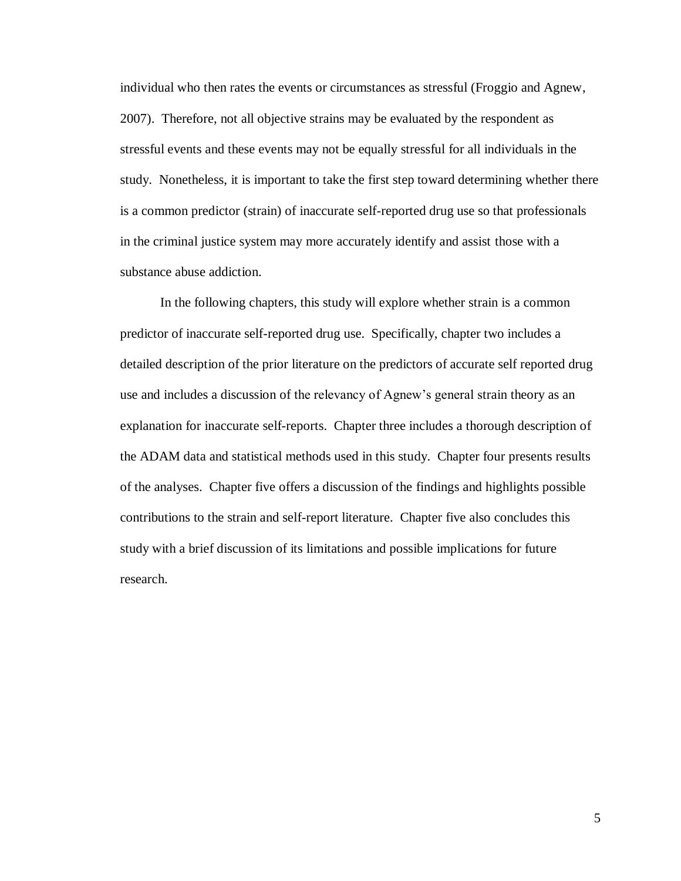individual who then rates the events or circumstances as stressful (Froggio and Agnew, 2007). Therefore, not all objective strains may be evaluated by the respondent as stressful events and these events may not be equally stressful for all individuals in the study. Nonetheless, it is important to take the first step toward determining whether there is a common predictor (strain) of inaccurate self-reported drug use so that professionals in the criminal justice system may more accurately identify and assist those with a substance abuse addiction.

In the following chapters, this study will explore whether strain is a common predictor of inaccurate self-reported drug use. Specifically, chapter two includes a detailed description of the prior literature on the predictors of accurate self reported drug use and includes a discussion of the relevancy of Agnew's general strain theory as an explanation for inaccurate self-reports. Chapter three includes a thorough description of the ADAM data and statistical methods used in this study. Chapter four presents results of the analyses. Chapter five offers a discussion of the findings and highlights possible contributions to the strain and self-report literature. Chapter five also concludes this study with a brief discussion of its limitations and possible implications for future research.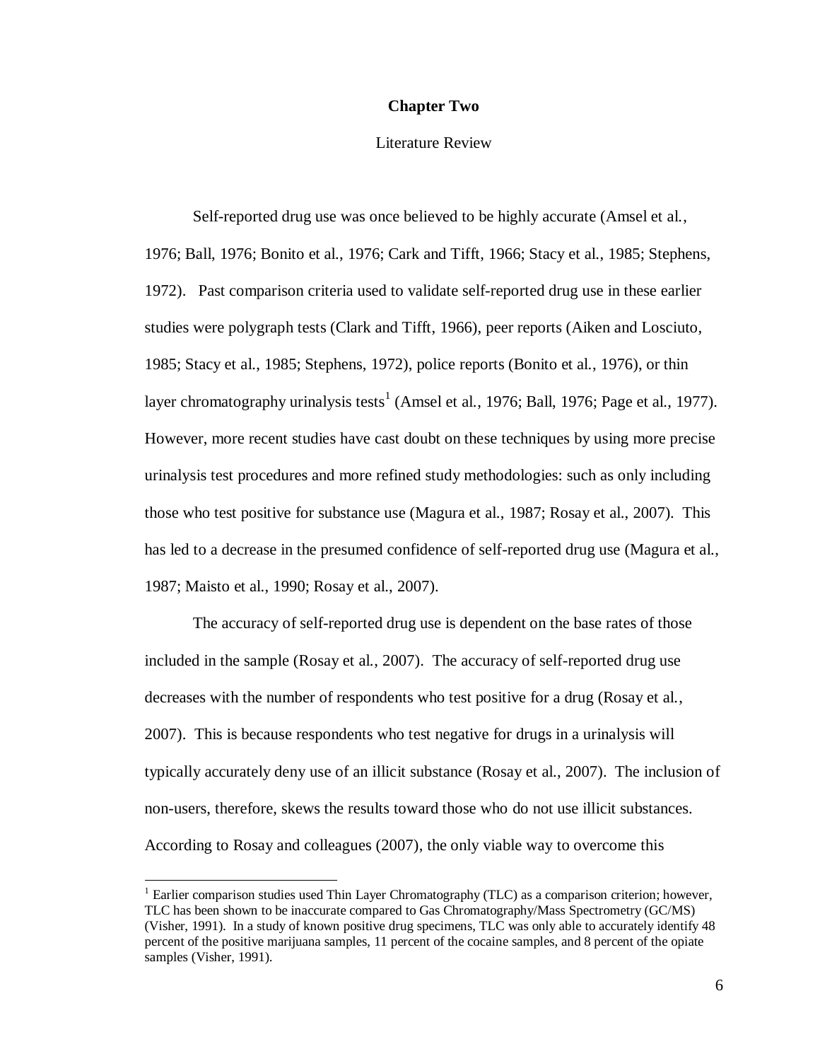# Chapter Two

## Literature Review

Self-reported drug use was once believed to be highly accurate (Amsel et al., 1976; Ball, 1976; Bonito et al., 1976; Cark and Tifft, 1966; Stacy et al., 1985; Stephens, 1972). Past comparison criteria used to validate self-reported drug use in these earlier studies were polygraph tests (Clark and Tifft, 1966), peer reports (Aiken and Losciuto, 1985; Stacy et al., 1985; Stephens, 1972), police reports (Bonito et al., 1976), or thin layer chromatography urinalysis tests[1] (Amsel et al., 1976; Ball, 1976; Page et al., 1977). However, more recent studies have cast doubt on these techniques by using more precise urinalysis test procedures and more refined study methodologies: such as only including those who test positive for substance use (Magura et al., 1987; Rosay et al., 2007). This has led to a decrease in the presumed confidence of self-reported drug use (Magura et al., 1987; Maisto et al., 1990; Rosay et al., 2007).

The accuracy of self-reported drug use is dependent on the base rates of those included in the sample (Rosay et al., 2007). The accuracy of self-reported drug use decreases with the number of respondents who test positive for a drug (Rosay et al., 2007). This is because respondents who test negative for drugs in a urinalysis will typically accurately deny use of an illicit substance (Rosay et al., 2007). The inclusion of non-users, therefore, skews the results toward those who do not use illicit substances. According to Rosay and colleagues (2007), the only viable way to overcome this

[1] Earlier comparison studies used Thin Layer Chromatography (TLC) as a comparison criterion; however, TLC has been shown to be inaccurate compared to Gas Chromatography/Mass Spectrometry (GC/MS) (Visher, 1991). In a study of known positive drug specimens, TLC was only able to accurately identify 48 percent of the positive marijuana samples, 11 percent of the cocaine samples, and 8 percent of the opiate samples (Visher, 1991).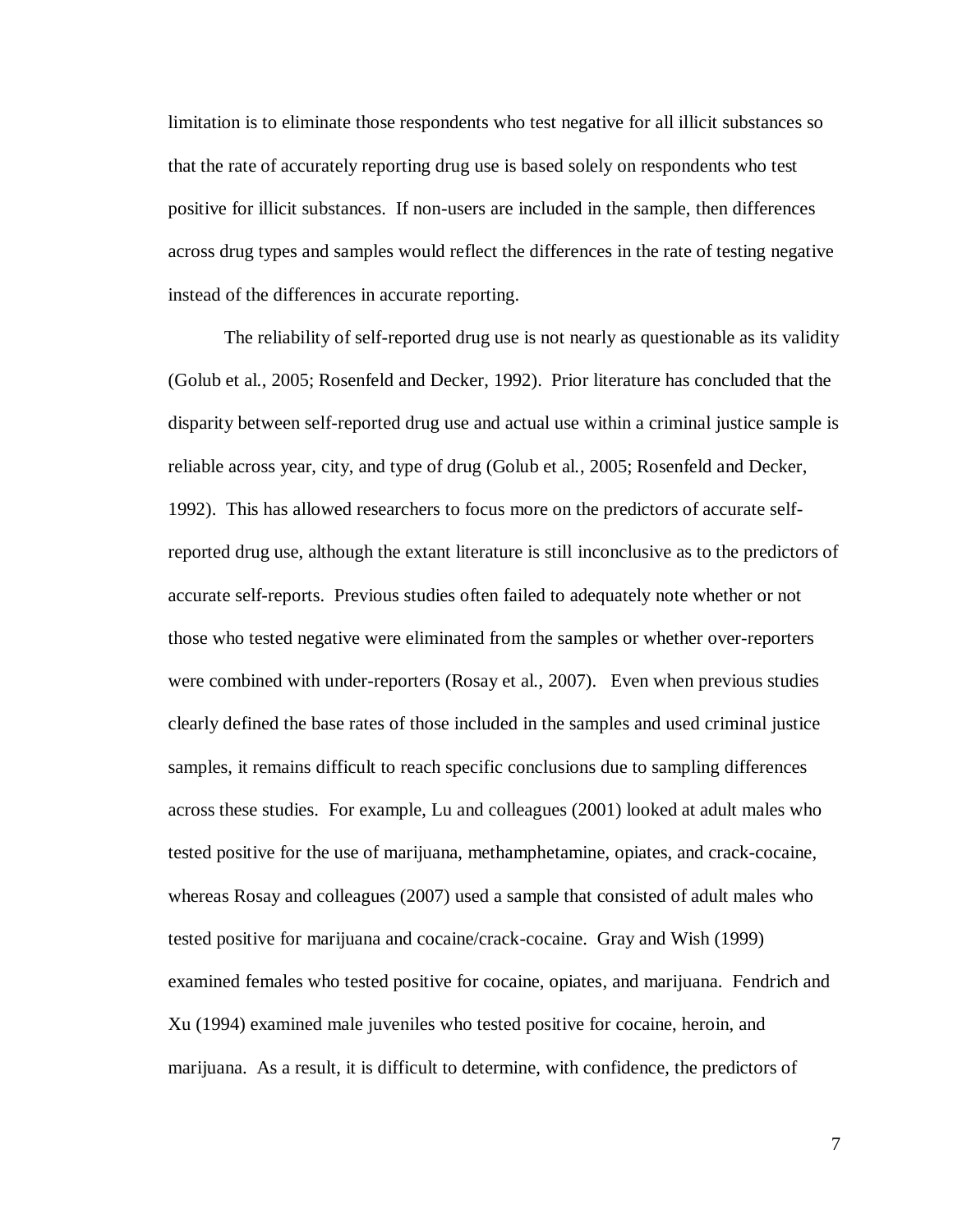limitation is to eliminate those respondents who test negative for all illicit substances so that the rate of accurately reporting drug use is based solely on respondents who test positive for illicit substances. If non-users are included in the sample, then differences across drug types and samples would reflect the differences in the rate of testing negative instead of the differences in accurate reporting.

The reliability of self-reported drug use is not nearly as questionable as its validity (Golub et al., 2005; Rosenfeld and Decker, 1992). Prior literature has concluded that the disparity between self-reported drug use and actual use within a criminal justice sample is reliable across year, city, and type of drug (Golub et al., 2005; Rosenfeld and Decker, 1992). This has allowed researchers to focus more on the predictors of accurate self-reported drug use, although the extant literature is still inconclusive as to the predictors of accurate self-reports. Previous studies often failed to adequately note whether or not those who tested negative were eliminated from the samples or whether over-reporters were combined with under-reporters (Rosay et al., 2007). Even when previous studies clearly defined the base rates of those included in the samples and used criminal justice samples, it remains difficult to reach specific conclusions due to sampling differences across these studies. For example, Lu and colleagues (2001) looked at adult males who tested positive for the use of marijuana, methamphetamine, opiates, and crack-cocaine, whereas Rosay and colleagues (2007) used a sample that consisted of adult males who tested positive for marijuana and cocaine/crack-cocaine. Gray and Wish (1999) examined females who tested positive for cocaine, opiates, and marijuana. Fendrich and Xu (1994) examined male juveniles who tested positive for cocaine, heroin, and marijuana. As a result, it is difficult to determine, with confidence, the predictors of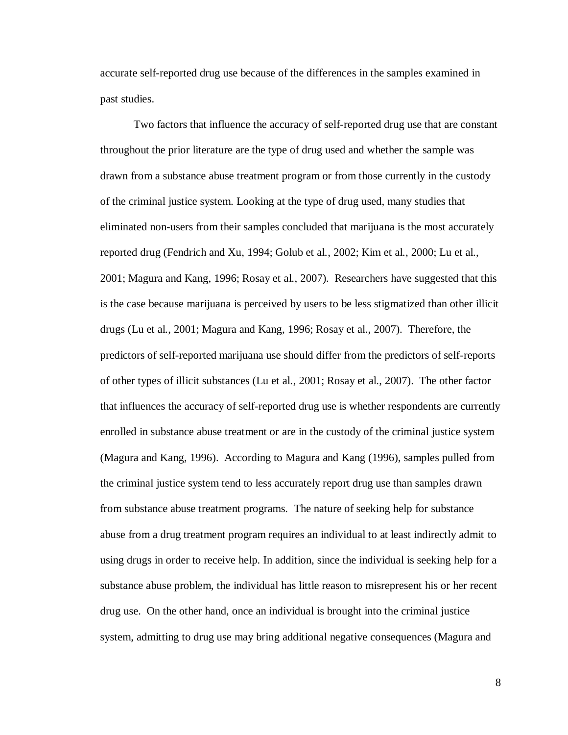accurate self-reported drug use because of the differences in the samples examined in past studies.

Two factors that influence the accuracy of self-reported drug use that are constant throughout the prior literature are the type of drug used and whether the sample was drawn from a substance abuse treatment program or from those currently in the custody of the criminal justice system. Looking at the type of drug used, many studies that eliminated non-users from their samples concluded that marijuana is the most accurately reported drug (Fendrich and Xu, 1994; Golub et al., 2002; Kim et al., 2000; Lu et al., 2001; Magura and Kang, 1996; Rosay et al., 2007). Researchers have suggested that this is the case because marijuana is perceived by users to be less stigmatized than other illicit drugs (Lu et al., 2001; Magura and Kang, 1996; Rosay et al., 2007). Therefore, the predictors of self-reported marijuana use should differ from the predictors of self-reports of other types of illicit substances (Lu et al., 2001; Rosay et al., 2007). The other factor that influences the accuracy of self-reported drug use is whether respondents are currently enrolled in substance abuse treatment or are in the custody of the criminal justice system (Magura and Kang, 1996). According to Magura and Kang (1996), samples pulled from the criminal justice system tend to less accurately report drug use than samples drawn from substance abuse treatment programs. The nature of seeking help for substance abuse from a drug treatment program requires an individual to at least indirectly admit to using drugs in order to receive help. In addition, since the individual is seeking help for a substance abuse problem, the individual has little reason to misrepresent his or her recent drug use. On the other hand, once an individual is brought into the criminal justice system, admitting to drug use may bring additional negative consequences (Magura and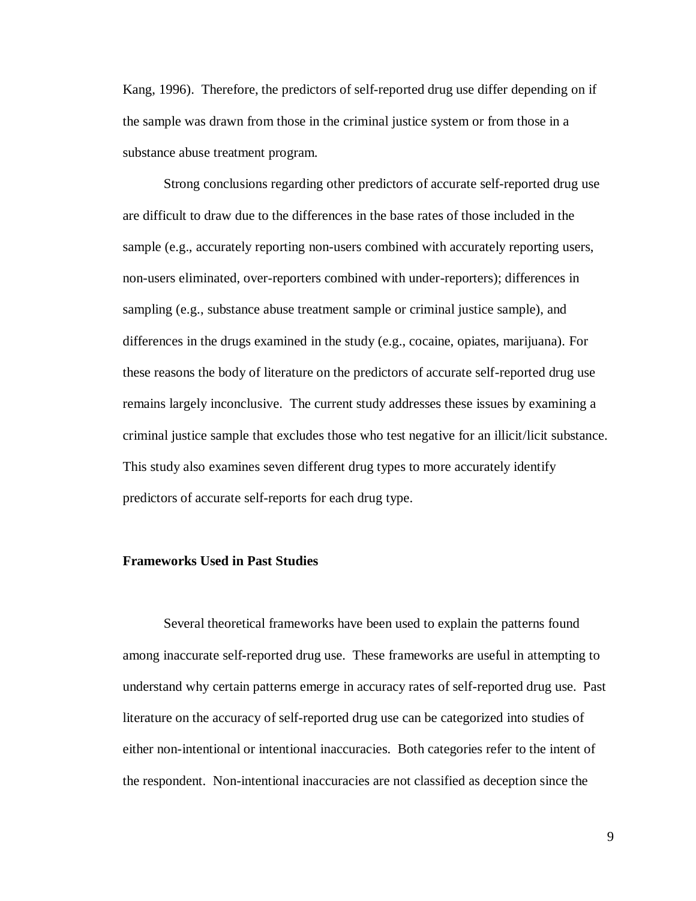Kang, 1996). Therefore, the predictors of self-reported drug use differ depending on if the sample was drawn from those in the criminal justice system or from those in a substance abuse treatment program.

Strong conclusions regarding other predictors of accurate self-reported drug use are difficult to draw due to the differences in the base rates of those included in the sample (e.g., accurately reporting non-users combined with accurately reporting users, non-users eliminated, over-reporters combined with under-reporters); differences in sampling (e.g., substance abuse treatment sample or criminal justice sample), and differences in the drugs examined in the study (e.g., cocaine, opiates, marijuana). For these reasons the body of literature on the predictors of accurate self-reported drug use remains largely inconclusive. The current study addresses these issues by examining a criminal justice sample that excludes those who test negative for an illicit/licit substance. This study also examines seven different drug types to more accurately identify predictors of accurate self-reports for each drug type.

**Frameworks Used in Past Studies**

Several theoretical frameworks have been used to explain the patterns found among inaccurate self-reported drug use. These frameworks are useful in attempting to understand why certain patterns emerge in accuracy rates of self-reported drug use. Past literature on the accuracy of self-reported drug use can be categorized into studies of either non-intentional or intentional inaccuracies. Both categories refer to the intent of the respondent. Non-intentional inaccuracies are not classified as deception since the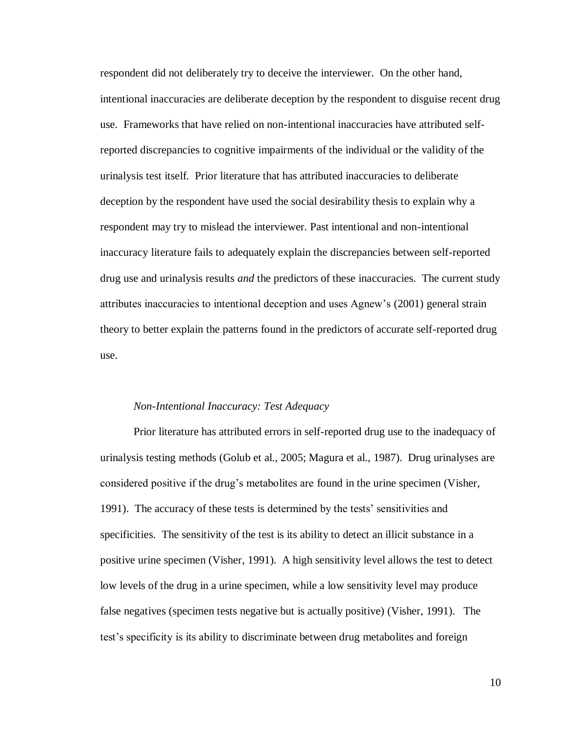respondent did not deliberately try to deceive the interviewer. On the other hand, intentional inaccuracies are deliberate deception by the respondent to disguise recent drug use. Frameworks that have relied on non-intentional inaccuracies have attributed self-reported discrepancies to cognitive impairments of the individual or the validity of the urinalysis test itself. Prior literature that has attributed inaccuracies to deliberate deception by the respondent have used the social desirability thesis to explain why a respondent may try to mislead the interviewer. Past intentional and non-intentional inaccuracy literature fails to adequately explain the discrepancies between self-reported drug use and urinalysis results *and* the predictors of these inaccuracies. The current study attributes inaccuracies to intentional deception and uses Agnew's (2001) general strain theory to better explain the patterns found in the predictors of accurate self-reported drug use.

### *Non-Intentional Inaccuracy: Test Adequacy*

Prior literature has attributed errors in self-reported drug use to the inadequacy of urinalysis testing methods (Golub et al., 2005; Magura et al., 1987). Drug urinalyses are considered positive if the drug's metabolites are found in the urine specimen (Visher, 1991). The accuracy of these tests is determined by the tests' sensitivities and specificities. The sensitivity of the test is its ability to detect an illicit substance in a positive urine specimen (Visher, 1991). A high sensitivity level allows the test to detect low levels of the drug in a urine specimen, while a low sensitivity level may produce false negatives (specimen tests negative but is actually positive) (Visher, 1991). The test's specificity is its ability to discriminate between drug metabolites and foreign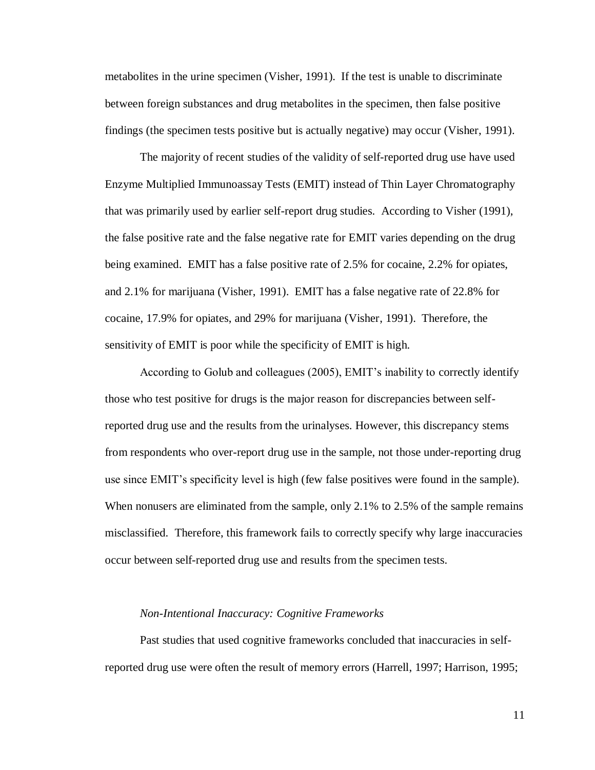metabolites in the urine specimen (Visher, 1991). If the test is unable to discriminate between foreign substances and drug metabolites in the specimen, then false positive findings (the specimen tests positive but is actually negative) may occur (Visher, 1991).

The majority of recent studies of the validity of self-reported drug use have used Enzyme Multiplied Immunoassay Tests (EMIT) instead of Thin Layer Chromatography that was primarily used by earlier self-report drug studies. According to Visher (1991), the false positive rate and the false negative rate for EMIT varies depending on the drug being examined. EMIT has a false positive rate of 2.5% for cocaine, 2.2% for opiates, and 2.1% for marijuana (Visher, 1991). EMIT has a false negative rate of 22.8% for cocaine, 17.9% for opiates, and 29% for marijuana (Visher, 1991). Therefore, the sensitivity of EMIT is poor while the specificity of EMIT is high.

According to Golub and colleagues (2005), EMIT's inability to correctly identify those who test positive for drugs is the major reason for discrepancies between self-reported drug use and the results from the urinalyses. However, this discrepancy stems from respondents who over-report drug use in the sample, not those under-reporting drug use since EMIT's specificity level is high (few false positives were found in the sample). When nonusers are eliminated from the sample, only 2.1% to 2.5% of the sample remains misclassified. Therefore, this framework fails to correctly specify why large inaccuracies occur between self-reported drug use and results from the specimen tests.

### *Non-Intentional Inaccuracy: Cognitive Frameworks*

Past studies that used cognitive frameworks concluded that inaccuracies in self-reported drug use were often the result of memory errors (Harrell, 1997; Harrison, 1995;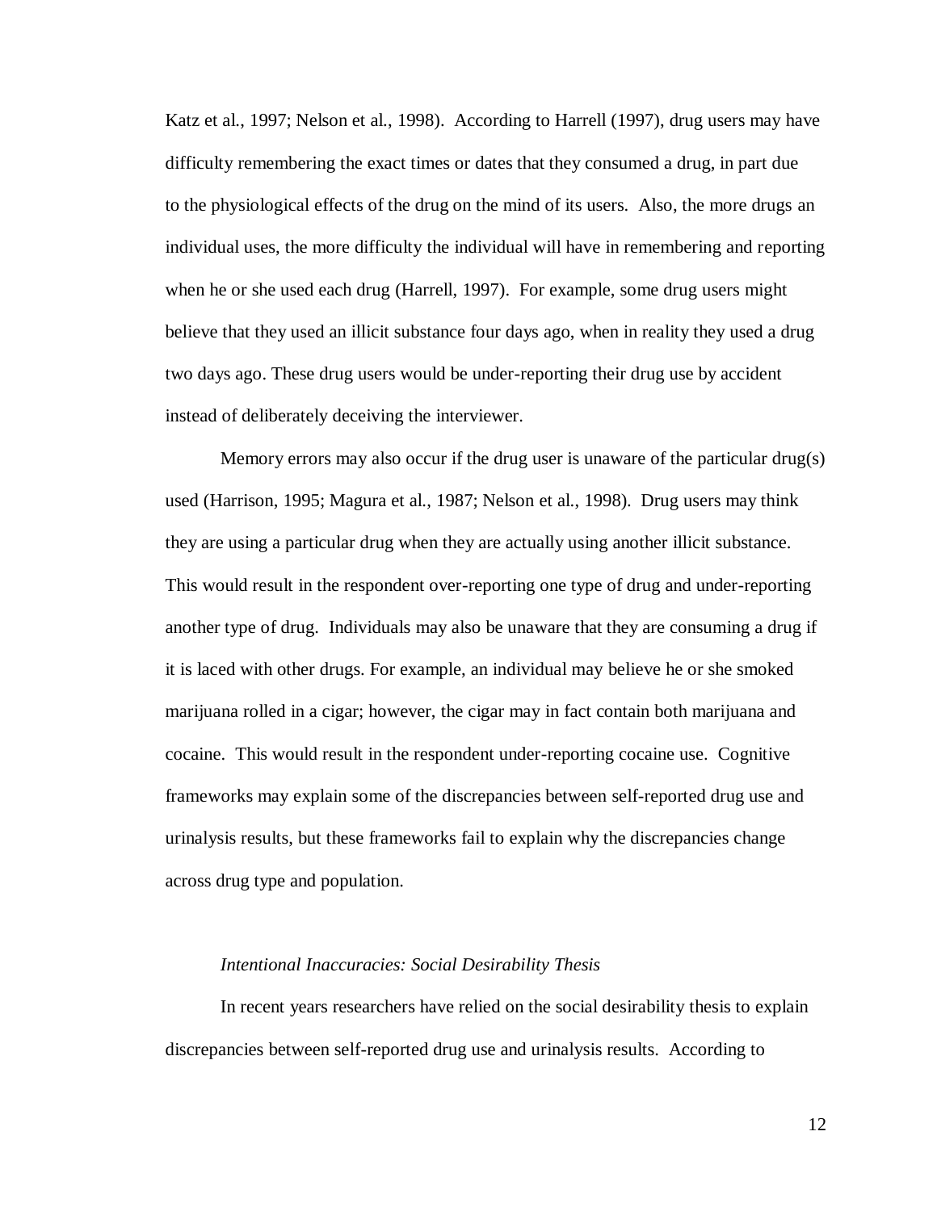Katz et al., 1997; Nelson et al., 1998). According to Harrell (1997), drug users may have difficulty remembering the exact times or dates that they consumed a drug, in part due to the physiological effects of the drug on the mind of its users. Also, the more drugs an individual uses, the more difficulty the individual will have in remembering and reporting when he or she used each drug (Harrell, 1997). For example, some drug users might believe that they used an illicit substance four days ago, when in reality they used a drug two days ago. These drug users would be under-reporting their drug use by accident instead of deliberately deceiving the interviewer.

Memory errors may also occur if the drug user is unaware of the particular drug(s) used (Harrison, 1995; Magura et al., 1987; Nelson et al., 1998). Drug users may think they are using a particular drug when they are actually using another illicit substance. This would result in the respondent over-reporting one type of drug and under-reporting another type of drug. Individuals may also be unaware that they are consuming a drug if it is laced with other drugs. For example, an individual may believe he or she smoked marijuana rolled in a cigar; however, the cigar may in fact contain both marijuana and cocaine. This would result in the respondent under-reporting cocaine use. Cognitive frameworks may explain some of the discrepancies between self-reported drug use and urinalysis results, but these frameworks fail to explain why the discrepancies change across drug type and population.

### *Intentional Inaccuracies: Social Desirability Thesis*

In recent years researchers have relied on the social desirability thesis to explain discrepancies between self-reported drug use and urinalysis results. According to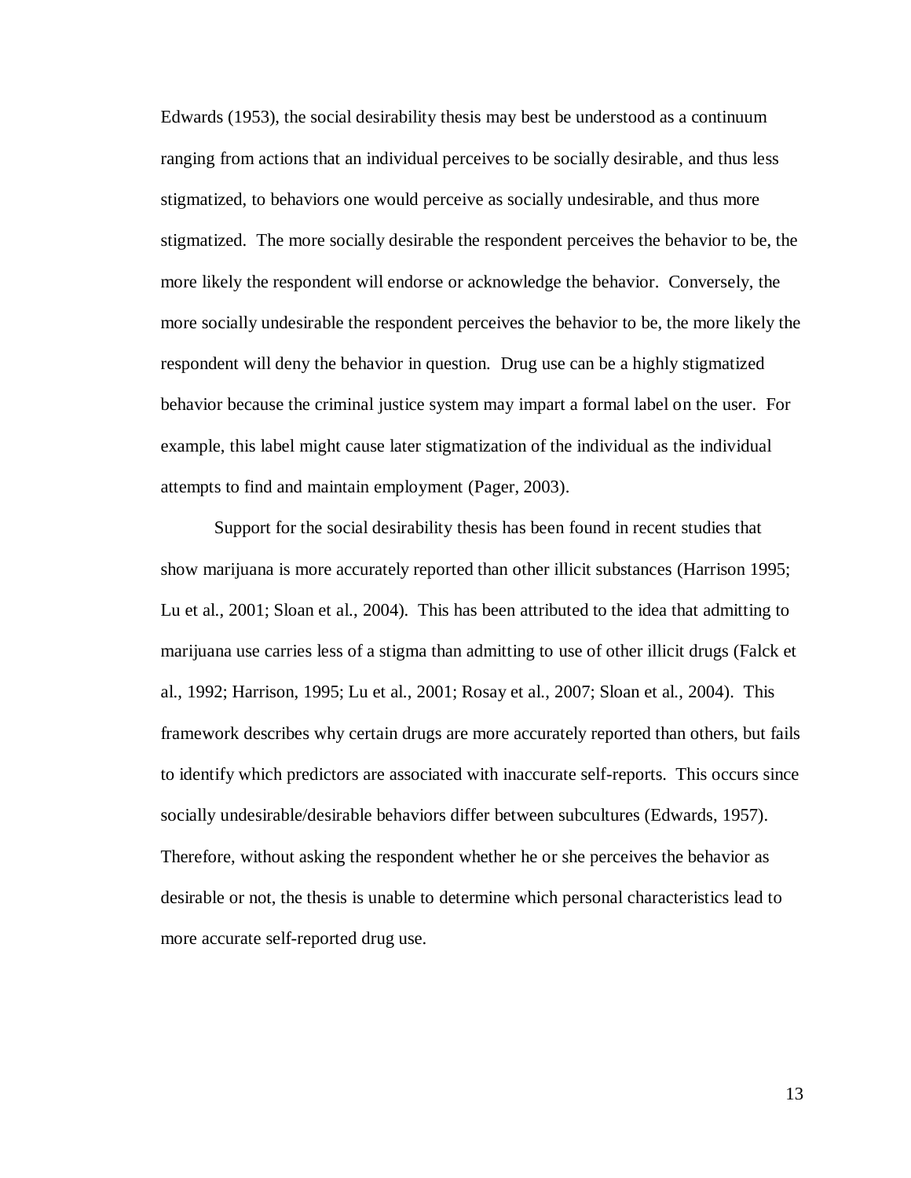Edwards (1953), the social desirability thesis may best be understood as a continuum ranging from actions that an individual perceives to be socially desirable, and thus less stigmatized, to behaviors one would perceive as socially undesirable, and thus more stigmatized. The more socially desirable the respondent perceives the behavior to be, the more likely the respondent will endorse or acknowledge the behavior. Conversely, the more socially undesirable the respondent perceives the behavior to be, the more likely the respondent will deny the behavior in question. Drug use can be a highly stigmatized behavior because the criminal justice system may impart a formal label on the user. For example, this label might cause later stigmatization of the individual as the individual attempts to find and maintain employment (Pager, 2003).

Support for the social desirability thesis has been found in recent studies that show marijuana is more accurately reported than other illicit substances (Harrison 1995; Lu et al., 2001; Sloan et al., 2004). This has been attributed to the idea that admitting to marijuana use carries less of a stigma than admitting to use of other illicit drugs (Falck et al., 1992; Harrison, 1995; Lu et al., 2001; Rosay et al., 2007; Sloan et al., 2004). This framework describes why certain drugs are more accurately reported than others, but fails to identify which predictors are associated with inaccurate self-reports. This occurs since socially undesirable/desirable behaviors differ between subcultures (Edwards, 1957). Therefore, without asking the respondent whether he or she perceives the behavior as desirable or not, the thesis is unable to determine which personal characteristics lead to more accurate self-reported drug use.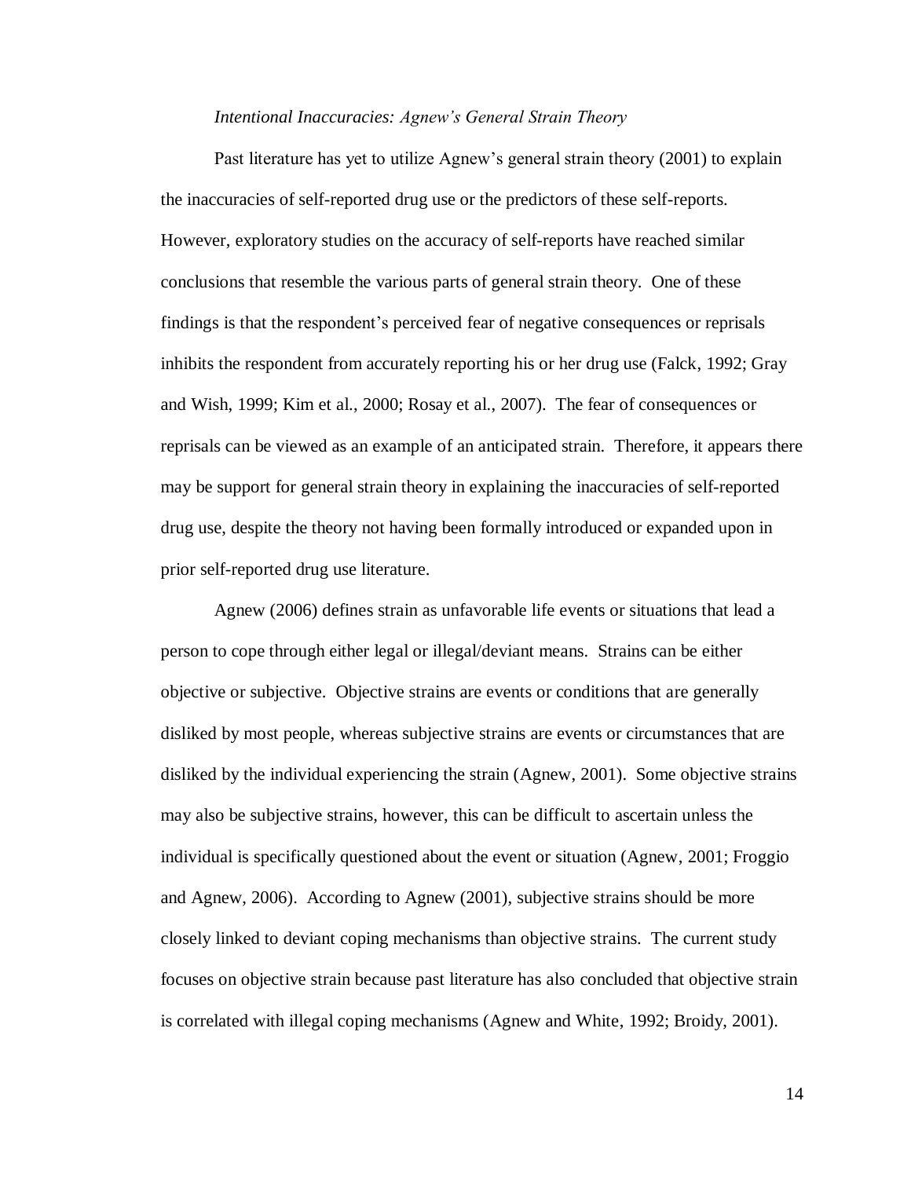*Intentional Inaccuracies: Agnew's General Strain Theory*

Past literature has yet to utilize Agnew's general strain theory (2001) to explain the inaccuracies of self-reported drug use or the predictors of these self-reports. However, exploratory studies on the accuracy of self-reports have reached similar conclusions that resemble the various parts of general strain theory. One of these findings is that the respondent's perceived fear of negative consequences or reprisals inhibits the respondent from accurately reporting his or her drug use (Falck, 1992; Gray and Wish, 1999; Kim et al., 2000; Rosay et al., 2007). The fear of consequences or reprisals can be viewed as an example of an anticipated strain. Therefore, it appears there may be support for general strain theory in explaining the inaccuracies of self-reported drug use, despite the theory not having been formally introduced or expanded upon in prior self-reported drug use literature.

Agnew (2006) defines strain as unfavorable life events or situations that lead a person to cope through either legal or illegal/deviant means. Strains can be either objective or subjective. Objective strains are events or conditions that are generally disliked by most people, whereas subjective strains are events or circumstances that are disliked by the individual experiencing the strain (Agnew, 2001). Some objective strains may also be subjective strains, however, this can be difficult to ascertain unless the individual is specifically questioned about the event or situation (Agnew, 2001; Froggio and Agnew, 2006). According to Agnew (2001), subjective strains should be more closely linked to deviant coping mechanisms than objective strains. The current study focuses on objective strain because past literature has also concluded that objective strain is correlated with illegal coping mechanisms (Agnew and White, 1992; Broidy, 2001).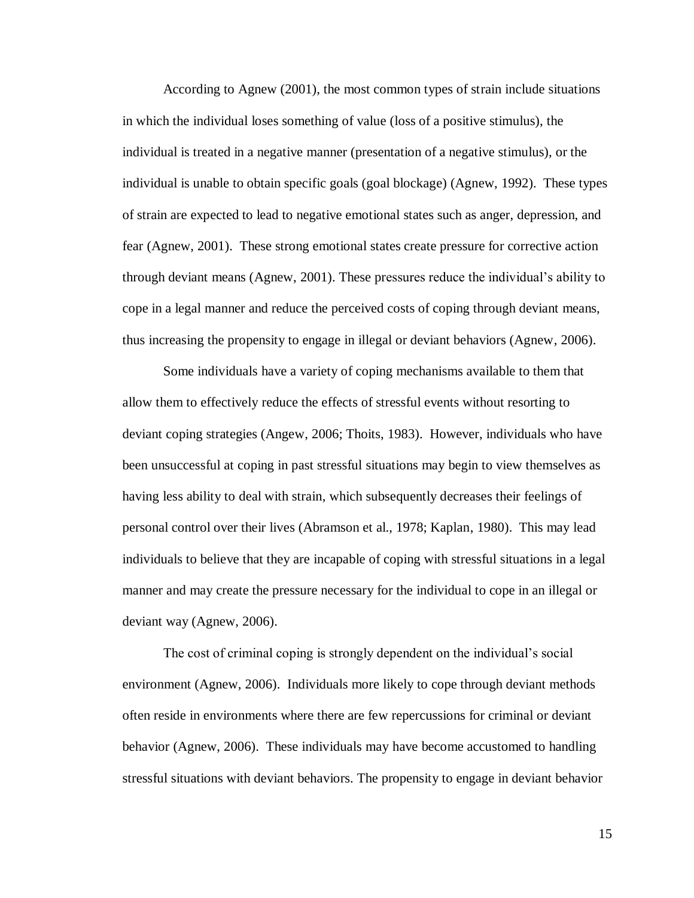According to Agnew (2001), the most common types of strain include situations in which the individual loses something of value (loss of a positive stimulus), the individual is treated in a negative manner (presentation of a negative stimulus), or the individual is unable to obtain specific goals (goal blockage) (Agnew, 1992). These types of strain are expected to lead to negative emotional states such as anger, depression, and fear (Agnew, 2001). These strong emotional states create pressure for corrective action through deviant means (Agnew, 2001). These pressures reduce the individual's ability to cope in a legal manner and reduce the perceived costs of coping through deviant means, thus increasing the propensity to engage in illegal or deviant behaviors (Agnew, 2006).

Some individuals have a variety of coping mechanisms available to them that allow them to effectively reduce the effects of stressful events without resorting to deviant coping strategies (Angew, 2006; Thoits, 1983). However, individuals who have been unsuccessful at coping in past stressful situations may begin to view themselves as having less ability to deal with strain, which subsequently decreases their feelings of personal control over their lives (Abramson et al., 1978; Kaplan, 1980). This may lead individuals to believe that they are incapable of coping with stressful situations in a legal manner and may create the pressure necessary for the individual to cope in an illegal or deviant way (Agnew, 2006).

The cost of criminal coping is strongly dependent on the individual's social environment (Agnew, 2006). Individuals more likely to cope through deviant methods often reside in environments where there are few repercussions for criminal or deviant behavior (Agnew, 2006). These individuals may have become accustomed to handling stressful situations with deviant behaviors. The propensity to engage in deviant behavior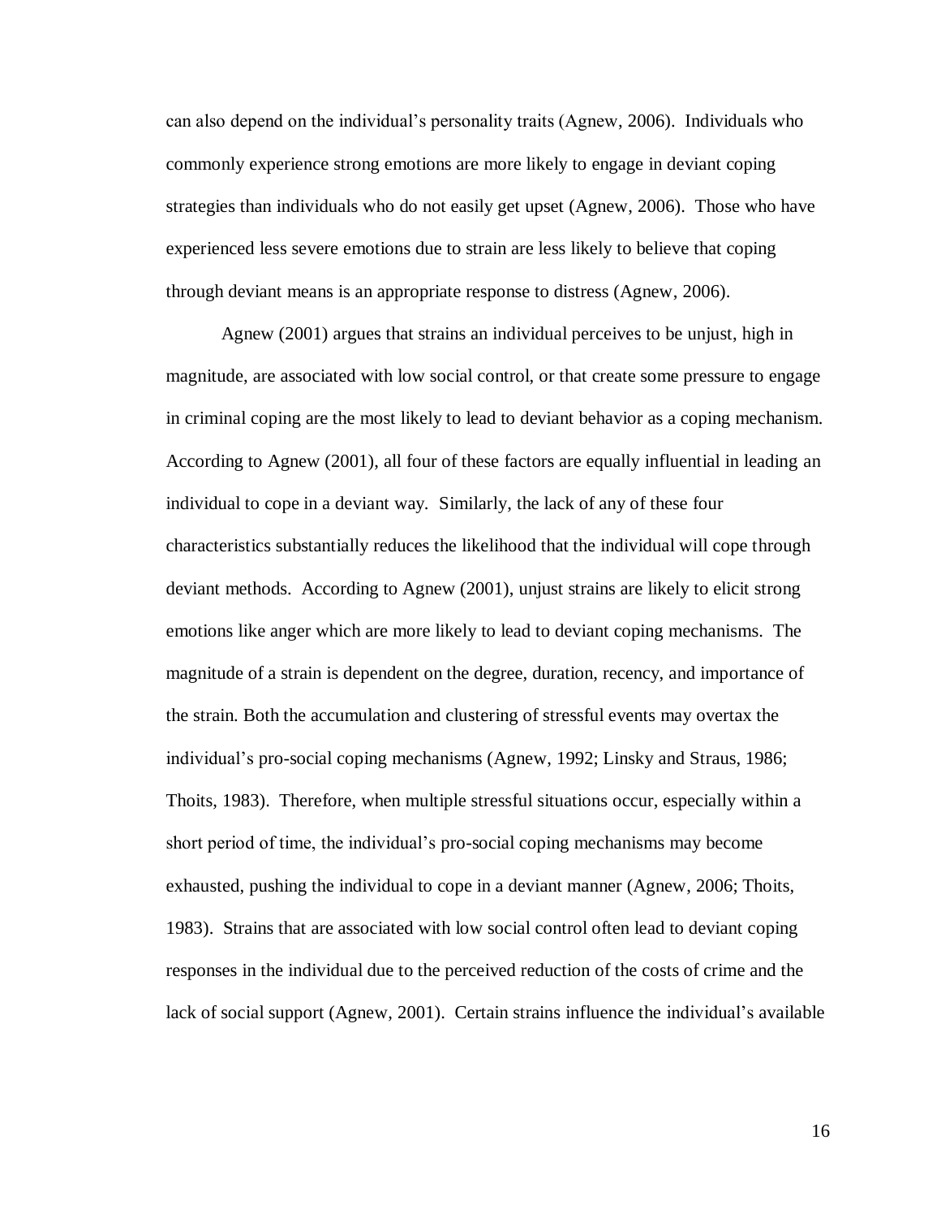can also depend on the individual's personality traits (Agnew, 2006). Individuals who commonly experience strong emotions are more likely to engage in deviant coping strategies than individuals who do not easily get upset (Agnew, 2006). Those who have experienced less severe emotions due to strain are less likely to believe that coping through deviant means is an appropriate response to distress (Agnew, 2006).

Agnew (2001) argues that strains an individual perceives to be unjust, high in magnitude, are associated with low social control, or that create some pressure to engage in criminal coping are the most likely to lead to deviant behavior as a coping mechanism. According to Agnew (2001), all four of these factors are equally influential in leading an individual to cope in a deviant way. Similarly, the lack of any of these four characteristics substantially reduces the likelihood that the individual will cope through deviant methods. According to Agnew (2001), unjust strains are likely to elicit strong emotions like anger which are more likely to lead to deviant coping mechanisms. The magnitude of a strain is dependent on the degree, duration, recency, and importance of the strain. Both the accumulation and clustering of stressful events may overtax the individual's pro-social coping mechanisms (Agnew, 1992; Linsky and Straus, 1986; Thoits, 1983). Therefore, when multiple stressful situations occur, especially within a short period of time, the individual's pro-social coping mechanisms may become exhausted, pushing the individual to cope in a deviant manner (Agnew, 2006; Thoits, 1983). Strains that are associated with low social control often lead to deviant coping responses in the individual due to the perceived reduction of the costs of crime and the lack of social support (Agnew, 2001). Certain strains influence the individual's available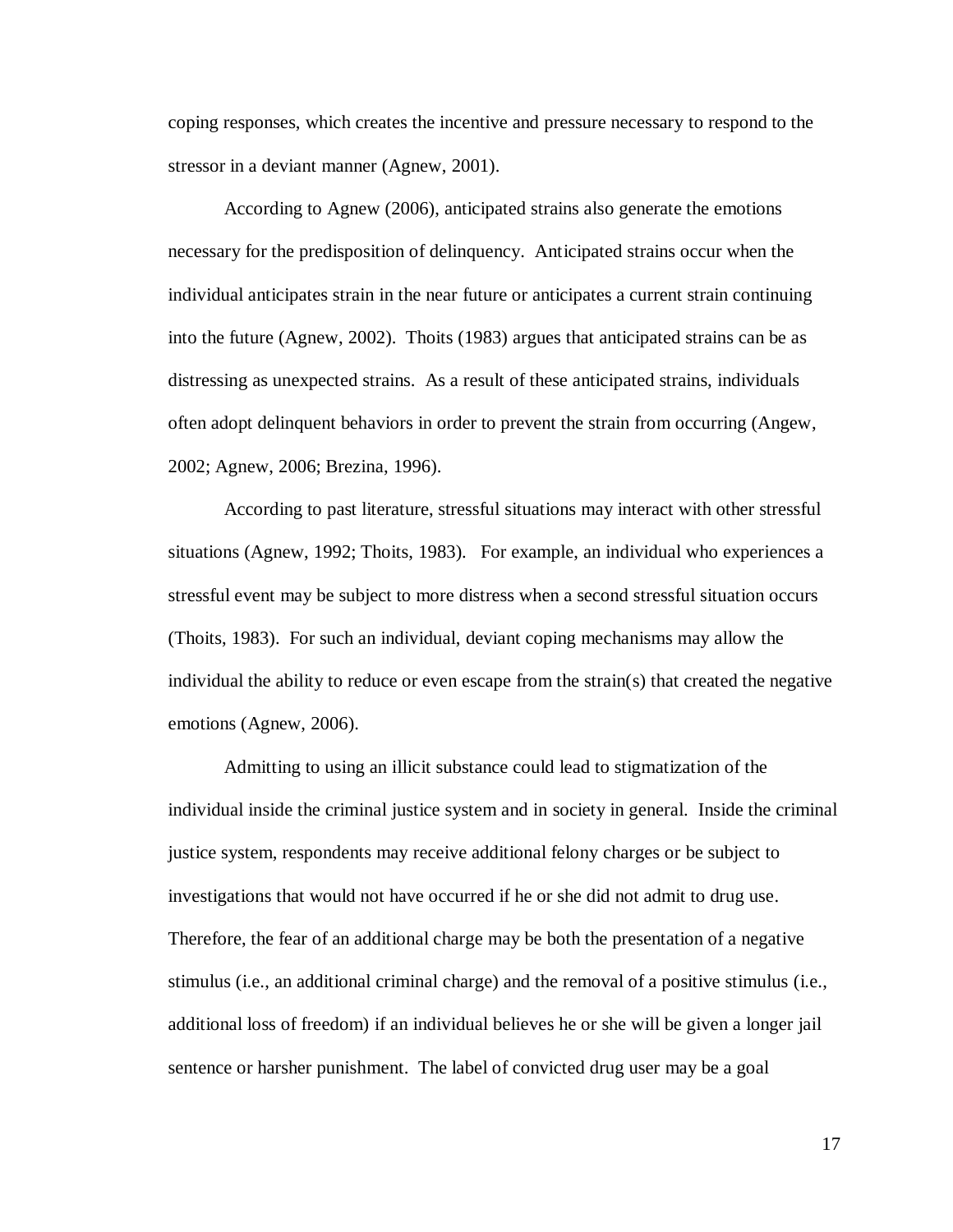coping responses, which creates the incentive and pressure necessary to respond to the stressor in a deviant manner (Agnew, 2001).

According to Agnew (2006), anticipated strains also generate the emotions necessary for the predisposition of delinquency. Anticipated strains occur when the individual anticipates strain in the near future or anticipates a current strain continuing into the future (Agnew, 2002). Thoits (1983) argues that anticipated strains can be as distressing as unexpected strains. As a result of these anticipated strains, individuals often adopt delinquent behaviors in order to prevent the strain from occurring (Angew, 2002; Agnew, 2006; Brezina, 1996).

According to past literature, stressful situations may interact with other stressful situations (Agnew, 1992; Thoits, 1983). For example, an individual who experiences a stressful event may be subject to more distress when a second stressful situation occurs (Thoits, 1983). For such an individual, deviant coping mechanisms may allow the individual the ability to reduce or even escape from the strain(s) that created the negative emotions (Agnew, 2006).

Admitting to using an illicit substance could lead to stigmatization of the individual inside the criminal justice system and in society in general. Inside the criminal justice system, respondents may receive additional felony charges or be subject to investigations that would not have occurred if he or she did not admit to drug use. Therefore, the fear of an additional charge may be both the presentation of a negative stimulus (i.e., an additional criminal charge) and the removal of a positive stimulus (i.e., additional loss of freedom) if an individual believes he or she will be given a longer jail sentence or harsher punishment. The label of convicted drug user may be a goal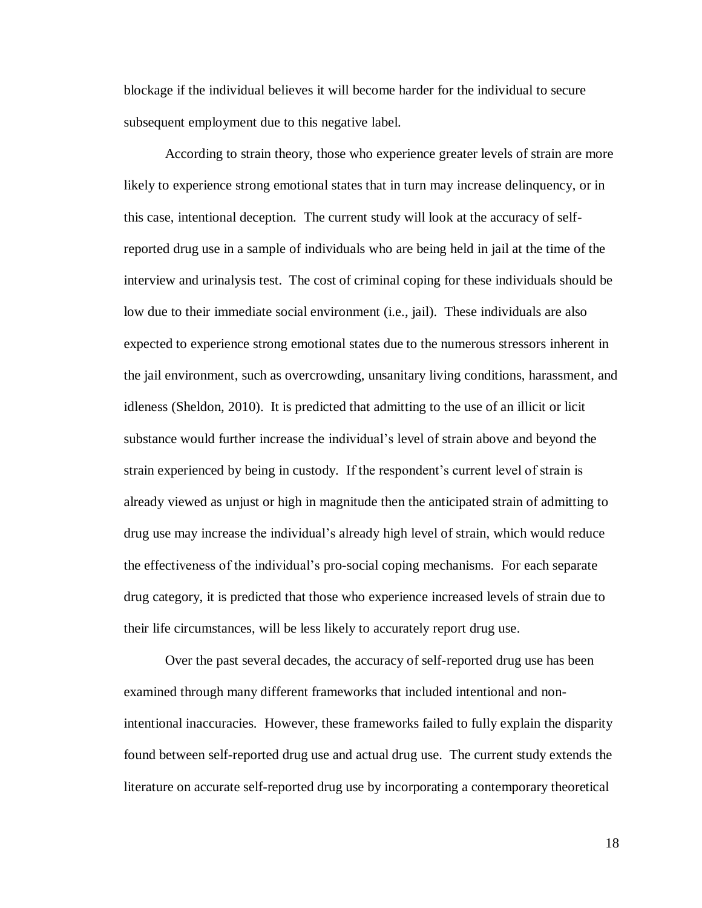blockage if the individual believes it will become harder for the individual to secure subsequent employment due to this negative label.

According to strain theory, those who experience greater levels of strain are more likely to experience strong emotional states that in turn may increase delinquency, or in this case, intentional deception. The current study will look at the accuracy of self-reported drug use in a sample of individuals who are being held in jail at the time of the interview and urinalysis test. The cost of criminal coping for these individuals should be low due to their immediate social environment (i.e., jail). These individuals are also expected to experience strong emotional states due to the numerous stressors inherent in the jail environment, such as overcrowding, unsanitary living conditions, harassment, and idleness (Sheldon, 2010). It is predicted that admitting to the use of an illicit or licit substance would further increase the individual's level of strain above and beyond the strain experienced by being in custody. If the respondent's current level of strain is already viewed as unjust or high in magnitude then the anticipated strain of admitting to drug use may increase the individual's already high level of strain, which would reduce the effectiveness of the individual's pro-social coping mechanisms. For each separate drug category, it is predicted that those who experience increased levels of strain due to their life circumstances, will be less likely to accurately report drug use.

Over the past several decades, the accuracy of self-reported drug use has been examined through many different frameworks that included intentional and non-intentional inaccuracies. However, these frameworks failed to fully explain the disparity found between self-reported drug use and actual drug use. The current study extends the literature on accurate self-reported drug use by incorporating a contemporary theoretical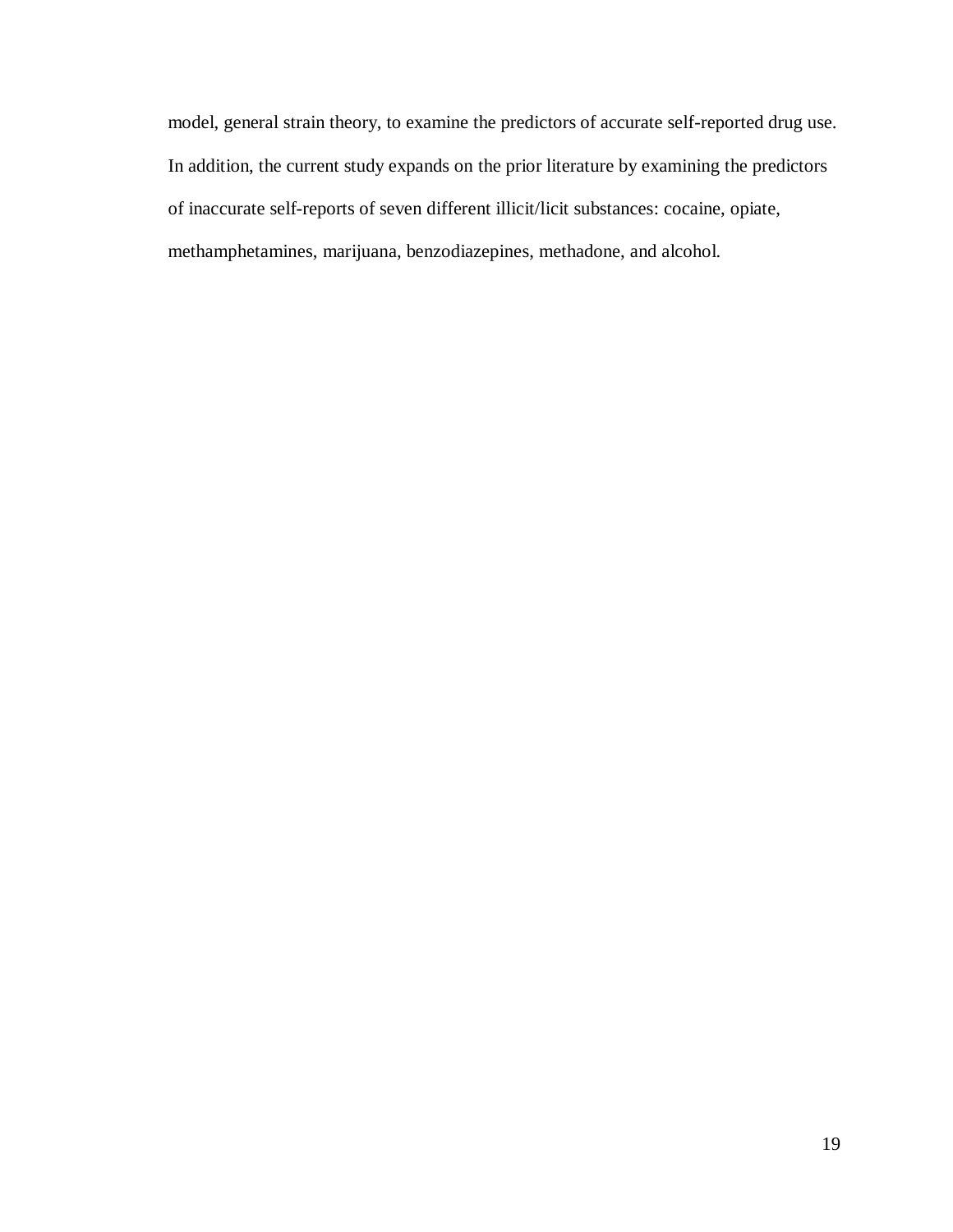model, general strain theory, to examine the predictors of accurate self-reported drug use. In addition, the current study expands on the prior literature by examining the predictors of inaccurate self-reports of seven different illicit/licit substances: cocaine, opiate, methamphetamines, marijuana, benzodiazepines, methadone, and alcohol.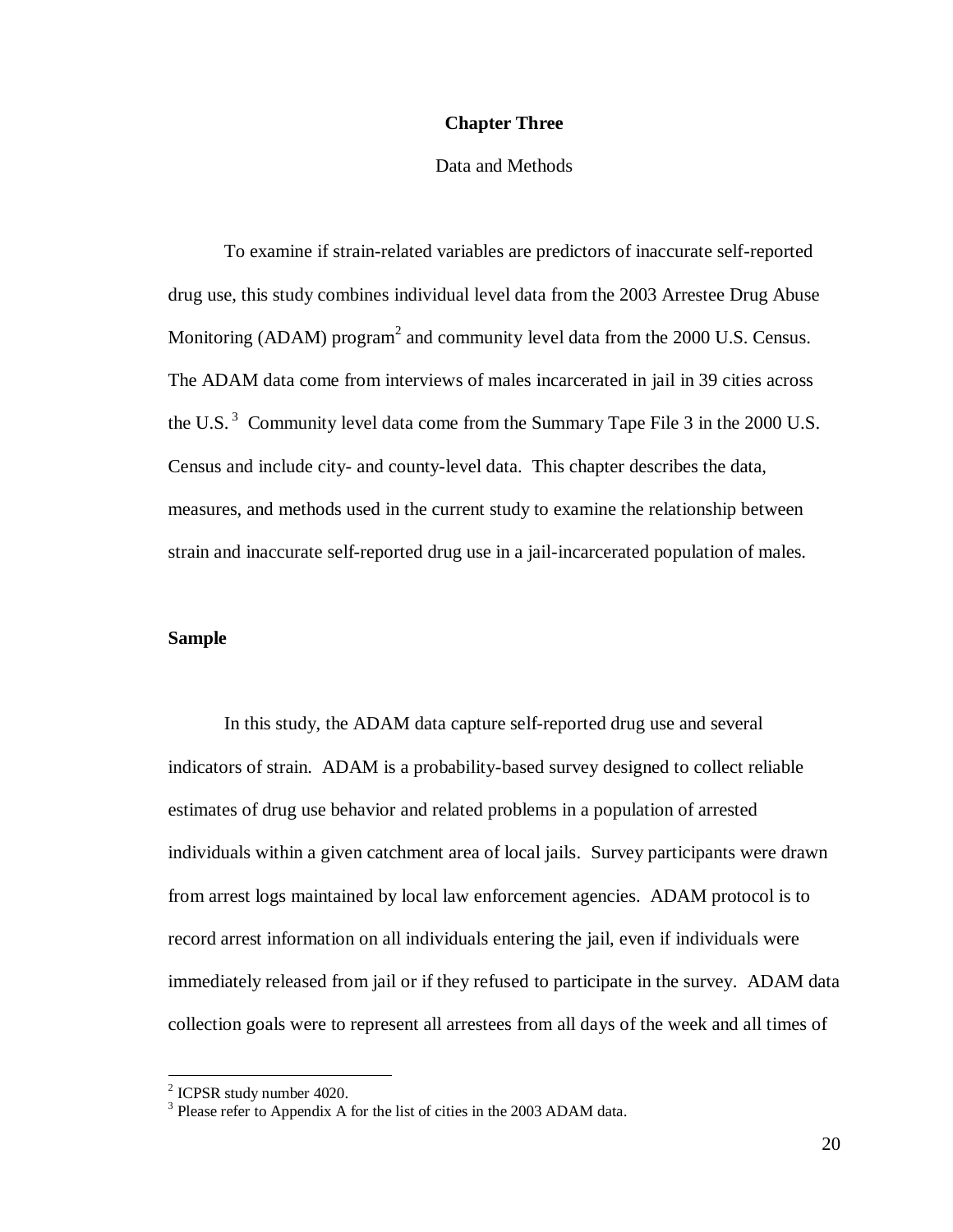# Chapter Three

Data and Methods

To examine if strain-related variables are predictors of inaccurate self-reported drug use, this study combines individual level data from the 2003 Arrestee Drug Abuse Monitoring (ADAM) program[2] and community level data from the 2000 U.S. Census. The ADAM data come from interviews of males incarcerated in jail in 39 cities across the U.S.[3] Community level data come from the Summary Tape File 3 in the 2000 U.S. Census and include city- and county-level data. This chapter describes the data, measures, and methods used in the current study to examine the relationship between strain and inaccurate self-reported drug use in a jail-incarcerated population of males.

## Sample

In this study, the ADAM data capture self-reported drug use and several indicators of strain. ADAM is a probability-based survey designed to collect reliable estimates of drug use behavior and related problems in a population of arrested individuals within a given catchment area of local jails. Survey participants were drawn from arrest logs maintained by local law enforcement agencies. ADAM protocol is to record arrest information on all individuals entering the jail, even if individuals were immediately released from jail or if they refused to participate in the survey. ADAM data collection goals were to represent all arrestees from all days of the week and all times of

[2] ICPSR study number 4020.

[3] Please refer to Appendix A for the list of cities in the 2003 ADAM data.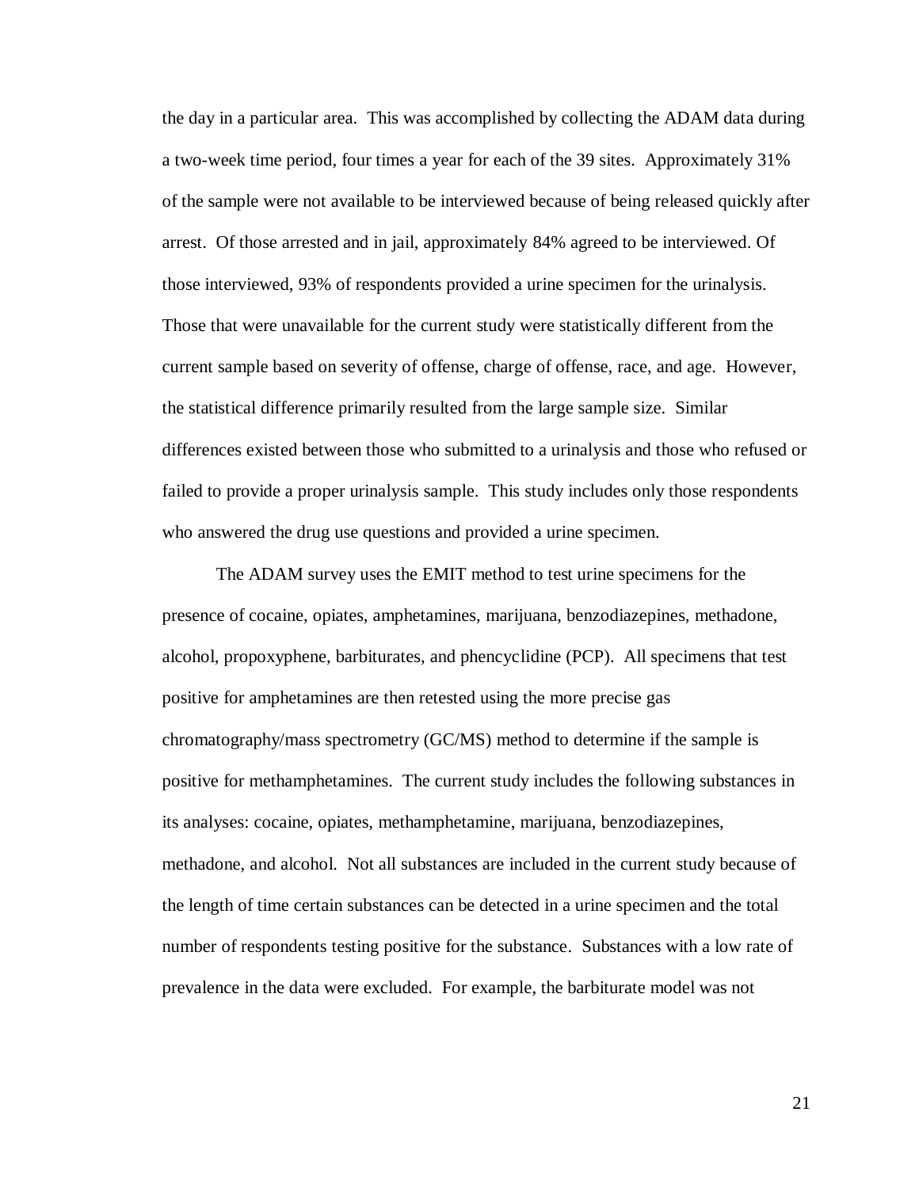the day in a particular area. This was accomplished by collecting the ADAM data during a two-week time period, four times a year for each of the 39 sites. Approximately 31% of the sample were not available to be interviewed because of being released quickly after arrest. Of those arrested and in jail, approximately 84% agreed to be interviewed. Of those interviewed, 93% of respondents provided a urine specimen for the urinalysis. Those that were unavailable for the current study were statistically different from the current sample based on severity of offense, charge of offense, race, and age. However, the statistical difference primarily resulted from the large sample size. Similar differences existed between those who submitted to a urinalysis and those who refused or failed to provide a proper urinalysis sample. This study includes only those respondents who answered the drug use questions and provided a urine specimen.

The ADAM survey uses the EMIT method to test urine specimens for the presence of cocaine, opiates, amphetamines, marijuana, benzodiazepines, methadone, alcohol, propoxyphene, barbiturates, and phencyclidine (PCP). All specimens that test positive for amphetamines are then retested using the more precise gas chromatography/mass spectrometry (GC/MS) method to determine if the sample is positive for methamphetamines. The current study includes the following substances in its analyses: cocaine, opiates, methamphetamine, marijuana, benzodiazepines, methadone, and alcohol. Not all substances are included in the current study because of the length of time certain substances can be detected in a urine specimen and the total number of respondents testing positive for the substance. Substances with a low rate of prevalence in the data were excluded. For example, the barbiturate model was not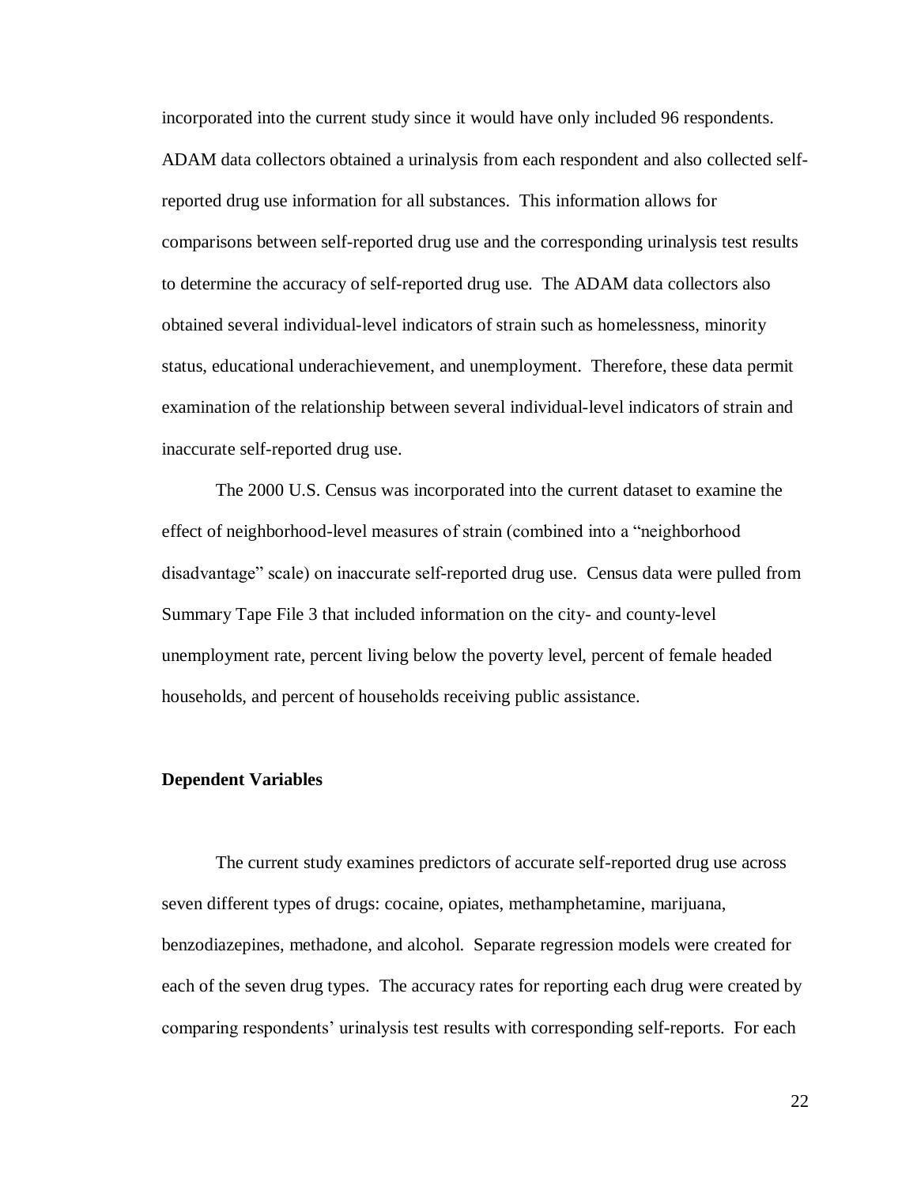incorporated into the current study since it would have only included 96 respondents. ADAM data collectors obtained a urinalysis from each respondent and also collected self-reported drug use information for all substances. This information allows for comparisons between self-reported drug use and the corresponding urinalysis test results to determine the accuracy of self-reported drug use. The ADAM data collectors also obtained several individual-level indicators of strain such as homelessness, minority status, educational underachievement, and unemployment. Therefore, these data permit examination of the relationship between several individual-level indicators of strain and inaccurate self-reported drug use.

The 2000 U.S. Census was incorporated into the current dataset to examine the effect of neighborhood-level measures of strain (combined into a "neighborhood disadvantage" scale) on inaccurate self-reported drug use. Census data were pulled from Summary Tape File 3 that included information on the city- and county-level unemployment rate, percent living below the poverty level, percent of female headed households, and percent of households receiving public assistance.

### Dependent Variables

The current study examines predictors of accurate self-reported drug use across seven different types of drugs: cocaine, opiates, methamphetamine, marijuana, benzodiazepines, methadone, and alcohol. Separate regression models were created for each of the seven drug types. The accuracy rates for reporting each drug were created by comparing respondents' urinalysis test results with corresponding self-reports. For each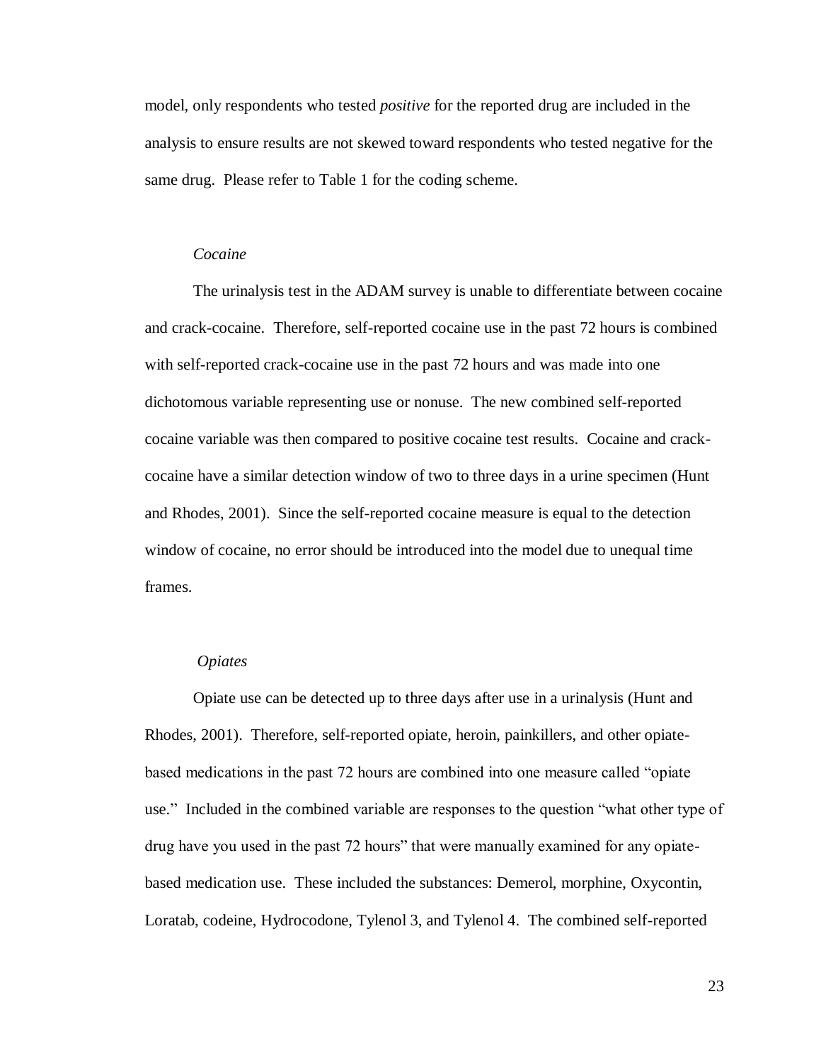model, only respondents who tested *positive* for the reported drug are included in the analysis to ensure results are not skewed toward respondents who tested negative for the same drug. Please refer to Table 1 for the coding scheme.

#### *Cocaine*

The urinalysis test in the ADAM survey is unable to differentiate between cocaine and crack-cocaine. Therefore, self-reported cocaine use in the past 72 hours is combined with self-reported crack-cocaine use in the past 72 hours and was made into one dichotomous variable representing use or nonuse. The new combined self-reported cocaine variable was then compared to positive cocaine test results. Cocaine and crack-cocaine have a similar detection window of two to three days in a urine specimen (Hunt and Rhodes, 2001). Since the self-reported cocaine measure is equal to the detection window of cocaine, no error should be introduced into the model due to unequal time frames.

#### *Opiates*

Opiate use can be detected up to three days after use in a urinalysis (Hunt and Rhodes, 2001). Therefore, self-reported opiate, heroin, painkillers, and other opiate-based medications in the past 72 hours are combined into one measure called "opiate use." Included in the combined variable are responses to the question "what other type of drug have you used in the past 72 hours" that were manually examined for any opiate-based medication use. These included the substances: Demerol, morphine, Oxycontin, Loratab, codeine, Hydrocodone, Tylenol 3, and Tylenol 4. The combined self-reported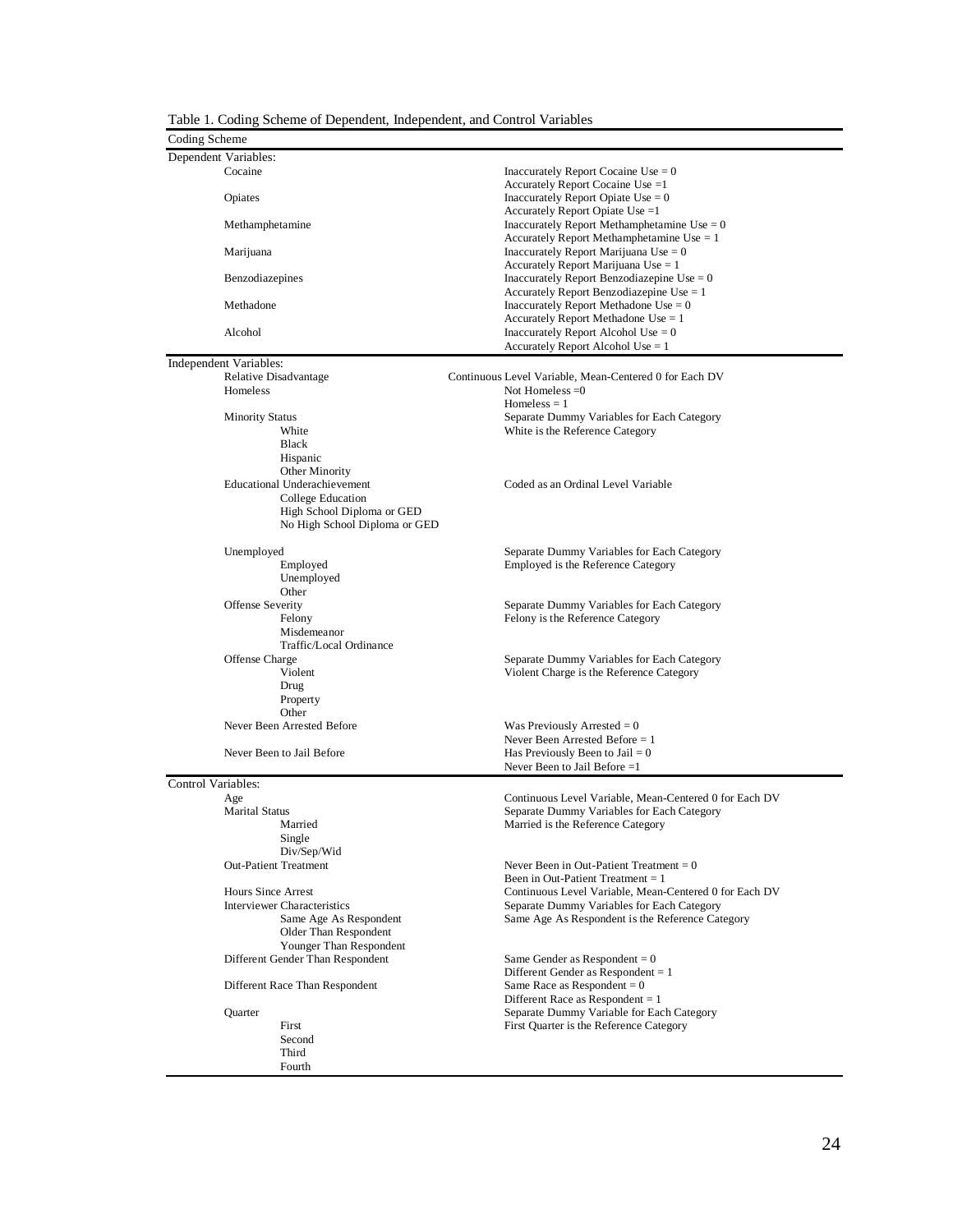Table 1. Coding Scheme of Dependent, Independent, and Control Variables

| Coding Scheme | |
|---|---|
| **Dependent Variables:** | |
| Cocaine | Inaccurately Report Cocaine Use = 0<br>Accurately Report Cocaine Use =1 |
| Opiates | Inaccurately Report Opiate Use = 0<br>Accurately Report Opiate Use =1 |
| Methamphetamine | Inaccurately Report Methamphetamine Use = 0<br>Accurately Report Methamphetamine Use = 1 |
| Marijuana | Inaccurately Report Marijuana Use = 0<br>Accurately Report Marijuana Use = 1 |
| Benzodiazepines | Inaccurately Report Benzodiazepine Use = 0<br>Accurately Report Benzodiazepine Use = 1 |
| Methadone | Inaccurately Report Methadone Use = 0<br>Accurately Report Methadone Use = 1 |
| Alcohol | Inaccurately Report Alcohol Use = 0<br>Accurately Report Alcohol Use = 1 |
| **Independent Variables:** | |
| Relative Disadvantage | Continuous Level Variable, Mean-Centered 0 for Each DV |
| Homeless | Not Homeless =0<br>Homeless = 1 |
| Minority Status | Separate Dummy Variables for Each Category |
| White | White is the Reference Category |
| Black | |
| Hispanic | |
| Other Minority | |
| Educational Underachievement | Coded as an Ordinal Level Variable |
| College Education | |
| High School Diploma or GED | |
| No High School Diploma or GED | |
| Unemployed | Separate Dummy Variables for Each Category |
| Employed | Employed is the Reference Category |
| Unemployed | |
| Other | |
| Offense Severity | Separate Dummy Variables for Each Category |
| Felony | Felony is the Reference Category |
| Misdemeanor | |
| Traffic/Local Ordinance | |
| Offense Charge | Separate Dummy Variables for Each Category |
| Violent | Violent Charge is the Reference Category |
| Drug | |
| Property | |
| Other | |
| Never Been Arrested Before | Was Previously Arrested = 0<br>Never Been Arrested Before = 1 |
| Never Been to Jail Before | Has Previously Been to Jail = 0<br>Never Been to Jail Before =1 |
| **Control Variables:** | |
| Age | Continuous Level Variable, Mean-Centered 0 for Each DV |
| Marital Status | Separate Dummy Variables for Each Category |
| Married | Married is the Reference Category |
| Single | |
| Div/Sep/Wid | |
| Out-Patient Treatment | Never Been in Out-Patient Treatment = 0<br>Been in Out-Patient Treatment = 1 |
| Hours Since Arrest | Continuous Level Variable, Mean-Centered 0 for Each DV |
| Interviewer Characteristics | Separate Dummy Variables for Each Category |
| Same Age As Respondent | Same Age As Respondent is the Reference Category |
| Older Than Respondent | |
| Younger Than Respondent | |
| Different Gender Than Respondent | Same Gender as Respondent = 0<br>Different Gender as Respondent = 1 |
| Different Race Than Respondent | Same Race as Respondent = 0<br>Different Race as Respondent = 1 |
| Quarter | Separate Dummy Variable for Each Category |
| First | First Quarter is the Reference Category |
| Second | |
| Third | |
| Fourth | |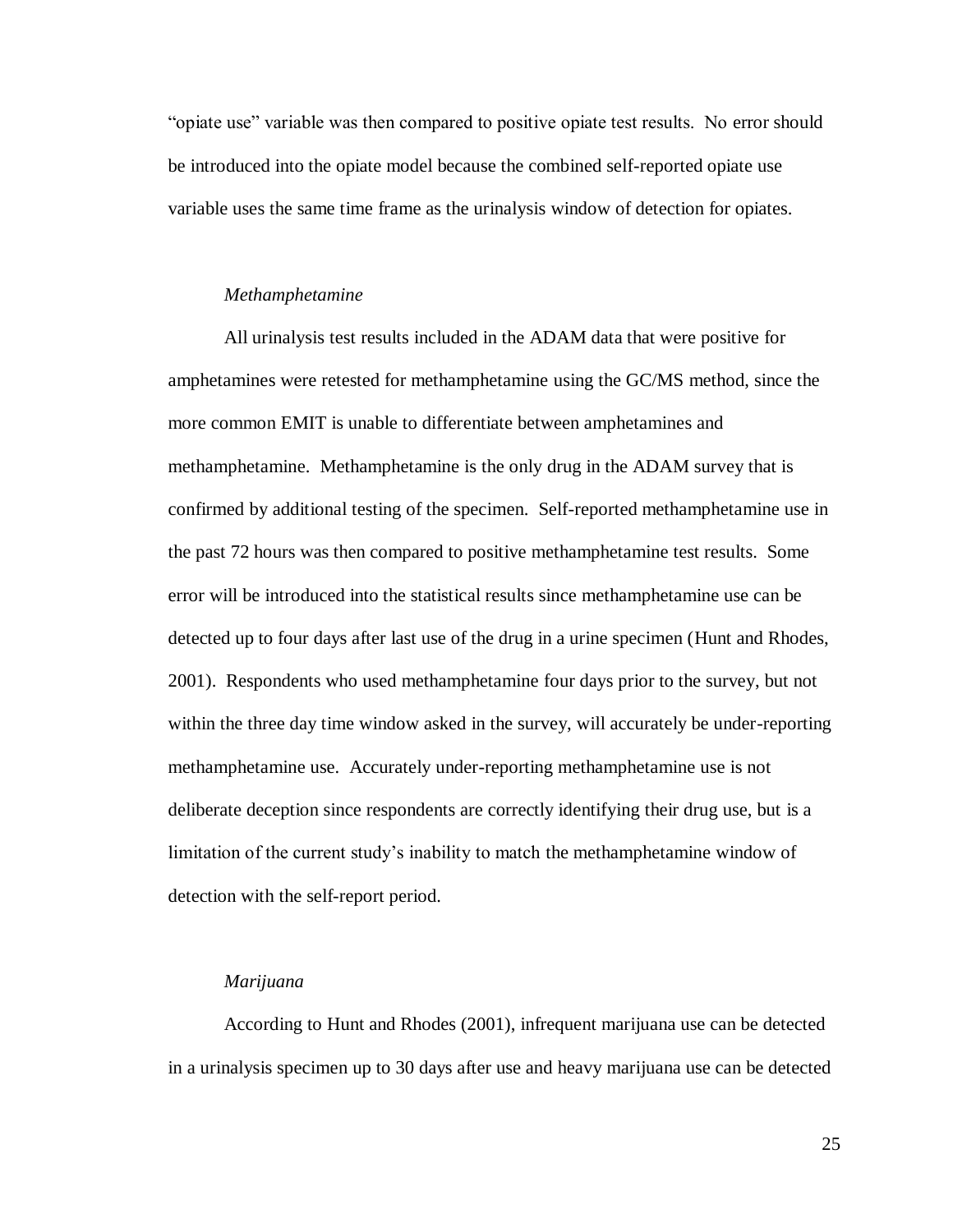"opiate use" variable was then compared to positive opiate test results. No error should be introduced into the opiate model because the combined self-reported opiate use variable uses the same time frame as the urinalysis window of detection for opiates.

### *Methamphetamine*

All urinalysis test results included in the ADAM data that were positive for amphetamines were retested for methamphetamine using the GC/MS method, since the more common EMIT is unable to differentiate between amphetamines and methamphetamine. Methamphetamine is the only drug in the ADAM survey that is confirmed by additional testing of the specimen. Self-reported methamphetamine use in the past 72 hours was then compared to positive methamphetamine test results. Some error will be introduced into the statistical results since methamphetamine use can be detected up to four days after last use of the drug in a urine specimen (Hunt and Rhodes, 2001). Respondents who used methamphetamine four days prior to the survey, but not within the three day time window asked in the survey, will accurately be under-reporting methamphetamine use. Accurately under-reporting methamphetamine use is not deliberate deception since respondents are correctly identifying their drug use, but is a limitation of the current study's inability to match the methamphetamine window of detection with the self-report period.

### *Marijuana*

According to Hunt and Rhodes (2001), infrequent marijuana use can be detected in a urinalysis specimen up to 30 days after use and heavy marijuana use can be detected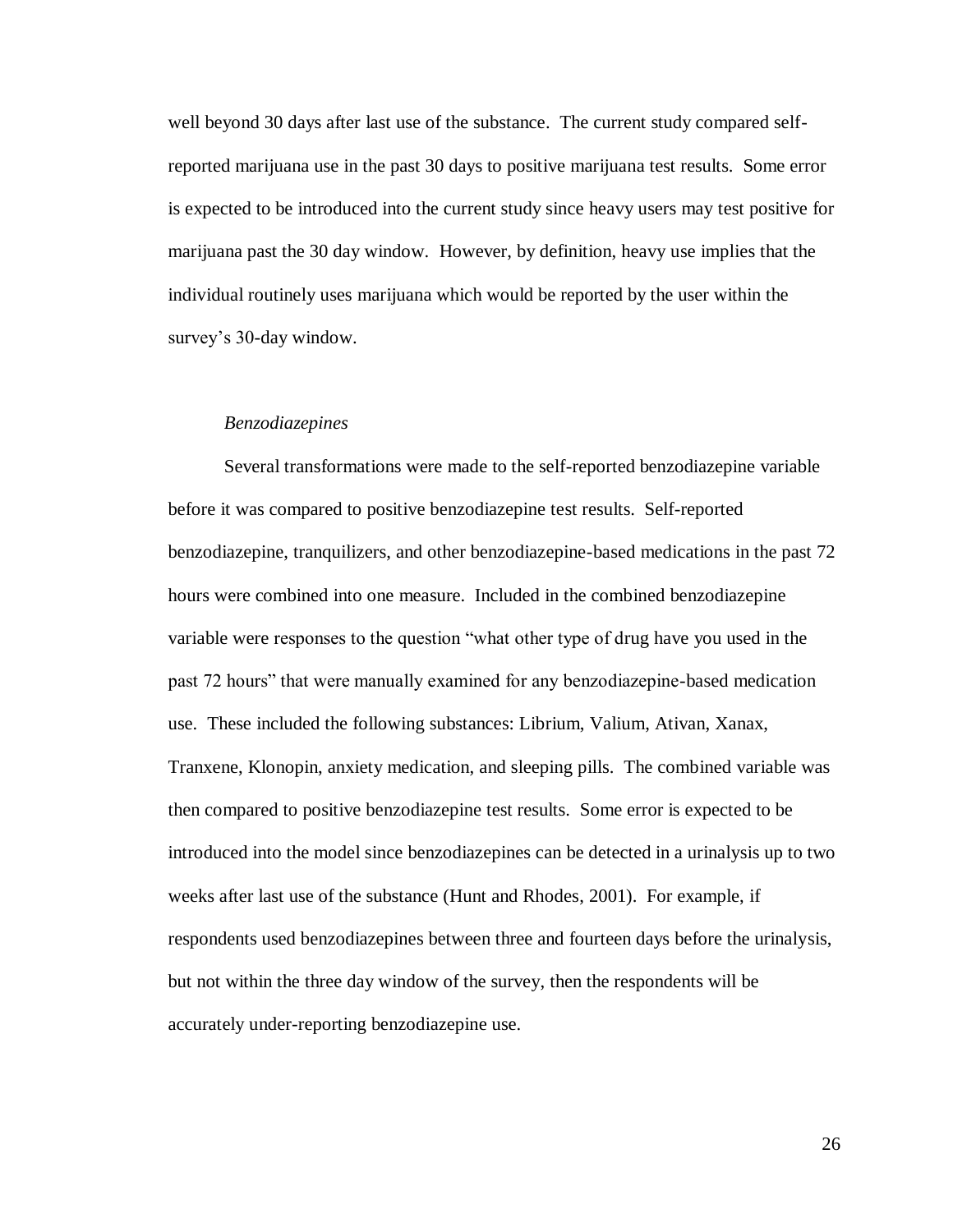well beyond 30 days after last use of the substance. The current study compared self-reported marijuana use in the past 30 days to positive marijuana test results. Some error is expected to be introduced into the current study since heavy users may test positive for marijuana past the 30 day window. However, by definition, heavy use implies that the individual routinely uses marijuana which would be reported by the user within the survey's 30-day window.

*Benzodiazepines*

Several transformations were made to the self-reported benzodiazepine variable before it was compared to positive benzodiazepine test results. Self-reported benzodiazepine, tranquilizers, and other benzodiazepine-based medications in the past 72 hours were combined into one measure. Included in the combined benzodiazepine variable were responses to the question "what other type of drug have you used in the past 72 hours" that were manually examined for any benzodiazepine-based medication use. These included the following substances: Librium, Valium, Ativan, Xanax, Tranxene, Klonopin, anxiety medication, and sleeping pills. The combined variable was then compared to positive benzodiazepine test results. Some error is expected to be introduced into the model since benzodiazepines can be detected in a urinalysis up to two weeks after last use of the substance (Hunt and Rhodes, 2001). For example, if respondents used benzodiazepines between three and fourteen days before the urinalysis, but not within the three day window of the survey, then the respondents will be accurately under-reporting benzodiazepine use.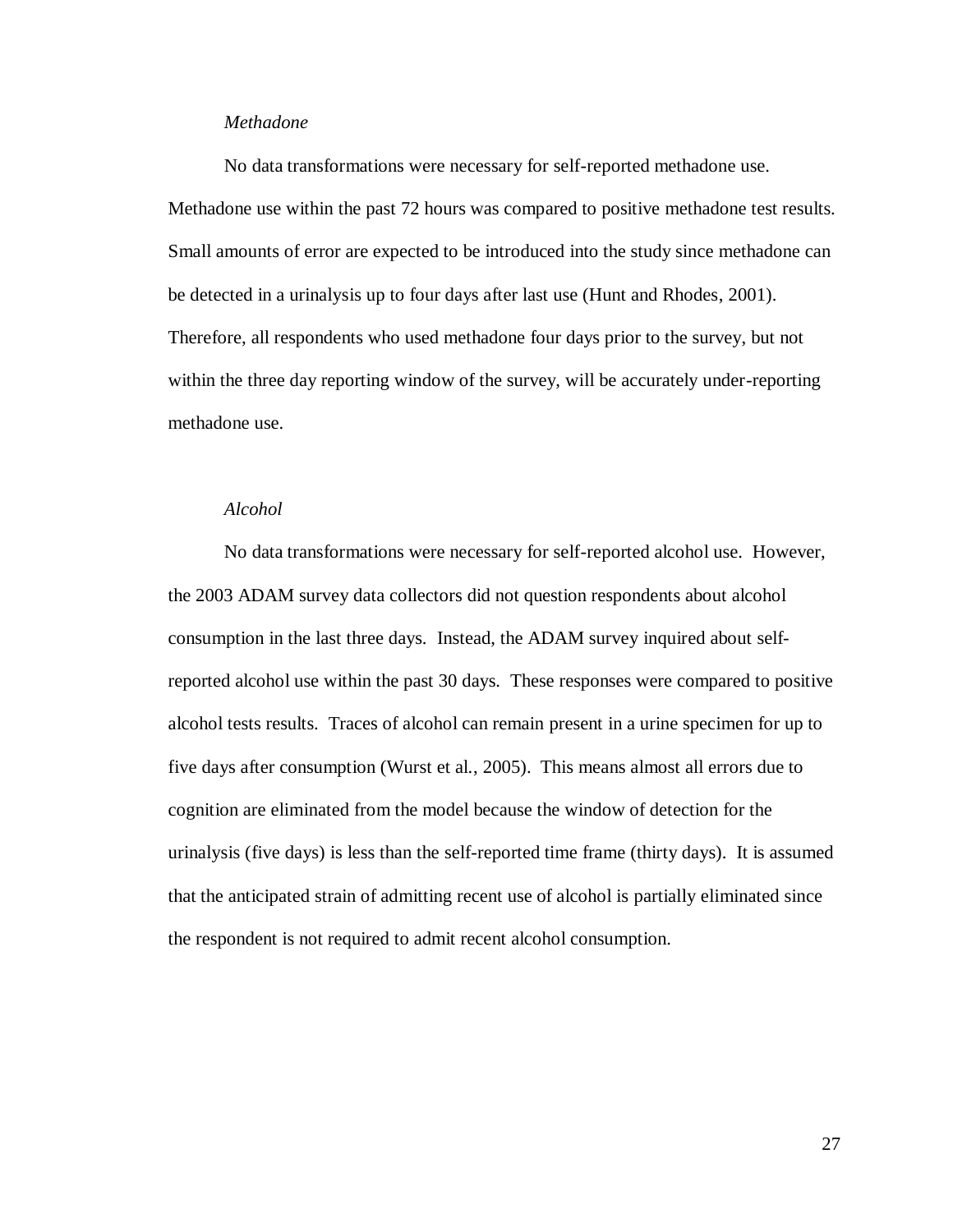*Methadone*

No data transformations were necessary for self-reported methadone use. Methadone use within the past 72 hours was compared to positive methadone test results. Small amounts of error are expected to be introduced into the study since methadone can be detected in a urinalysis up to four days after last use (Hunt and Rhodes, 2001). Therefore, all respondents who used methadone four days prior to the survey, but not within the three day reporting window of the survey, will be accurately under-reporting methadone use.

*Alcohol*

No data transformations were necessary for self-reported alcohol use. However, the 2003 ADAM survey data collectors did not question respondents about alcohol consumption in the last three days. Instead, the ADAM survey inquired about self-reported alcohol use within the past 30 days. These responses were compared to positive alcohol tests results. Traces of alcohol can remain present in a urine specimen for up to five days after consumption (Wurst et al., 2005). This means almost all errors due to cognition are eliminated from the model because the window of detection for the urinalysis (five days) is less than the self-reported time frame (thirty days). It is assumed that the anticipated strain of admitting recent use of alcohol is partially eliminated since the respondent is not required to admit recent alcohol consumption.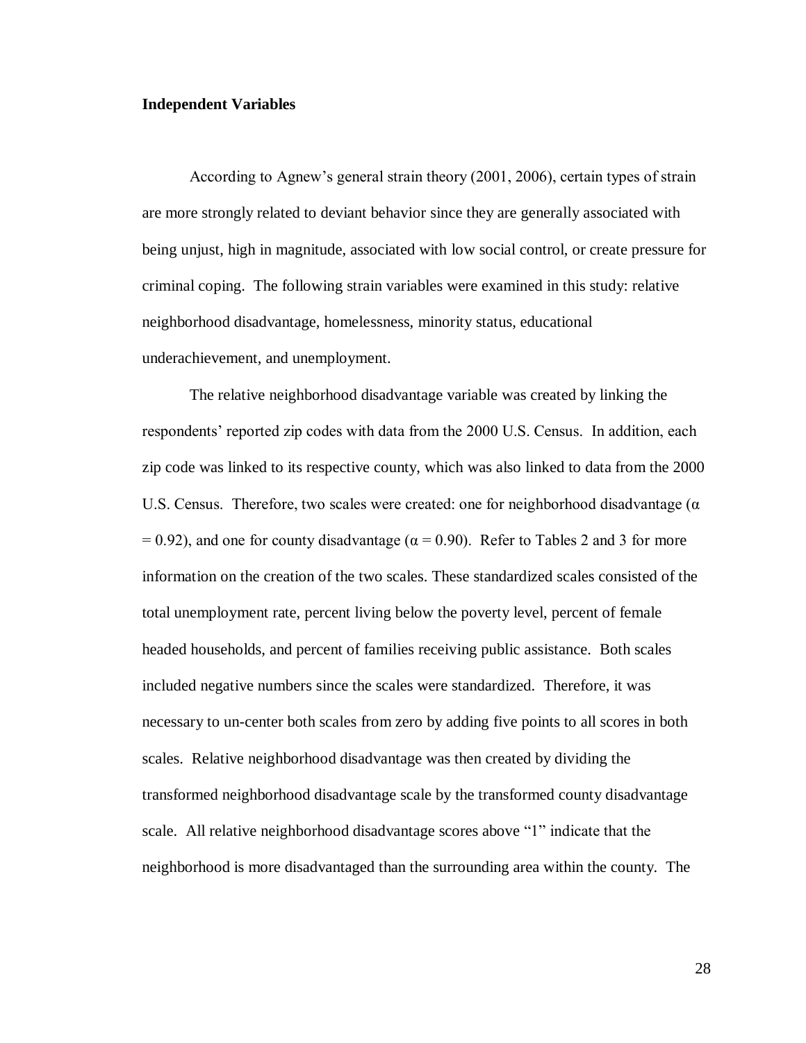### Independent Variables

According to Agnew's general strain theory (2001, 2006), certain types of strain are more strongly related to deviant behavior since they are generally associated with being unjust, high in magnitude, associated with low social control, or create pressure for criminal coping. The following strain variables were examined in this study: relative neighborhood disadvantage, homelessness, minority status, educational underachievement, and unemployment.

The relative neighborhood disadvantage variable was created by linking the respondents' reported zip codes with data from the 2000 U.S. Census. In addition, each zip code was linked to its respective county, which was also linked to data from the 2000 U.S. Census. Therefore, two scales were created: one for neighborhood disadvantage ($\alpha = 0.92$), and one for county disadvantage ($\alpha = 0.90$). Refer to Tables 2 and 3 for more information on the creation of the two scales. These standardized scales consisted of the total unemployment rate, percent living below the poverty level, percent of female headed households, and percent of families receiving public assistance. Both scales included negative numbers since the scales were standardized. Therefore, it was necessary to un-center both scales from zero by adding five points to all scores in both scales. Relative neighborhood disadvantage was then created by dividing the transformed neighborhood disadvantage scale by the transformed county disadvantage scale. All relative neighborhood disadvantage scores above "1" indicate that the neighborhood is more disadvantaged than the surrounding area within the county. The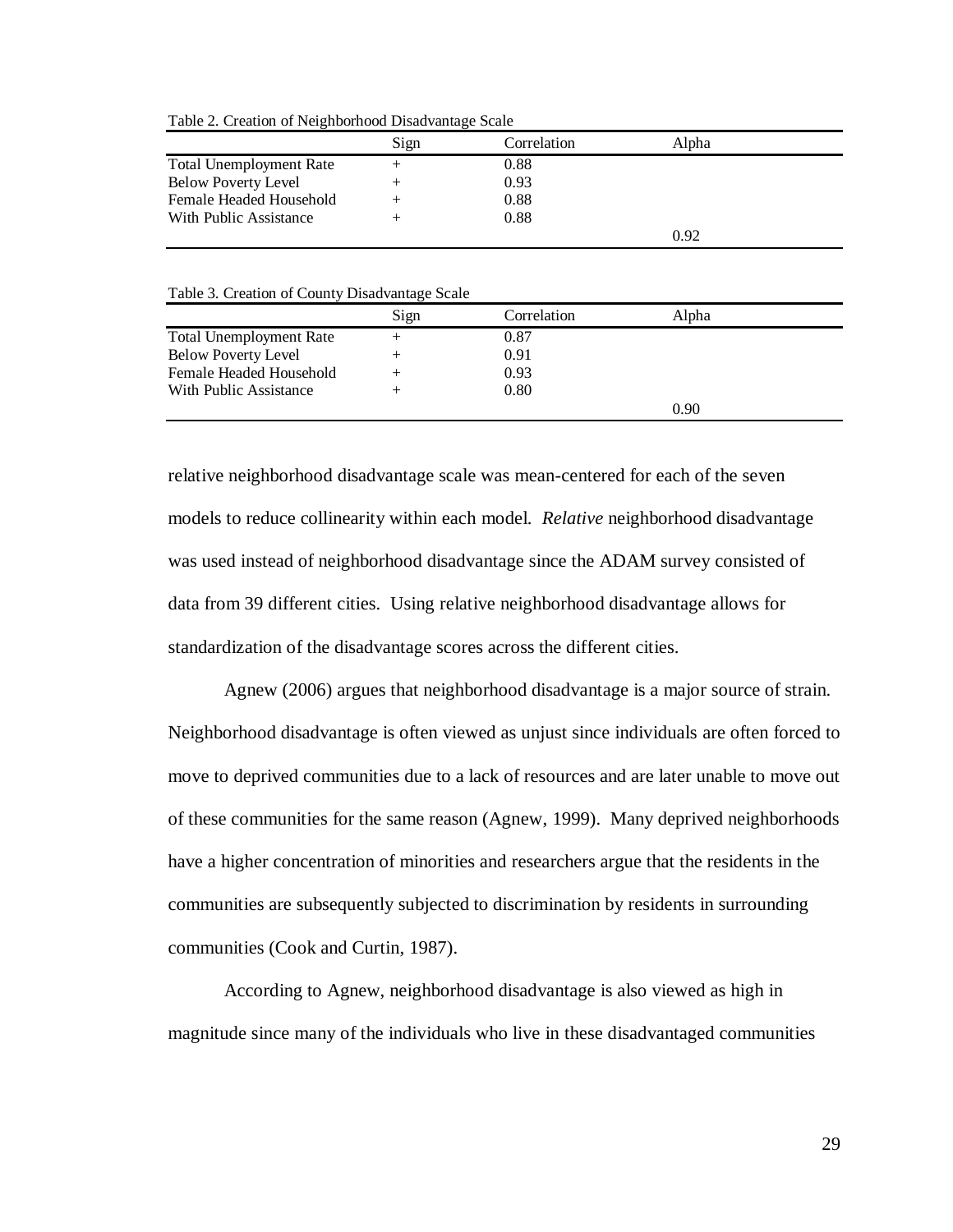Table 2. Creation of Neighborhood Disadvantage Scale

| | Sign | Correlation | Alpha |
|---|---|---|---|
| Total Unemployment Rate | + | 0.88 | |
| Below Poverty Level | + | 0.93 | |
| Female Headed Household | + | 0.88 | |
| With Public Assistance | + | 0.88 | |
| | | | 0.92 |

Table 3. Creation of County Disadvantage Scale

| | Sign | Correlation | Alpha |
|---|---|---|---|
| Total Unemployment Rate | + | 0.87 | |
| Below Poverty Level | + | 0.91 | |
| Female Headed Household | + | 0.93 | |
| With Public Assistance | + | 0.80 | |
| | | | 0.90 |

relative neighborhood disadvantage scale was mean-centered for each of the seven models to reduce collinearity within each model. *Relative* neighborhood disadvantage was used instead of neighborhood disadvantage since the ADAM survey consisted of data from 39 different cities. Using relative neighborhood disadvantage allows for standardization of the disadvantage scores across the different cities.

Agnew (2006) argues that neighborhood disadvantage is a major source of strain. Neighborhood disadvantage is often viewed as unjust since individuals are often forced to move to deprived communities due to a lack of resources and are later unable to move out of these communities for the same reason (Agnew, 1999). Many deprived neighborhoods have a higher concentration of minorities and researchers argue that the residents in the communities are subsequently subjected to discrimination by residents in surrounding communities (Cook and Curtin, 1987).

According to Agnew, neighborhood disadvantage is also viewed as high in magnitude since many of the individuals who live in these disadvantaged communities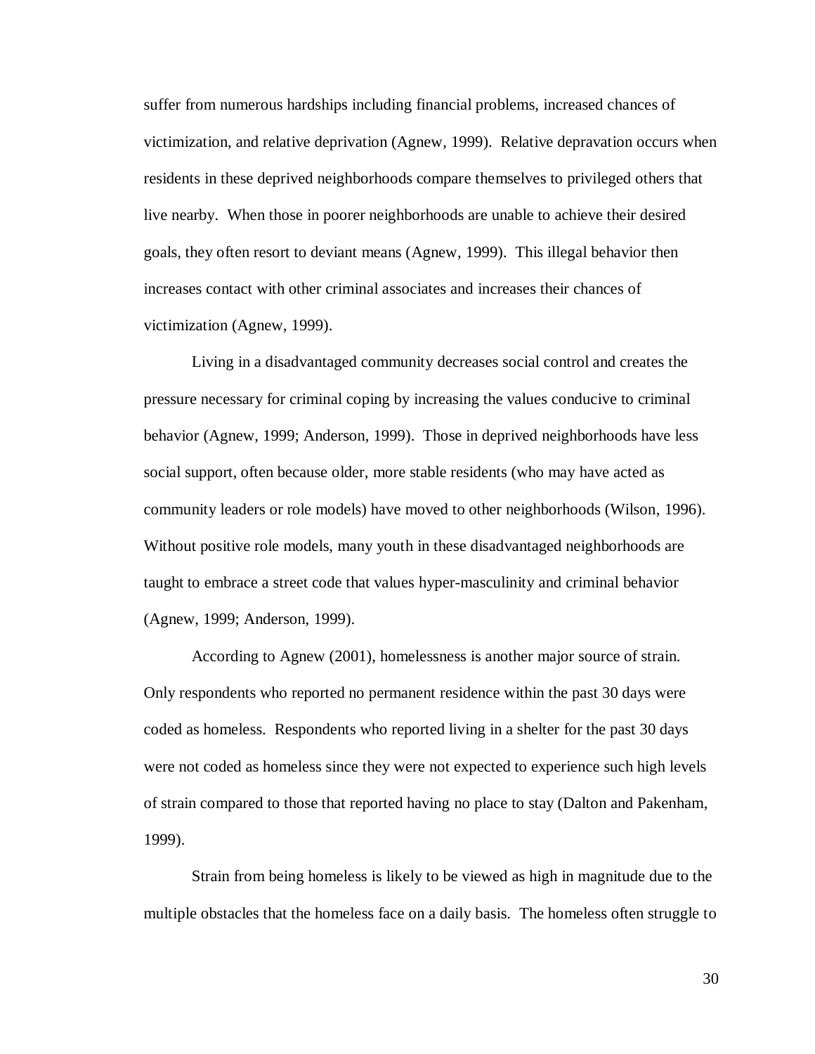suffer from numerous hardships including financial problems, increased chances of victimization, and relative deprivation (Agnew, 1999). Relative depravation occurs when residents in these deprived neighborhoods compare themselves to privileged others that live nearby. When those in poorer neighborhoods are unable to achieve their desired goals, they often resort to deviant means (Agnew, 1999). This illegal behavior then increases contact with other criminal associates and increases their chances of victimization (Agnew, 1999).

Living in a disadvantaged community decreases social control and creates the pressure necessary for criminal coping by increasing the values conducive to criminal behavior (Agnew, 1999; Anderson, 1999). Those in deprived neighborhoods have less social support, often because older, more stable residents (who may have acted as community leaders or role models) have moved to other neighborhoods (Wilson, 1996). Without positive role models, many youth in these disadvantaged neighborhoods are taught to embrace a street code that values hyper-masculinity and criminal behavior (Agnew, 1999; Anderson, 1999).

According to Agnew (2001), homelessness is another major source of strain. Only respondents who reported no permanent residence within the past 30 days were coded as homeless. Respondents who reported living in a shelter for the past 30 days were not coded as homeless since they were not expected to experience such high levels of strain compared to those that reported having no place to stay (Dalton and Pakenham, 1999).

Strain from being homeless is likely to be viewed as high in magnitude due to the multiple obstacles that the homeless face on a daily basis. The homeless often struggle to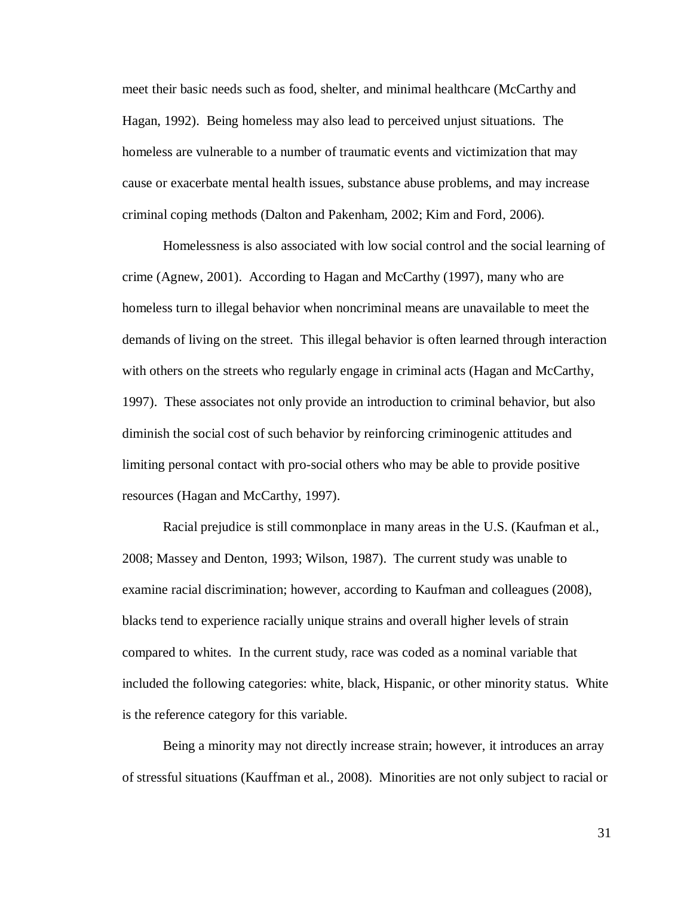meet their basic needs such as food, shelter, and minimal healthcare (McCarthy and Hagan, 1992). Being homeless may also lead to perceived unjust situations. The homeless are vulnerable to a number of traumatic events and victimization that may cause or exacerbate mental health issues, substance abuse problems, and may increase criminal coping methods (Dalton and Pakenham, 2002; Kim and Ford, 2006).

Homelessness is also associated with low social control and the social learning of crime (Agnew, 2001). According to Hagan and McCarthy (1997), many who are homeless turn to illegal behavior when noncriminal means are unavailable to meet the demands of living on the street. This illegal behavior is often learned through interaction with others on the streets who regularly engage in criminal acts (Hagan and McCarthy, 1997). These associates not only provide an introduction to criminal behavior, but also diminish the social cost of such behavior by reinforcing criminogenic attitudes and limiting personal contact with pro-social others who may be able to provide positive resources (Hagan and McCarthy, 1997).

Racial prejudice is still commonplace in many areas in the U.S. (Kaufman et al., 2008; Massey and Denton, 1993; Wilson, 1987). The current study was unable to examine racial discrimination; however, according to Kaufman and colleagues (2008), blacks tend to experience racially unique strains and overall higher levels of strain compared to whites. In the current study, race was coded as a nominal variable that included the following categories: white, black, Hispanic, or other minority status. White is the reference category for this variable.

Being a minority may not directly increase strain; however, it introduces an array of stressful situations (Kauffman et al., 2008). Minorities are not only subject to racial or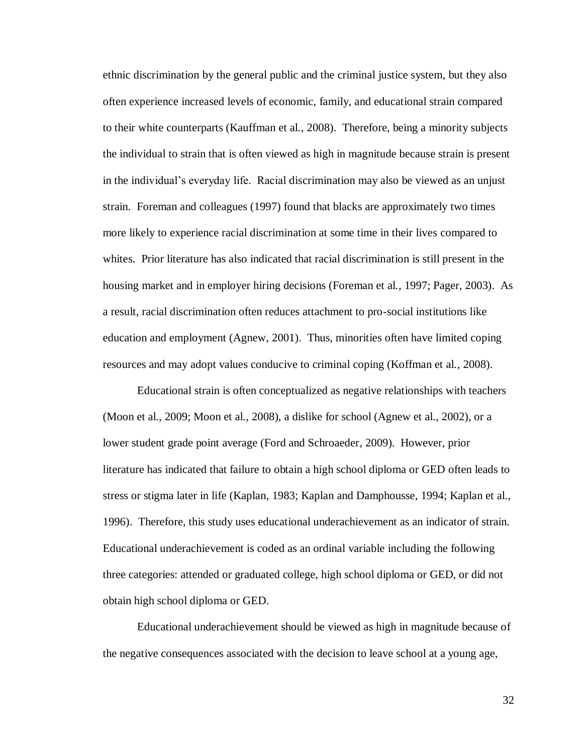ethnic discrimination by the general public and the criminal justice system, but they also often experience increased levels of economic, family, and educational strain compared to their white counterparts (Kauffman et al., 2008). Therefore, being a minority subjects the individual to strain that is often viewed as high in magnitude because strain is present in the individual's everyday life. Racial discrimination may also be viewed as an unjust strain. Foreman and colleagues (1997) found that blacks are approximately two times more likely to experience racial discrimination at some time in their lives compared to whites. Prior literature has also indicated that racial discrimination is still present in the housing market and in employer hiring decisions (Foreman et al., 1997; Pager, 2003). As a result, racial discrimination often reduces attachment to pro-social institutions like education and employment (Agnew, 2001). Thus, minorities often have limited coping resources and may adopt values conducive to criminal coping (Koffman et al., 2008).

Educational strain is often conceptualized as negative relationships with teachers (Moon et al., 2009; Moon et al., 2008), a dislike for school (Agnew et al., 2002), or a lower student grade point average (Ford and Schroaeder, 2009). However, prior literature has indicated that failure to obtain a high school diploma or GED often leads to stress or stigma later in life (Kaplan, 1983; Kaplan and Damphousse, 1994; Kaplan et al., 1996). Therefore, this study uses educational underachievement as an indicator of strain. Educational underachievement is coded as an ordinal variable including the following three categories: attended or graduated college, high school diploma or GED, or did not obtain high school diploma or GED.

Educational underachievement should be viewed as high in magnitude because of the negative consequences associated with the decision to leave school at a young age,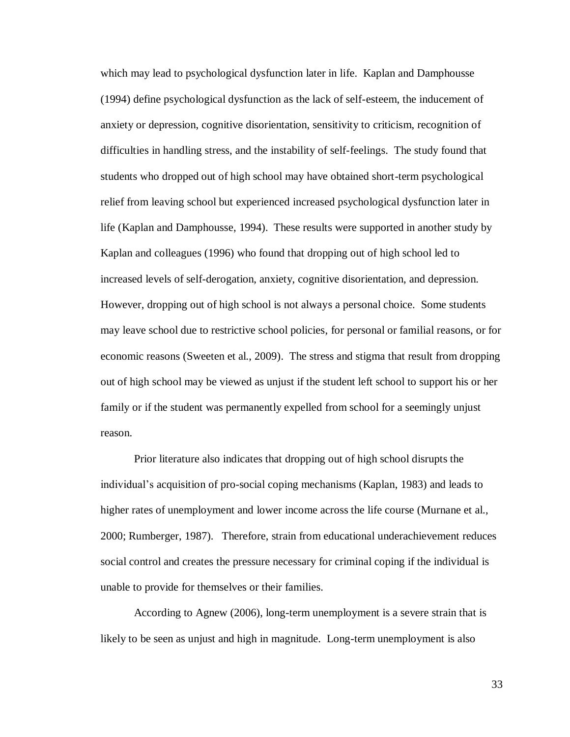which may lead to psychological dysfunction later in life. Kaplan and Damphousse (1994) define psychological dysfunction as the lack of self-esteem, the inducement of anxiety or depression, cognitive disorientation, sensitivity to criticism, recognition of difficulties in handling stress, and the instability of self-feelings. The study found that students who dropped out of high school may have obtained short-term psychological relief from leaving school but experienced increased psychological dysfunction later in life (Kaplan and Damphousse, 1994). These results were supported in another study by Kaplan and colleagues (1996) who found that dropping out of high school led to increased levels of self-derogation, anxiety, cognitive disorientation, and depression. However, dropping out of high school is not always a personal choice. Some students may leave school due to restrictive school policies, for personal or familial reasons, or for economic reasons (Sweeten et al., 2009). The stress and stigma that result from dropping out of high school may be viewed as unjust if the student left school to support his or her family or if the student was permanently expelled from school for a seemingly unjust reason.

Prior literature also indicates that dropping out of high school disrupts the individual's acquisition of pro-social coping mechanisms (Kaplan, 1983) and leads to higher rates of unemployment and lower income across the life course (Murnane et al., 2000; Rumberger, 1987). Therefore, strain from educational underachievement reduces social control and creates the pressure necessary for criminal coping if the individual is unable to provide for themselves or their families.

According to Agnew (2006), long-term unemployment is a severe strain that is likely to be seen as unjust and high in magnitude. Long-term unemployment is also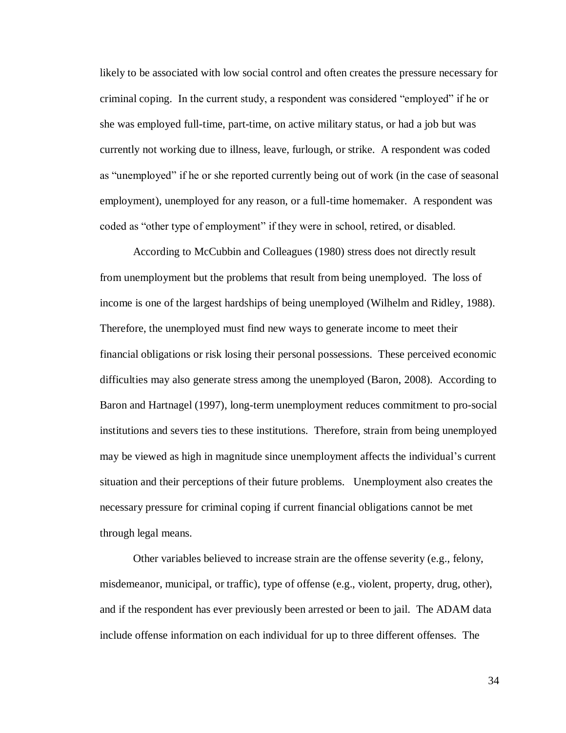likely to be associated with low social control and often creates the pressure necessary for criminal coping. In the current study, a respondent was considered "employed" if he or she was employed full-time, part-time, on active military status, or had a job but was currently not working due to illness, leave, furlough, or strike. A respondent was coded as "unemployed" if he or she reported currently being out of work (in the case of seasonal employment), unemployed for any reason, or a full-time homemaker. A respondent was coded as "other type of employment" if they were in school, retired, or disabled.

According to McCubbin and Colleagues (1980) stress does not directly result from unemployment but the problems that result from being unemployed. The loss of income is one of the largest hardships of being unemployed (Wilhelm and Ridley, 1988). Therefore, the unemployed must find new ways to generate income to meet their financial obligations or risk losing their personal possessions. These perceived economic difficulties may also generate stress among the unemployed (Baron, 2008). According to Baron and Hartnagel (1997), long-term unemployment reduces commitment to pro-social institutions and severs ties to these institutions. Therefore, strain from being unemployed may be viewed as high in magnitude since unemployment affects the individual's current situation and their perceptions of their future problems. Unemployment also creates the necessary pressure for criminal coping if current financial obligations cannot be met through legal means.

Other variables believed to increase strain are the offense severity (e.g., felony, misdemeanor, municipal, or traffic), type of offense (e.g., violent, property, drug, other), and if the respondent has ever previously been arrested or been to jail. The ADAM data include offense information on each individual for up to three different offenses. The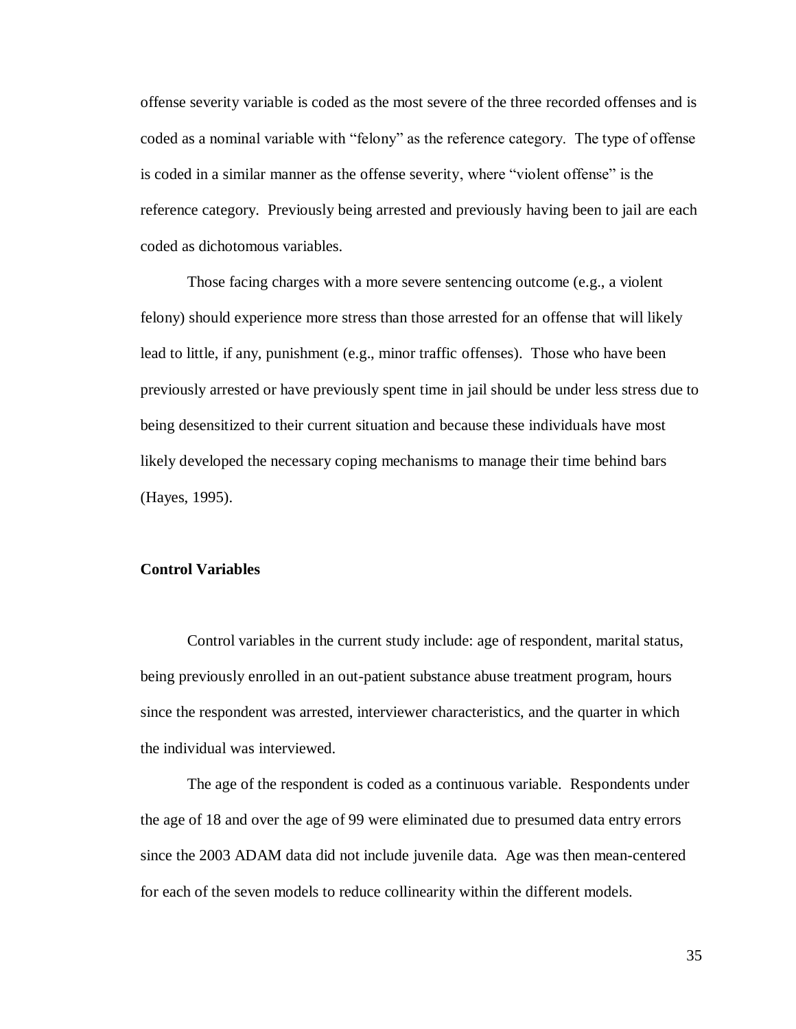offense severity variable is coded as the most severe of the three recorded offenses and is coded as a nominal variable with "felony" as the reference category. The type of offense is coded in a similar manner as the offense severity, where "violent offense" is the reference category. Previously being arrested and previously having been to jail are each coded as dichotomous variables.

Those facing charges with a more severe sentencing outcome (e.g., a violent felony) should experience more stress than those arrested for an offense that will likely lead to little, if any, punishment (e.g., minor traffic offenses). Those who have been previously arrested or have previously spent time in jail should be under less stress due to being desensitized to their current situation and because these individuals have most likely developed the necessary coping mechanisms to manage their time behind bars (Hayes, 1995).

## Control Variables

Control variables in the current study include: age of respondent, marital status, being previously enrolled in an out-patient substance abuse treatment program, hours since the respondent was arrested, interviewer characteristics, and the quarter in which the individual was interviewed.

The age of the respondent is coded as a continuous variable. Respondents under the age of 18 and over the age of 99 were eliminated due to presumed data entry errors since the 2003 ADAM data did not include juvenile data. Age was then mean-centered for each of the seven models to reduce collinearity within the different models.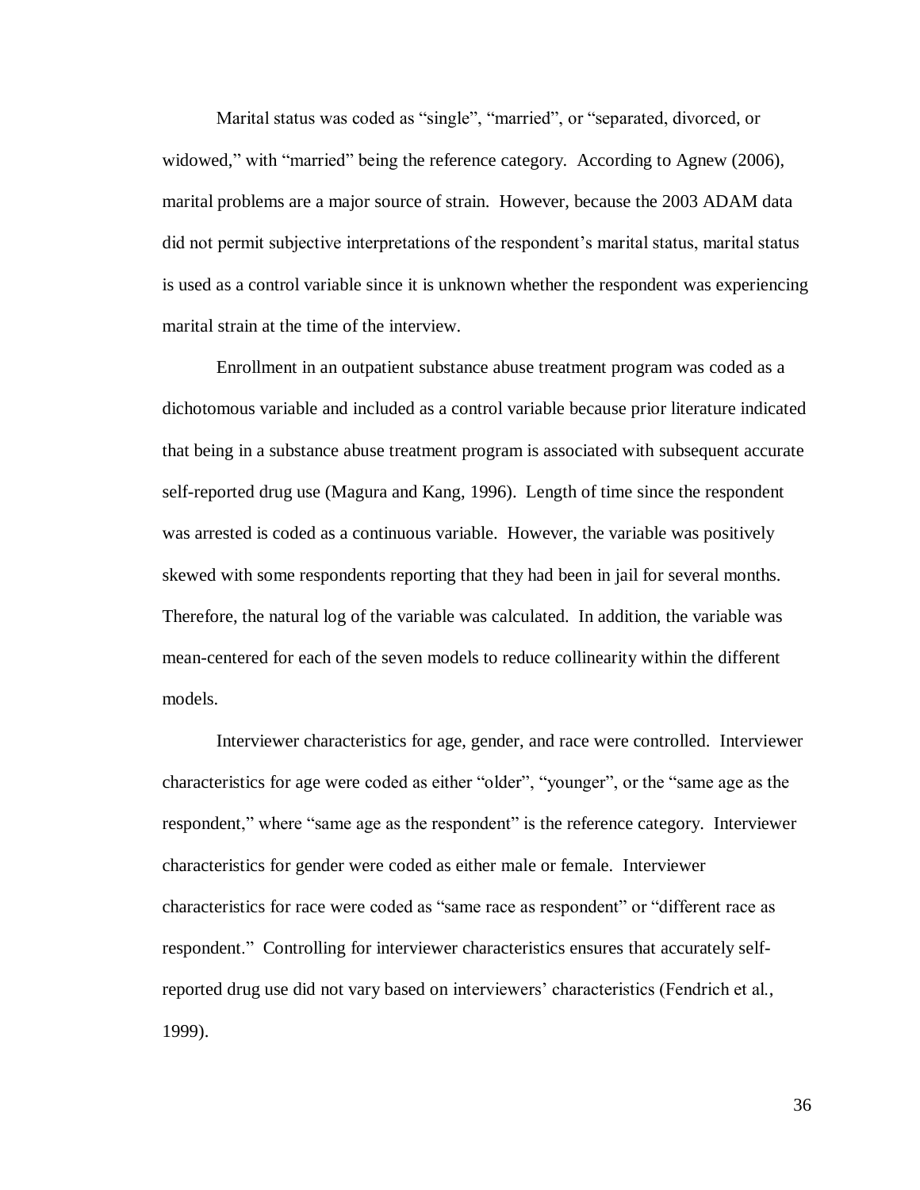Marital status was coded as "single", "married", or "separated, divorced, or widowed," with "married" being the reference category. According to Agnew (2006), marital problems are a major source of strain. However, because the 2003 ADAM data did not permit subjective interpretations of the respondent's marital status, marital status is used as a control variable since it is unknown whether the respondent was experiencing marital strain at the time of the interview.

Enrollment in an outpatient substance abuse treatment program was coded as a dichotomous variable and included as a control variable because prior literature indicated that being in a substance abuse treatment program is associated with subsequent accurate self-reported drug use (Magura and Kang, 1996). Length of time since the respondent was arrested is coded as a continuous variable. However, the variable was positively skewed with some respondents reporting that they had been in jail for several months. Therefore, the natural log of the variable was calculated. In addition, the variable was mean-centered for each of the seven models to reduce collinearity within the different models.

Interviewer characteristics for age, gender, and race were controlled. Interviewer characteristics for age were coded as either "older", "younger", or the "same age as the respondent," where "same age as the respondent" is the reference category. Interviewer characteristics for gender were coded as either male or female. Interviewer characteristics for race were coded as "same race as respondent" or "different race as respondent." Controlling for interviewer characteristics ensures that accurately self-reported drug use did not vary based on interviewers' characteristics (Fendrich et al., 1999).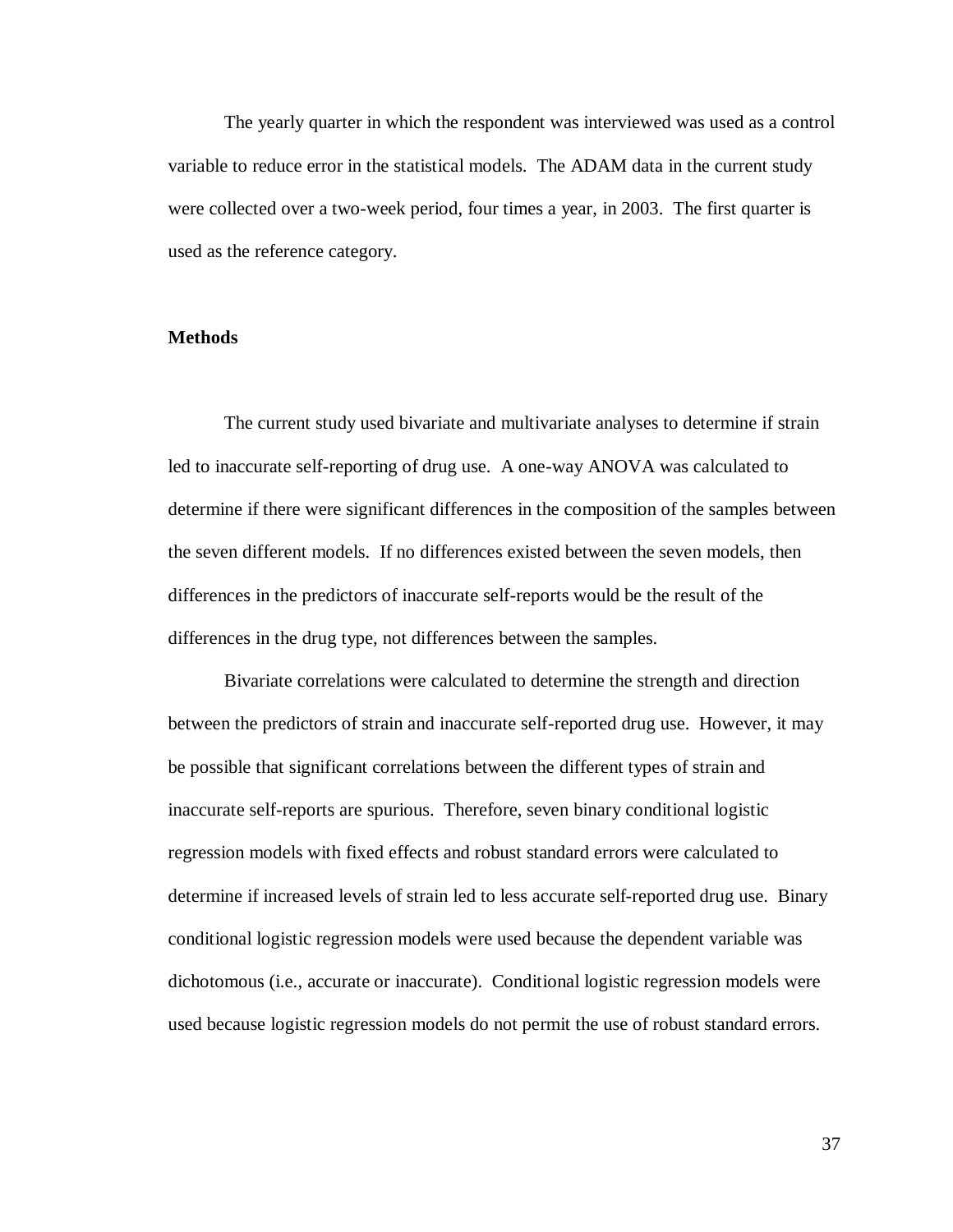The yearly quarter in which the respondent was interviewed was used as a control variable to reduce error in the statistical models. The ADAM data in the current study were collected over a two-week period, four times a year, in 2003. The first quarter is used as the reference category.

## Methods

The current study used bivariate and multivariate analyses to determine if strain led to inaccurate self-reporting of drug use. A one-way ANOVA was calculated to determine if there were significant differences in the composition of the samples between the seven different models. If no differences existed between the seven models, then differences in the predictors of inaccurate self-reports would be the result of the differences in the drug type, not differences between the samples.

Bivariate correlations were calculated to determine the strength and direction between the predictors of strain and inaccurate self-reported drug use. However, it may be possible that significant correlations between the different types of strain and inaccurate self-reports are spurious. Therefore, seven binary conditional logistic regression models with fixed effects and robust standard errors were calculated to determine if increased levels of strain led to less accurate self-reported drug use. Binary conditional logistic regression models were used because the dependent variable was dichotomous (i.e., accurate or inaccurate). Conditional logistic regression models were used because logistic regression models do not permit the use of robust standard errors.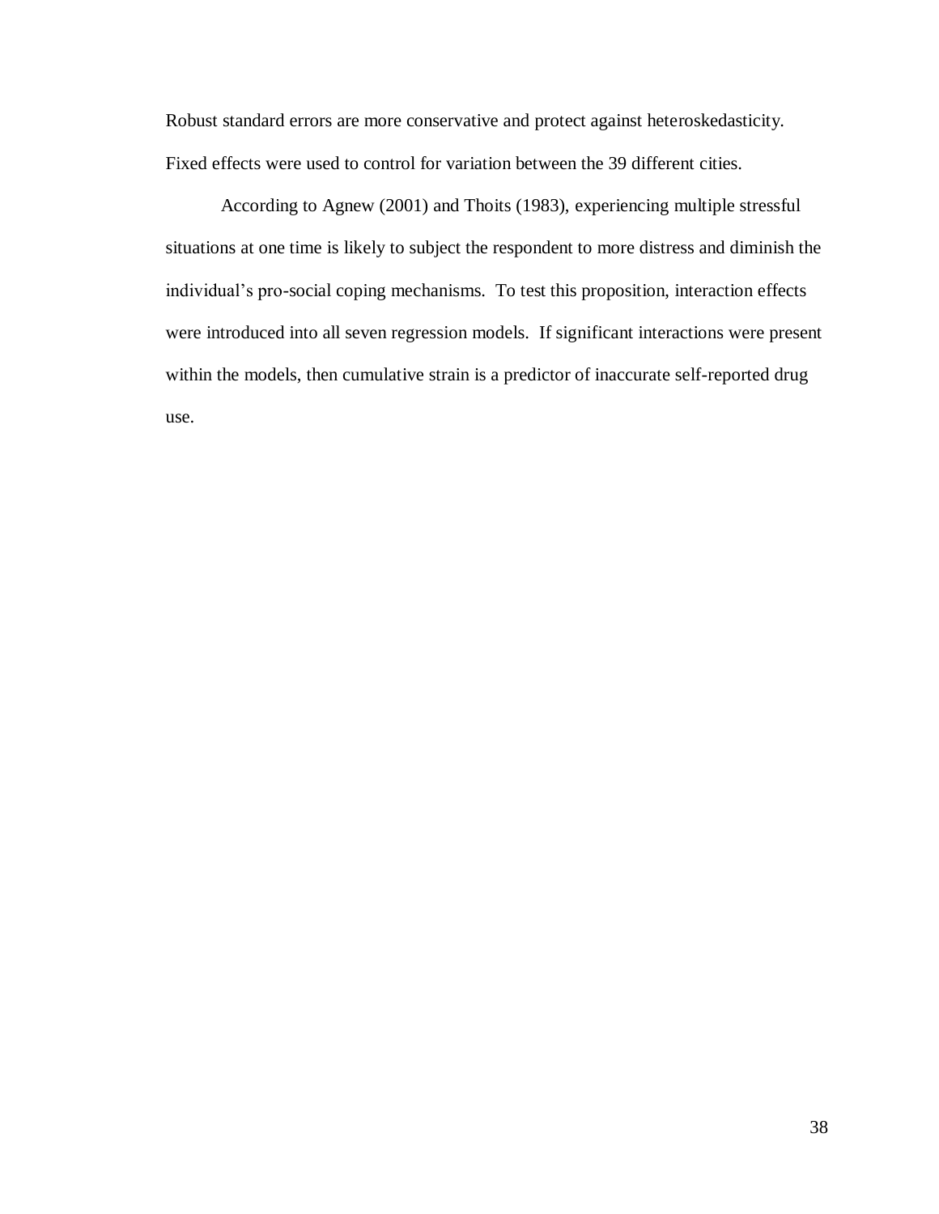Robust standard errors are more conservative and protect against heteroskedasticity. Fixed effects were used to control for variation between the 39 different cities.

According to Agnew (2001) and Thoits (1983), experiencing multiple stressful situations at one time is likely to subject the respondent to more distress and diminish the individual's pro-social coping mechanisms. To test this proposition, interaction effects were introduced into all seven regression models. If significant interactions were present within the models, then cumulative strain is a predictor of inaccurate self-reported drug use.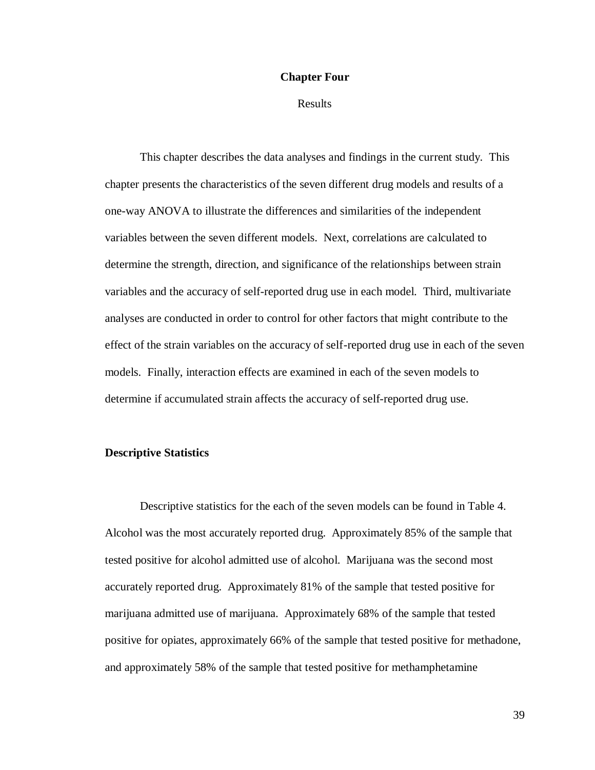# Chapter Four

Results

This chapter describes the data analyses and findings in the current study. This chapter presents the characteristics of the seven different drug models and results of a one-way ANOVA to illustrate the differences and similarities of the independent variables between the seven different models. Next, correlations are calculated to determine the strength, direction, and significance of the relationships between strain variables and the accuracy of self-reported drug use in each model. Third, multivariate analyses are conducted in order to control for other factors that might contribute to the effect of the strain variables on the accuracy of self-reported drug use in each of the seven models. Finally, interaction effects are examined in each of the seven models to determine if accumulated strain affects the accuracy of self-reported drug use.

## Descriptive Statistics

Descriptive statistics for the each of the seven models can be found in Table 4. Alcohol was the most accurately reported drug. Approximately 85% of the sample that tested positive for alcohol admitted use of alcohol. Marijuana was the second most accurately reported drug. Approximately 81% of the sample that tested positive for marijuana admitted use of marijuana. Approximately 68% of the sample that tested positive for opiates, approximately 66% of the sample that tested positive for methadone, and approximately 58% of the sample that tested positive for methamphetamine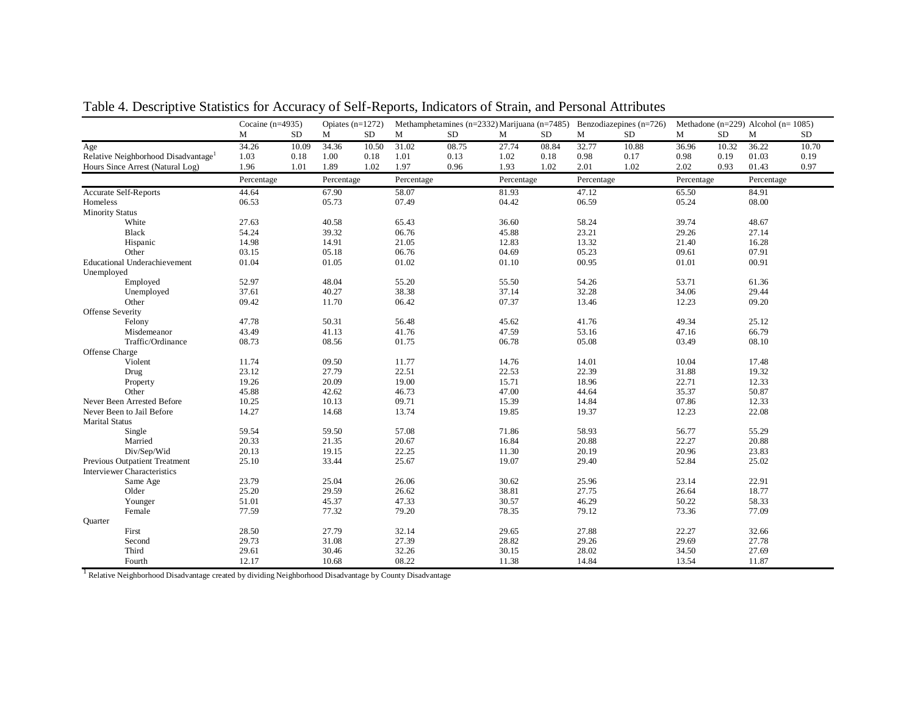Table 4. Descriptive Statistics for Accuracy of Self-Reports, Indicators of Strain, and Personal Attributes

| | Cocaine (n=4935) | | Opiates (n=1272) | | Methamphetamines (n=2332) | | Marijuana (n=7485) | | Benzodiazepines (n=726) | | Methadone (n=229) | | Alcohol (n= 1085) | |
|---|---|---|---|---|---|---|---|---|---|---|---|---|---|---|
| | M | SD | M | SD | M | SD | M | SD | M | SD | M | SD | M | SD |
| Age | 34.26 | 10.09 | 34.36 | 10.50 | 31.02 | 08.75 | 27.74 | 08.84 | 32.77 | 10.88 | 36.96 | 10.32 | 36.22 | 10.70 |
| Relative Neighborhood Disadvantage[1] | 1.03 | 0.18 | 1.00 | 0.18 | 1.01 | 0.13 | 1.02 | 0.18 | 0.98 | 0.17 | 0.98 | 0.19 | 01.03 | 0.19 |
| Hours Since Arrest (Natural Log) | 1.96 | 1.01 | 1.89 | 1.02 | 1.97 | 0.96 | 1.93 | 1.02 | 2.01 | 1.02 | 2.02 | 0.93 | 01.43 | 0.97 |
| | Percentage | | Percentage | | Percentage | | Percentage | | Percentage | | Percentage | | Percentage | |
| Accurate Self-Reports | 44.64 | | 67.90 | | 58.07 | | 81.93 | | 47.12 | | 65.50 | | 84.91 | |
| Homeless | 06.53 | | 05.73 | | 07.49 | | 04.42 | | 06.59 | | 05.24 | | 08.00 | |
| Minority Status | | | | | | | | | | | | | | |
| White | 27.63 | | 40.58 | | 65.43 | | 36.60 | | 58.24 | | 39.74 | | 48.67 | |
| Black | 54.24 | | 39.32 | | 06.76 | | 45.88 | | 23.21 | | 29.26 | | 27.14 | |
| Hispanic | 14.98 | | 14.91 | | 21.05 | | 12.83 | | 13.32 | | 21.40 | | 16.28 | |
| Other | 03.15 | | 05.18 | | 06.76 | | 04.69 | | 05.23 | | 09.61 | | 07.91 | |
| Educational Underachievement | 01.04 | | 01.05 | | 01.02 | | 01.10 | | 00.95 | | 01.01 | | 00.91 | |
| Unemployed | | | | | | | | | | | | | | |
| Employed | 52.97 | | 48.04 | | 55.20 | | 55.50 | | 54.26 | | 53.71 | | 61.36 | |
| Unemployed | 37.61 | | 40.27 | | 38.38 | | 37.14 | | 32.28 | | 34.06 | | 29.44 | |
| Other | 09.42 | | 11.70 | | 06.42 | | 07.37 | | 13.46 | | 12.23 | | 09.20 | |
| Offense Severity | | | | | | | | | | | | | | |
| Felony | 47.78 | | 50.31 | | 56.48 | | 45.62 | | 41.76 | | 49.34 | | 25.12 | |
| Misdemeanor | 43.49 | | 41.13 | | 41.76 | | 47.59 | | 53.16 | | 47.16 | | 66.79 | |
| Traffic/Ordinance | 08.73 | | 08.56 | | 01.75 | | 06.78 | | 05.08 | | 03.49 | | 08.10 | |
| Offense Charge | | | | | | | | | | | | | | |
| Violent | 11.74 | | 09.50 | | 11.77 | | 14.76 | | 14.01 | | 10.04 | | 17.48 | |
| Drug | 23.12 | | 27.79 | | 22.51 | | 22.53 | | 22.39 | | 31.88 | | 19.32 | |
| Property | 19.26 | | 20.09 | | 19.00 | | 15.71 | | 18.96 | | 22.71 | | 12.33 | |
| Other | 45.88 | | 42.62 | | 46.73 | | 47.00 | | 44.64 | | 35.37 | | 50.87 | |
| Never Been Arrested Before | 10.25 | | 10.13 | | 09.71 | | 15.39 | | 14.84 | | 07.86 | | 12.33 | |
| Never Been to Jail Before | 14.27 | | 14.68 | | 13.74 | | 19.85 | | 19.37 | | 12.23 | | 22.08 | |
| Marital Status | | | | | | | | | | | | | | |
| Single | 59.54 | | 59.50 | | 57.08 | | 71.86 | | 58.93 | | 56.77 | | 55.29 | |
| Married | 20.33 | | 21.35 | | 20.67 | | 16.84 | | 20.88 | | 22.27 | | 20.88 | |
| Div/Sep/Wid | 20.13 | | 19.15 | | 22.25 | | 11.30 | | 20.19 | | 20.96 | | 23.83 | |
| Previous Outpatient Treatment | 25.10 | | 33.44 | | 25.67 | | 19.07 | | 29.40 | | 52.84 | | 25.02 | |
| Interviewer Characteristics | | | | | | | | | | | | | | |
| Same Age | 23.79 | | 25.04 | | 26.06 | | 30.62 | | 25.96 | | 23.14 | | 22.91 | |
| Older | 25.20 | | 29.59 | | 26.62 | | 38.81 | | 27.75 | | 26.64 | | 18.77 | |
| Younger | 51.01 | | 45.37 | | 47.33 | | 30.57 | | 46.29 | | 50.22 | | 58.33 | |
| Female | 77.59 | | 77.32 | | 79.20 | | 78.35 | | 79.12 | | 73.36 | | 77.09 | |
| Quarter | | | | | | | | | | | | | | |
| First | 28.50 | | 27.79 | | 32.14 | | 29.65 | | 27.88 | | 22.27 | | 32.66 | |
| Second | 29.73 | | 31.08 | | 27.39 | | 28.82 | | 29.26 | | 29.69 | | 27.78 | |
| Third | 29.61 | | 30.46 | | 32.26 | | 30.15 | | 28.02 | | 34.50 | | 27.69 | |
| Fourth | 12.17 | | 10.68 | | 08.22 | | 11.38 | | 14.84 | | 13.54 | | 11.87 | |

[1] Relative Neighborhood Disadvantage created by dividing Neighborhood Disadvantage by County Disadvantage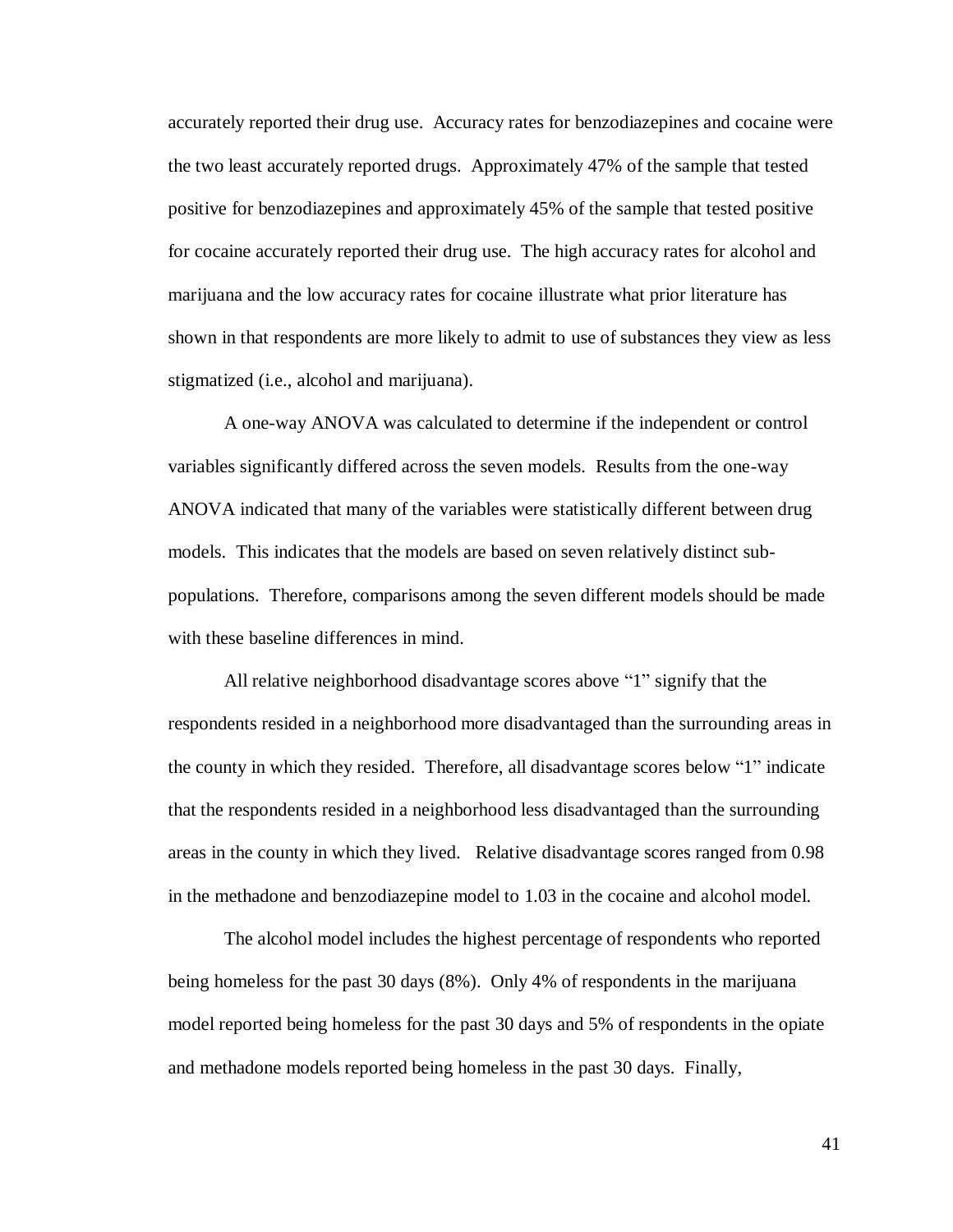accurately reported their drug use. Accuracy rates for benzodiazepines and cocaine were the two least accurately reported drugs. Approximately 47% of the sample that tested positive for benzodiazepines and approximately 45% of the sample that tested positive for cocaine accurately reported their drug use. The high accuracy rates for alcohol and marijuana and the low accuracy rates for cocaine illustrate what prior literature has shown in that respondents are more likely to admit to use of substances they view as less stigmatized (i.e., alcohol and marijuana).

A one-way ANOVA was calculated to determine if the independent or control variables significantly differed across the seven models. Results from the one-way ANOVA indicated that many of the variables were statistically different between drug models. This indicates that the models are based on seven relatively distinct sub-populations. Therefore, comparisons among the seven different models should be made with these baseline differences in mind.

All relative neighborhood disadvantage scores above "1" signify that the respondents resided in a neighborhood more disadvantaged than the surrounding areas in the county in which they resided. Therefore, all disadvantage scores below "1" indicate that the respondents resided in a neighborhood less disadvantaged than the surrounding areas in the county in which they lived. Relative disadvantage scores ranged from 0.98 in the methadone and benzodiazepine model to 1.03 in the cocaine and alcohol model.

The alcohol model includes the highest percentage of respondents who reported being homeless for the past 30 days (8%). Only 4% of respondents in the marijuana model reported being homeless for the past 30 days and 5% of respondents in the opiate and methadone models reported being homeless in the past 30 days. Finally,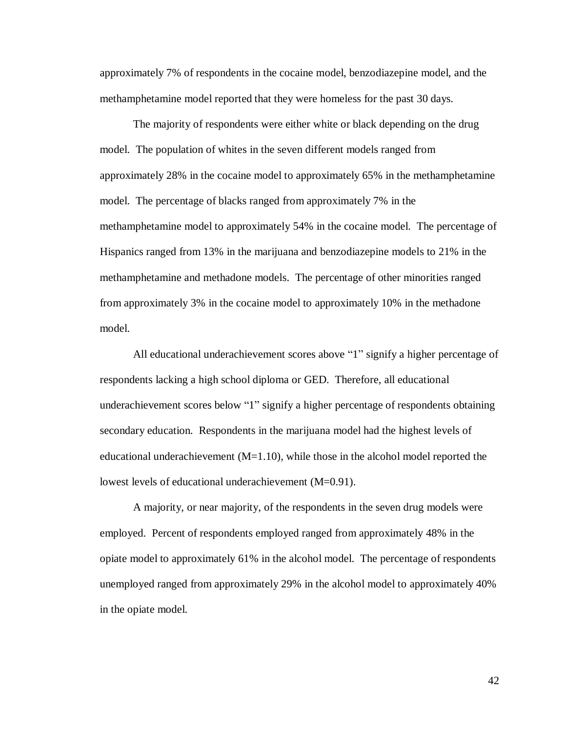approximately 7% of respondents in the cocaine model, benzodiazepine model, and the methamphetamine model reported that they were homeless for the past 30 days.

The majority of respondents were either white or black depending on the drug model. The population of whites in the seven different models ranged from approximately 28% in the cocaine model to approximately 65% in the methamphetamine model. The percentage of blacks ranged from approximately 7% in the methamphetamine model to approximately 54% in the cocaine model. The percentage of Hispanics ranged from 13% in the marijuana and benzodiazepine models to 21% in the methamphetamine and methadone models. The percentage of other minorities ranged from approximately 3% in the cocaine model to approximately 10% in the methadone model.

All educational underachievement scores above "1" signify a higher percentage of respondents lacking a high school diploma or GED. Therefore, all educational underachievement scores below "1" signify a higher percentage of respondents obtaining secondary education. Respondents in the marijuana model had the highest levels of educational underachievement (M=1.10), while those in the alcohol model reported the lowest levels of educational underachievement (M=0.91).

A majority, or near majority, of the respondents in the seven drug models were employed. Percent of respondents employed ranged from approximately 48% in the opiate model to approximately 61% in the alcohol model. The percentage of respondents unemployed ranged from approximately 29% in the alcohol model to approximately 40% in the opiate model.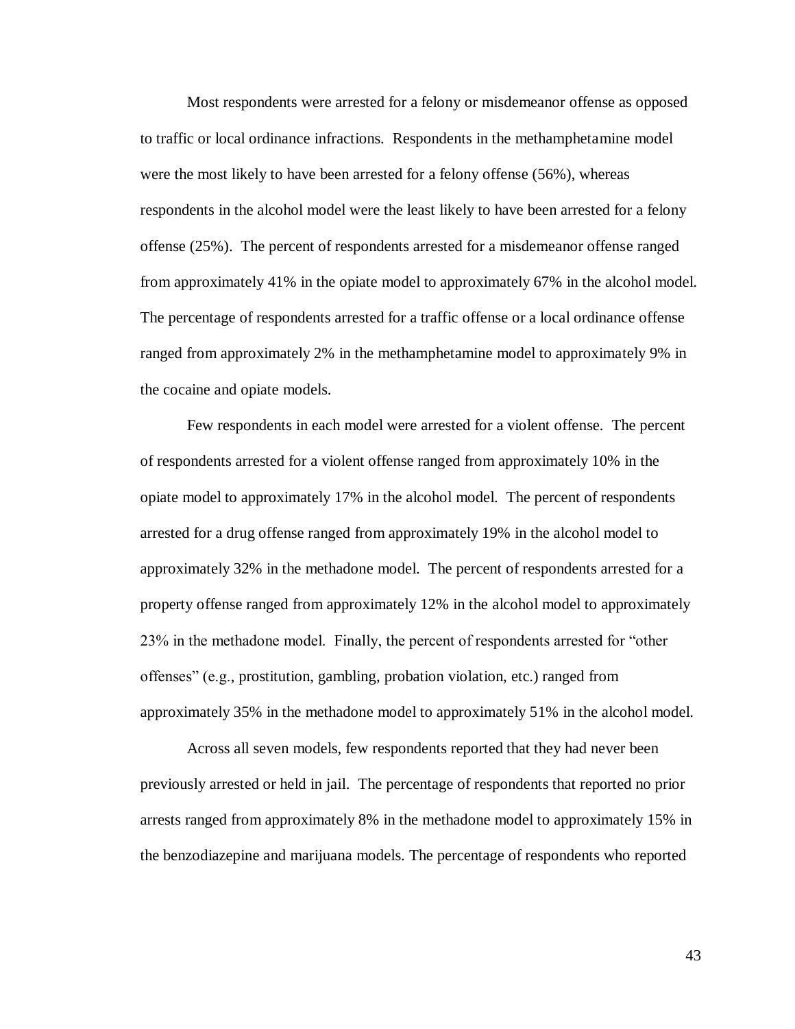Most respondents were arrested for a felony or misdemeanor offense as opposed to traffic or local ordinance infractions. Respondents in the methamphetamine model were the most likely to have been arrested for a felony offense (56%), whereas respondents in the alcohol model were the least likely to have been arrested for a felony offense (25%). The percent of respondents arrested for a misdemeanor offense ranged from approximately 41% in the opiate model to approximately 67% in the alcohol model. The percentage of respondents arrested for a traffic offense or a local ordinance offense ranged from approximately 2% in the methamphetamine model to approximately 9% in the cocaine and opiate models.

Few respondents in each model were arrested for a violent offense. The percent of respondents arrested for a violent offense ranged from approximately 10% in the opiate model to approximately 17% in the alcohol model. The percent of respondents arrested for a drug offense ranged from approximately 19% in the alcohol model to approximately 32% in the methadone model. The percent of respondents arrested for a property offense ranged from approximately 12% in the alcohol model to approximately 23% in the methadone model. Finally, the percent of respondents arrested for "other offenses" (e.g., prostitution, gambling, probation violation, etc.) ranged from approximately 35% in the methadone model to approximately 51% in the alcohol model.

Across all seven models, few respondents reported that they had never been previously arrested or held in jail. The percentage of respondents that reported no prior arrests ranged from approximately 8% in the methadone model to approximately 15% in the benzodiazepine and marijuana models. The percentage of respondents who reported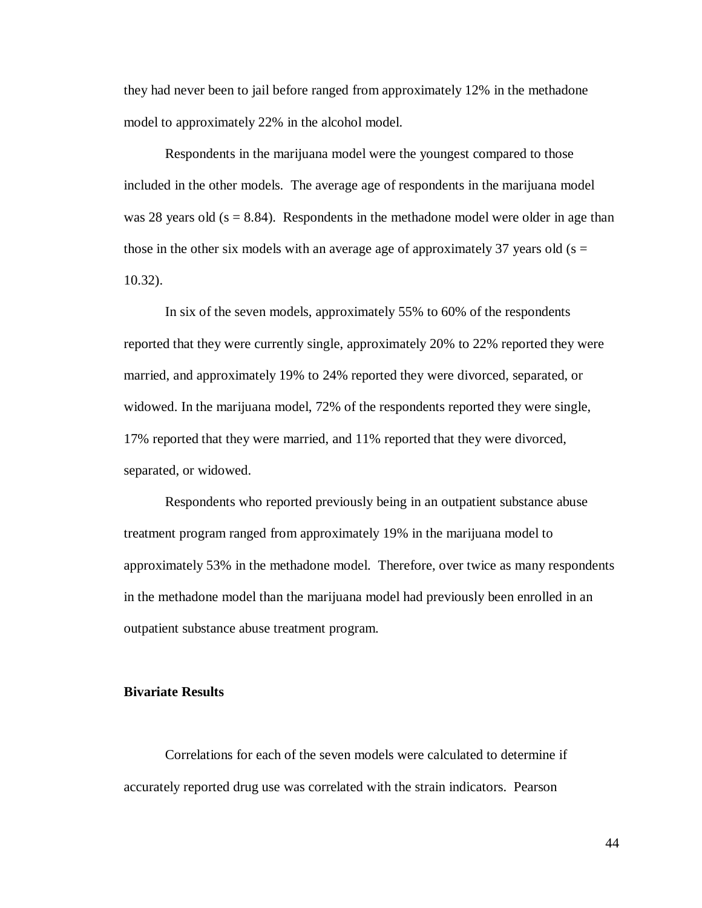they had never been to jail before ranged from approximately 12% in the methadone model to approximately 22% in the alcohol model.

Respondents in the marijuana model were the youngest compared to those included in the other models. The average age of respondents in the marijuana model was 28 years old (s = 8.84). Respondents in the methadone model were older in age than those in the other six models with an average age of approximately 37 years old (s = 10.32).

In six of the seven models, approximately 55% to 60% of the respondents reported that they were currently single, approximately 20% to 22% reported they were married, and approximately 19% to 24% reported they were divorced, separated, or widowed. In the marijuana model, 72% of the respondents reported they were single, 17% reported that they were married, and 11% reported that they were divorced, separated, or widowed.

Respondents who reported previously being in an outpatient substance abuse treatment program ranged from approximately 19% in the marijuana model to approximately 53% in the methadone model. Therefore, over twice as many respondents in the methadone model than the marijuana model had previously been enrolled in an outpatient substance abuse treatment program.

**Bivariate Results**

Correlations for each of the seven models were calculated to determine if accurately reported drug use was correlated with the strain indicators. Pearson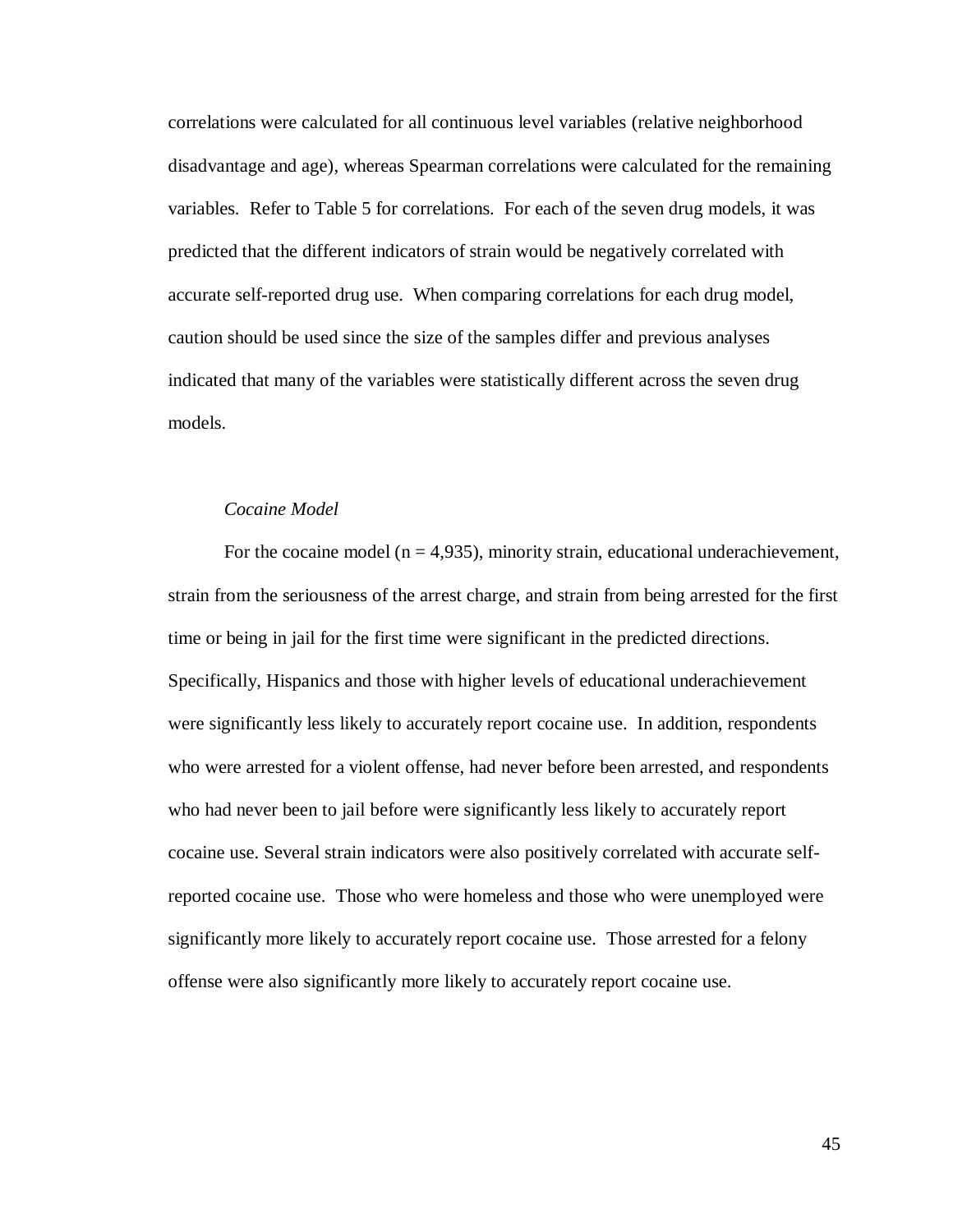correlations were calculated for all continuous level variables (relative neighborhood disadvantage and age), whereas Spearman correlations were calculated for the remaining variables. Refer to Table 5 for correlations. For each of the seven drug models, it was predicted that the different indicators of strain would be negatively correlated with accurate self-reported drug use. When comparing correlations for each drug model, caution should be used since the size of the samples differ and previous analyses indicated that many of the variables were statistically different across the seven drug models.

*Cocaine Model*

For the cocaine model (n = 4,935), minority strain, educational underachievement, strain from the seriousness of the arrest charge, and strain from being arrested for the first time or being in jail for the first time were significant in the predicted directions. Specifically, Hispanics and those with higher levels of educational underachievement were significantly less likely to accurately report cocaine use. In addition, respondents who were arrested for a violent offense, had never before been arrested, and respondents who had never been to jail before were significantly less likely to accurately report cocaine use. Several strain indicators were also positively correlated with accurate self-reported cocaine use. Those who were homeless and those who were unemployed were significantly more likely to accurately report cocaine use. Those arrested for a felony offense were also significantly more likely to accurately report cocaine use.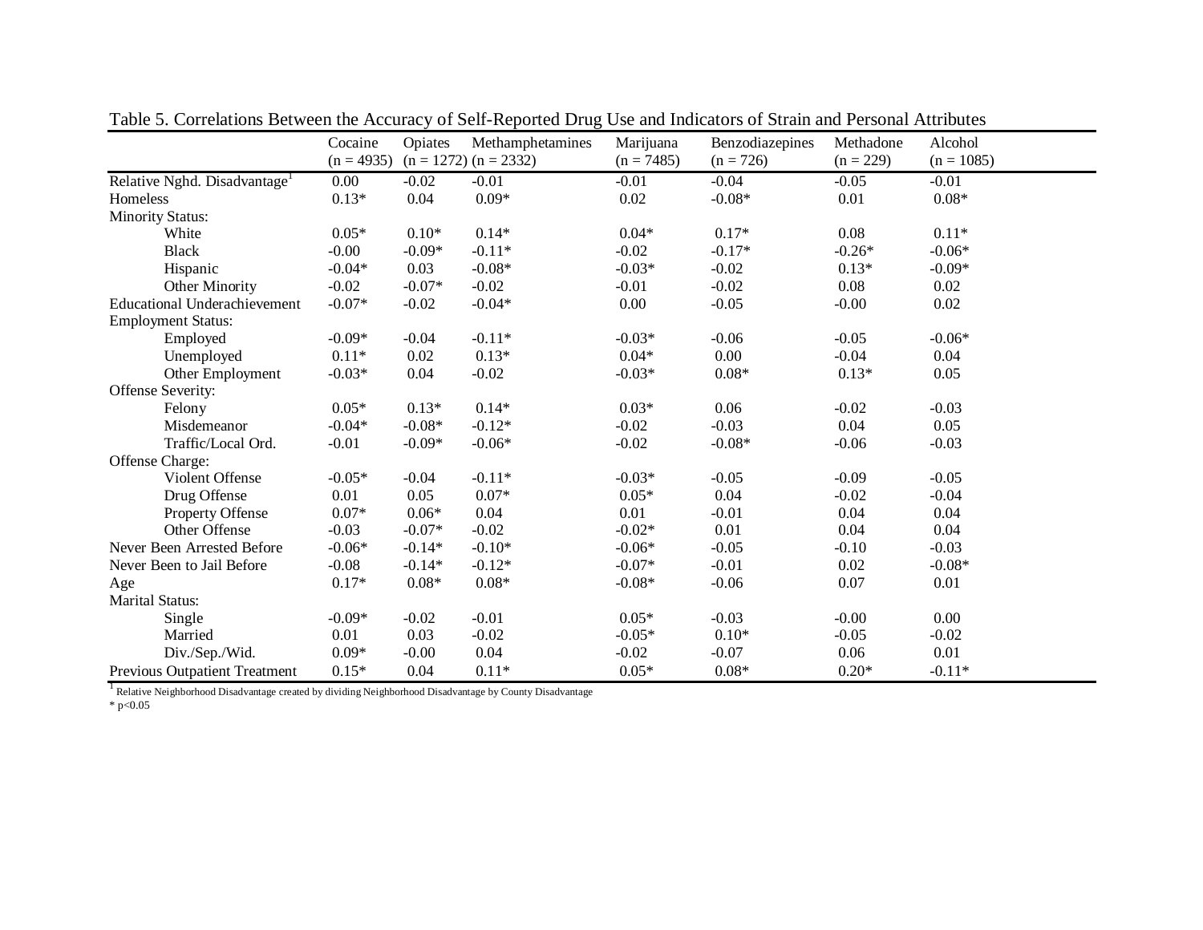Table 5. Correlations Between the Accuracy of Self-Reported Drug Use and Indicators of Strain and Personal Attributes

| | Cocaine (n = 4935) | Opiates (n = 1272) | Methamphetamines (n = 2332) | Marijuana (n = 7485) | Benzodiazepines (n = 726) | Methadone (n = 229) | Alcohol (n = 1085) |
|---|---|---|---|---|---|---|---|
| Relative Nghd. Disadvantage[1] | 0.00 | -0.02 | -0.01 | -0.01 | -0.04 | -0.05 | -0.01 |
| Homeless | 0.13* | 0.04 | 0.09* | 0.02 | -0.08* | 0.01 | 0.08* |
| Minority Status: | | | | | | | |
| White | 0.05* | 0.10* | 0.14* | 0.04* | 0.17* | 0.08 | 0.11* |
| Black | -0.00 | -0.09* | -0.11* | -0.02 | -0.17* | -0.26* | -0.06* |
| Hispanic | -0.04* | 0.03 | -0.08* | -0.03* | -0.02 | 0.13* | -0.09* |
| Other Minority | -0.02 | -0.07* | -0.02 | -0.01 | -0.02 | 0.08 | 0.02 |
| Educational Underachievement | -0.07* | -0.02 | -0.04* | 0.00 | -0.05 | -0.00 | 0.02 |
| Employment Status: | | | | | | | |
| Employed | -0.09* | -0.04 | -0.11* | -0.03* | -0.06 | -0.05 | -0.06* |
| Unemployed | 0.11* | 0.02 | 0.13* | 0.04* | 0.00 | -0.04 | 0.04 |
| Other Employment | -0.03* | 0.04 | -0.02 | -0.03* | 0.08* | 0.13* | 0.05 |
| Offense Severity: | | | | | | | |
| Felony | 0.05* | 0.13* | 0.14* | 0.03* | 0.06 | -0.02 | -0.03 |
| Misdemeanor | -0.04* | -0.08* | -0.12* | -0.02 | -0.03 | 0.04 | 0.05 |
| Traffic/Local Ord. | -0.01 | -0.09* | -0.06* | -0.02 | -0.08* | -0.06 | -0.03 |
| Offense Charge: | | | | | | | |
| Violent Offense | -0.05* | -0.04 | -0.11* | -0.03* | -0.05 | -0.09 | -0.05 |
| Drug Offense | 0.01 | 0.05 | 0.07* | 0.05* | 0.04 | -0.02 | -0.04 |
| Property Offense | 0.07* | 0.06* | 0.04 | 0.01 | -0.01 | 0.04 | 0.04 |
| Other Offense | -0.03 | -0.07* | -0.02 | -0.02* | 0.01 | 0.04 | 0.04 |
| Never Been Arrested Before | -0.06* | -0.14* | -0.10* | -0.06* | -0.05 | -0.10 | -0.03 |
| Never Been to Jail Before | -0.08 | -0.14* | -0.12* | -0.07* | -0.01 | 0.02 | -0.08* |
| Age | 0.17* | 0.08* | 0.08* | -0.08* | -0.06 | 0.07 | 0.01 |
| Marital Status: | | | | | | | |
| Single | -0.09* | -0.02 | -0.01 | 0.05* | -0.03 | -0.00 | 0.00 |
| Married | 0.01 | 0.03 | -0.02 | -0.05* | 0.10* | -0.05 | -0.02 |
| Div./Sep./Wid. | 0.09* | -0.00 | 0.04 | -0.02 | -0.07 | 0.06 | 0.01 |
| Previous Outpatient Treatment | 0.15* | 0.04 | 0.11* | 0.05* | 0.08* | 0.20* | -0.11* |

[1] Relative Neighborhood Disadvantage created by dividing Neighborhood Disadvantage by County Disadvantage

* p<0.05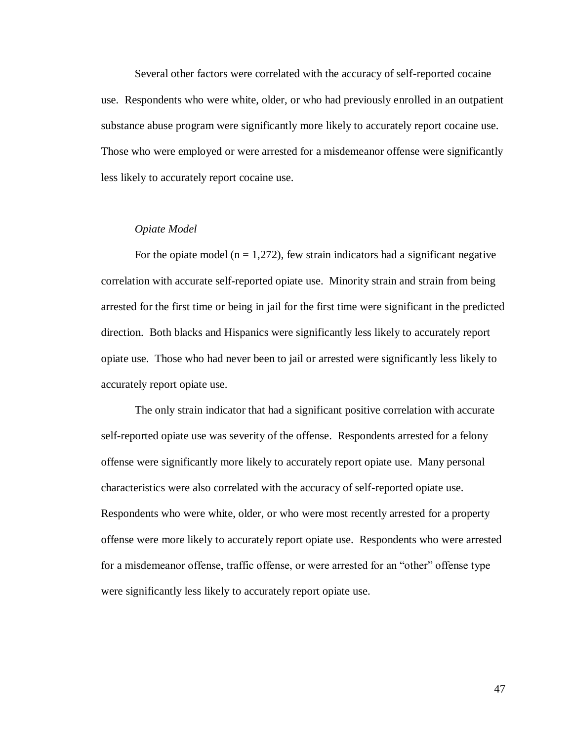Several other factors were correlated with the accuracy of self-reported cocaine use. Respondents who were white, older, or who had previously enrolled in an outpatient substance abuse program were significantly more likely to accurately report cocaine use. Those who were employed or were arrested for a misdemeanor offense were significantly less likely to accurately report cocaine use.

*Opiate Model*

For the opiate model (n = 1,272), few strain indicators had a significant negative correlation with accurate self-reported opiate use. Minority strain and strain from being arrested for the first time or being in jail for the first time were significant in the predicted direction. Both blacks and Hispanics were significantly less likely to accurately report opiate use. Those who had never been to jail or arrested were significantly less likely to accurately report opiate use.

The only strain indicator that had a significant positive correlation with accurate self-reported opiate use was severity of the offense. Respondents arrested for a felony offense were significantly more likely to accurately report opiate use. Many personal characteristics were also correlated with the accuracy of self-reported opiate use. Respondents who were white, older, or who were most recently arrested for a property offense were more likely to accurately report opiate use. Respondents who were arrested for a misdemeanor offense, traffic offense, or were arrested for an "other" offense type were significantly less likely to accurately report opiate use.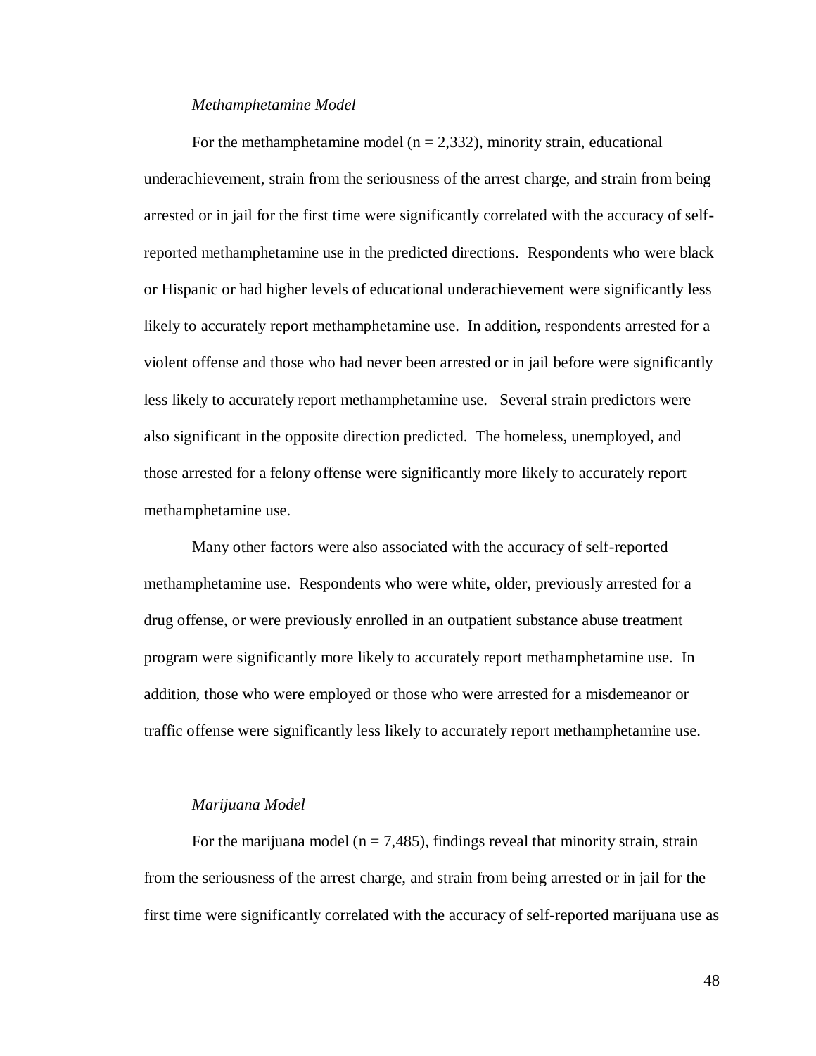*Methamphetamine Model*

For the methamphetamine model (n = 2,332), minority strain, educational underachievement, strain from the seriousness of the arrest charge, and strain from being arrested or in jail for the first time were significantly correlated with the accuracy of self-reported methamphetamine use in the predicted directions. Respondents who were black or Hispanic or had higher levels of educational underachievement were significantly less likely to accurately report methamphetamine use. In addition, respondents arrested for a violent offense and those who had never been arrested or in jail before were significantly less likely to accurately report methamphetamine use. Several strain predictors were also significant in the opposite direction predicted. The homeless, unemployed, and those arrested for a felony offense were significantly more likely to accurately report methamphetamine use.

Many other factors were also associated with the accuracy of self-reported methamphetamine use. Respondents who were white, older, previously arrested for a drug offense, or were previously enrolled in an outpatient substance abuse treatment program were significantly more likely to accurately report methamphetamine use. In addition, those who were employed or those who were arrested for a misdemeanor or traffic offense were significantly less likely to accurately report methamphetamine use.

*Marijuana Model*

For the marijuana model (n = 7,485), findings reveal that minority strain, strain from the seriousness of the arrest charge, and strain from being arrested or in jail for the first time were significantly correlated with the accuracy of self-reported marijuana use as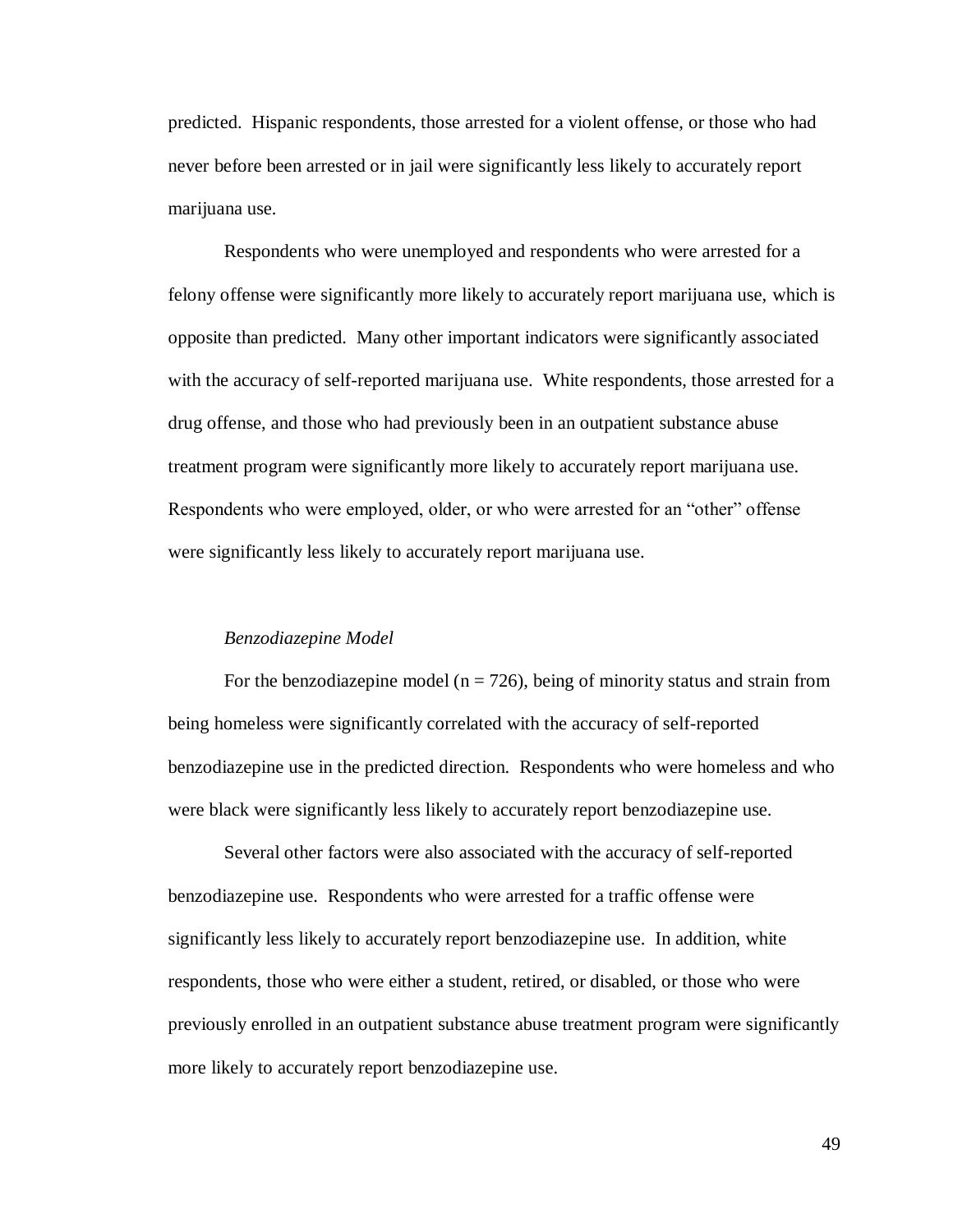predicted. Hispanic respondents, those arrested for a violent offense, or those who had never before been arrested or in jail were significantly less likely to accurately report marijuana use.

Respondents who were unemployed and respondents who were arrested for a felony offense were significantly more likely to accurately report marijuana use, which is opposite than predicted. Many other important indicators were significantly associated with the accuracy of self-reported marijuana use. White respondents, those arrested for a drug offense, and those who had previously been in an outpatient substance abuse treatment program were significantly more likely to accurately report marijuana use. Respondents who were employed, older, or who were arrested for an "other" offense were significantly less likely to accurately report marijuana use.

*Benzodiazepine Model*

For the benzodiazepine model ($n = 726$), being of minority status and strain from being homeless were significantly correlated with the accuracy of self-reported benzodiazepine use in the predicted direction. Respondents who were homeless and who were black were significantly less likely to accurately report benzodiazepine use.

Several other factors were also associated with the accuracy of self-reported benzodiazepine use. Respondents who were arrested for a traffic offense were significantly less likely to accurately report benzodiazepine use. In addition, white respondents, those who were either a student, retired, or disabled, or those who were previously enrolled in an outpatient substance abuse treatment program were significantly more likely to accurately report benzodiazepine use.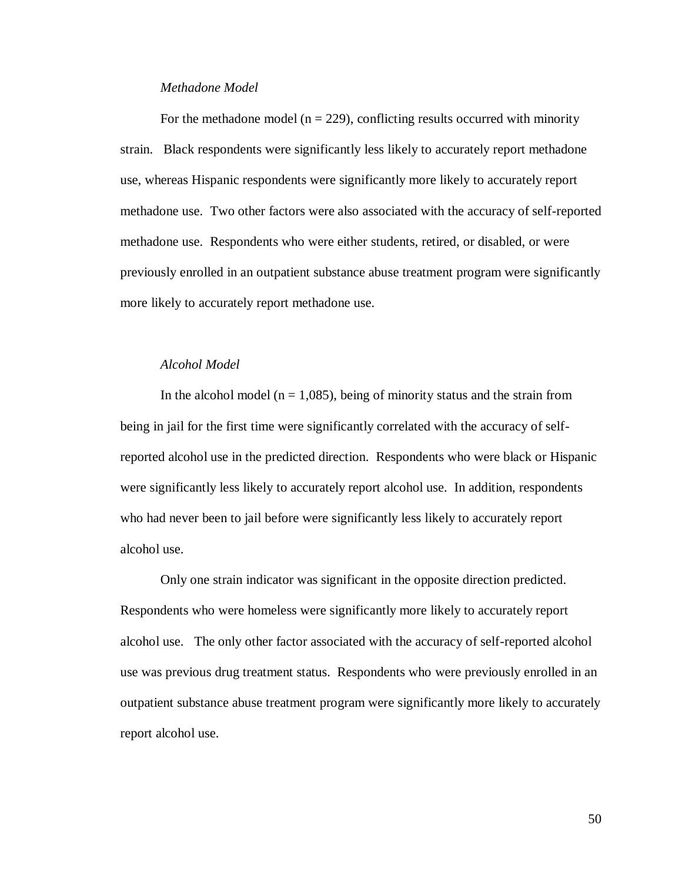*Methadone Model*

For the methadone model (n = 229), conflicting results occurred with minority strain. Black respondents were significantly less likely to accurately report methadone use, whereas Hispanic respondents were significantly more likely to accurately report methadone use. Two other factors were also associated with the accuracy of self-reported methadone use. Respondents who were either students, retired, or disabled, or were previously enrolled in an outpatient substance abuse treatment program were significantly more likely to accurately report methadone use.

*Alcohol Model*

In the alcohol model (n = 1,085), being of minority status and the strain from being in jail for the first time were significantly correlated with the accuracy of self-reported alcohol use in the predicted direction. Respondents who were black or Hispanic were significantly less likely to accurately report alcohol use. In addition, respondents who had never been to jail before were significantly less likely to accurately report alcohol use.

Only one strain indicator was significant in the opposite direction predicted. Respondents who were homeless were significantly more likely to accurately report alcohol use. The only other factor associated with the accuracy of self-reported alcohol use was previous drug treatment status. Respondents who were previously enrolled in an outpatient substance abuse treatment program were significantly more likely to accurately report alcohol use.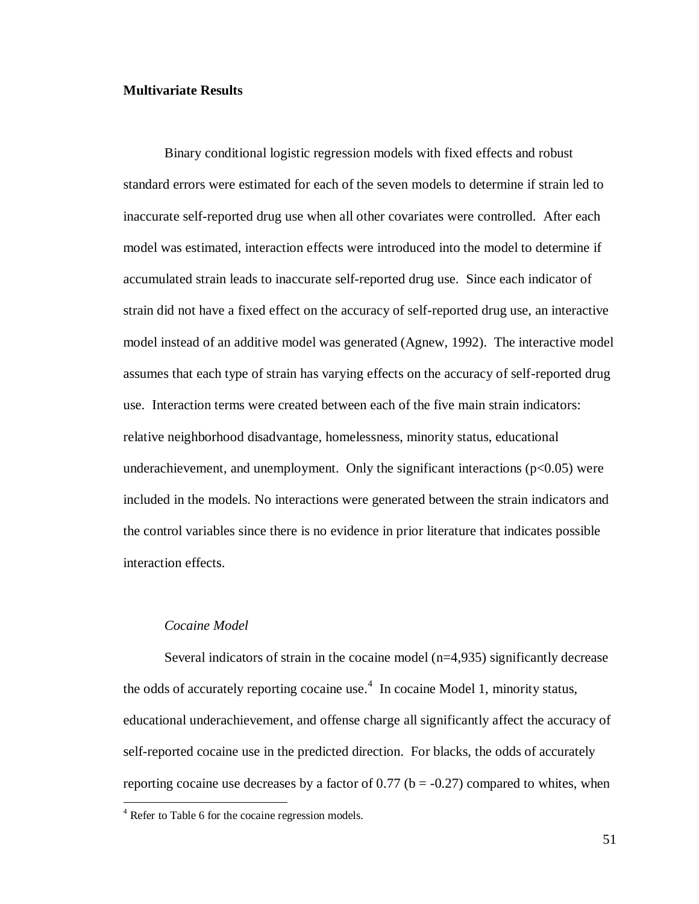**Multivariate Results**

Binary conditional logistic regression models with fixed effects and robust standard errors were estimated for each of the seven models to determine if strain led to inaccurate self-reported drug use when all other covariates were controlled. After each model was estimated, interaction effects were introduced into the model to determine if accumulated strain leads to inaccurate self-reported drug use. Since each indicator of strain did not have a fixed effect on the accuracy of self-reported drug use, an interactive model instead of an additive model was generated (Agnew, 1992). The interactive model assumes that each type of strain has varying effects on the accuracy of self-reported drug use. Interaction terms were created between each of the five main strain indicators: relative neighborhood disadvantage, homelessness, minority status, educational underachievement, and unemployment. Only the significant interactions ($p<0.05$) were included in the models. No interactions were generated between the strain indicators and the control variables since there is no evidence in prior literature that indicates possible interaction effects.

*Cocaine Model*

Several indicators of strain in the cocaine model (n=4,935) significantly decrease the odds of accurately reporting cocaine use.[4] In cocaine Model 1, minority status, educational underachievement, and offense charge all significantly affect the accuracy of self-reported cocaine use in the predicted direction. For blacks, the odds of accurately reporting cocaine use decreases by a factor of 0.77 ($b = -0.27$) compared to whites, when

[4] Refer to Table 6 for the cocaine regression models.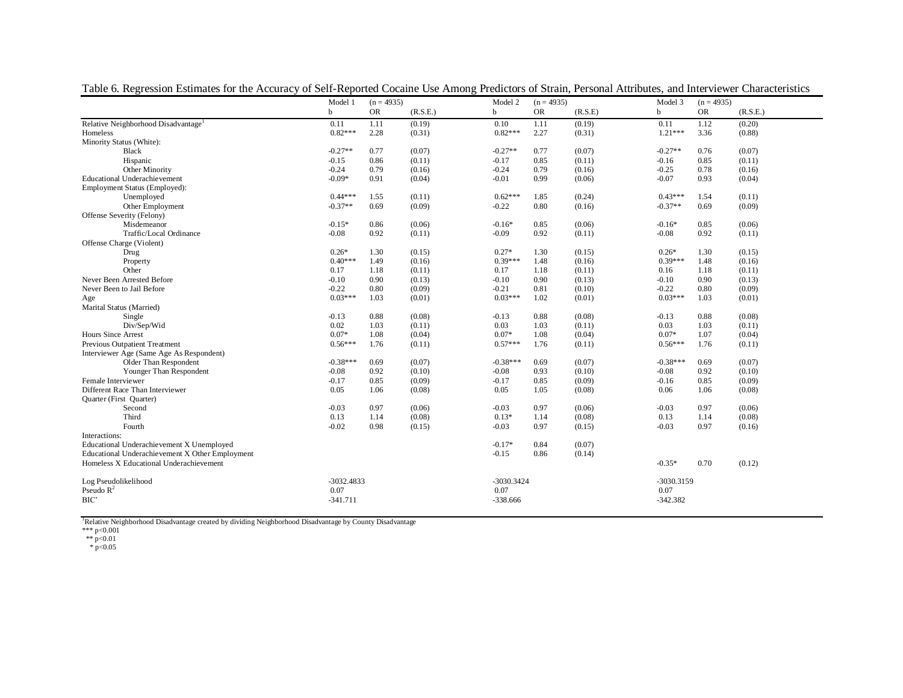Table 6. Regression Estimates for the Accuracy of Self-Reported Cocaine Use Among Predictors of Strain, Personal Attributes, and Interviewer Characteristics

| | Model 1 | (n = 4935) | | Model 2 | (n = 4935) | | Model 3 | (n = 4935) | |
|---|---|---|---|---|---|---|---|---|---|
| | b | OR | (R.S.E.) | b | OR | (R.S.E) | b | OR | (R.S.E.) |
| Relative Neighborhood Disadvantage[1] | 0.11 | 1.11 | (0.19) | 0.10 | 1.11 | (0.19) | 0.11 | 1.12 | (0.20) |
| Homeless | 0.82*** | 2.28 | (0.31) | 0.82*** | 2.27 | (0.31) | 1.21*** | 3.36 | (0.88) |
| Minority Status (White): | | | | | | | | | |
| Black | -0.27** | 0.77 | (0.07) | -0.27** | 0.77 | (0.07) | -0.27** | 0.76 | (0.07) |
| Hispanic | -0.15 | 0.86 | (0.11) | -0.17 | 0.85 | (0.11) | -0.16 | 0.85 | (0.11) |
| Other Minority | -0.24 | 0.79 | (0.16) | -0.24 | 0.79 | (0.16) | -0.25 | 0.78 | (0.16) |
| Educational Underachievement | -0.09* | 0.91 | (0.04) | -0.01 | 0.99 | (0.06) | -0.07 | 0.93 | (0.04) |
| Employment Status (Employed): | | | | | | | | | |
| Unemployed | 0.44*** | 1.55 | (0.11) | 0.62*** | 1.85 | (0.24) | 0.43*** | 1.54 | (0.11) |
| Other Employment | -0.37** | 0.69 | (0.09) | -0.22 | 0.80 | (0.16) | -0.37** | 0.69 | (0.09) |
| Offense Severity (Felony) | | | | | | | | | |
| Misdemeanor | -0.15* | 0.86 | (0.06) | -0.16* | 0.85 | (0.06) | -0.16* | 0.85 | (0.06) |
| Traffic/Local Ordinance | -0.08 | 0.92 | (0.11) | -0.09 | 0.92 | (0.11) | -0.08 | 0.92 | (0.11) |
| Offense Charge (Violent) | | | | | | | | | |
| Drug | 0.26* | 1.30 | (0.15) | 0.27* | 1.30 | (0.15) | 0.26* | 1.30 | (0.15) |
| Property | 0.40*** | 1.49 | (0.16) | 0.39*** | 1.48 | (0.16) | 0.39*** | 1.48 | (0.16) |
| Other | 0.17 | 1.18 | (0.11) | 0.17 | 1.18 | (0.11) | 0.16 | 1.18 | (0.11) |
| Never Been Arrested Before | -0.10 | 0.90 | (0.13) | -0.10 | 0.90 | (0.13) | -0.10 | 0.90 | (0.13) |
| Never Been to Jail Before | -0.22 | 0.80 | (0.09) | -0.21 | 0.81 | (0.10) | -0.22 | 0.80 | (0.09) |
| Age | 0.03*** | 1.03 | (0.01) | 0.03*** | 1.02 | (0.01) | 0.03*** | 1.03 | (0.01) |
| Marital Status (Married) | | | | | | | | | |
| Single | -0.13 | 0.88 | (0.08) | -0.13 | 0.88 | (0.08) | -0.13 | 0.88 | (0.08) |
| Div/Sep/Wid | 0.02 | 1.03 | (0.11) | 0.03 | 1.03 | (0.11) | 0.03 | 1.03 | (0.11) |
| Hours Since Arrest | 0.07* | 1.08 | (0.04) | 0.07* | 1.08 | (0.04) | 0.07* | 1.07 | (0.04) |
| Previous Outpatient Treatment | 0.56*** | 1.76 | (0.11) | 0.57*** | 1.76 | (0.11) | 0.56*** | 1.76 | (0.11) |
| Interviewer Age (Same Age As Respondent) | | | | | | | | | |
| Older Than Respondent | -0.38*** | 0.69 | (0.07) | -0.38*** | 0.69 | (0.07) | -0.38*** | 0.69 | (0.07) |
| Younger Than Respondent | -0.08 | 0.92 | (0.10) | -0.08 | 0.93 | (0.10) | -0.08 | 0.92 | (0.10) |
| Female Interviewer | -0.17 | 0.85 | (0.09) | -0.17 | 0.85 | (0.09) | -0.16 | 0.85 | (0.09) |
| Different Race Than Interviewer | 0.05 | 1.06 | (0.08) | 0.05 | 1.05 | (0.08) | 0.06 | 1.06 | (0.08) |
| Quarter (First Quarter) | | | | | | | | | |
| Second | -0.03 | 0.97 | (0.06) | -0.03 | 0.97 | (0.06) | -0.03 | 0.97 | (0.06) |
| Third | 0.13 | 1.14 | (0.08) | 0.13* | 1.14 | (0.08) | 0.13 | 1.14 | (0.08) |
| Fourth | -0.02 | 0.98 | (0.15) | -0.03 | 0.97 | (0.15) | -0.03 | 0.97 | (0.16) |
| Interactions: | | | | | | | | | |
| Educational Underachievement X Unemployed | | | | -0.17* | 0.84 | (0.07) | | | |
| Educational Underachievement X Other Employment | | | | -0.15 | 0.86 | (0.14) | | | |
| Homeless X Educational Underachievement | | | | | | | -0.35* | 0.70 | (0.12) |
| Log Pseudolikelihood | -3032.4833 | | | -3030.3424 | | | -3030.3159 | | |
| Pseudo $R^2$ | 0.07 | | | 0.07 | | | 0.07 | | |
| BIC' | -341.711 | | | -338.666 | | | -342.382 | | |

[1]Relative Neighborhood Disadvantage created by dividing Neighborhood Disadvantage by County Disadvantage

*** $p<0.001$

** $p<0.01$

* $p<0.05$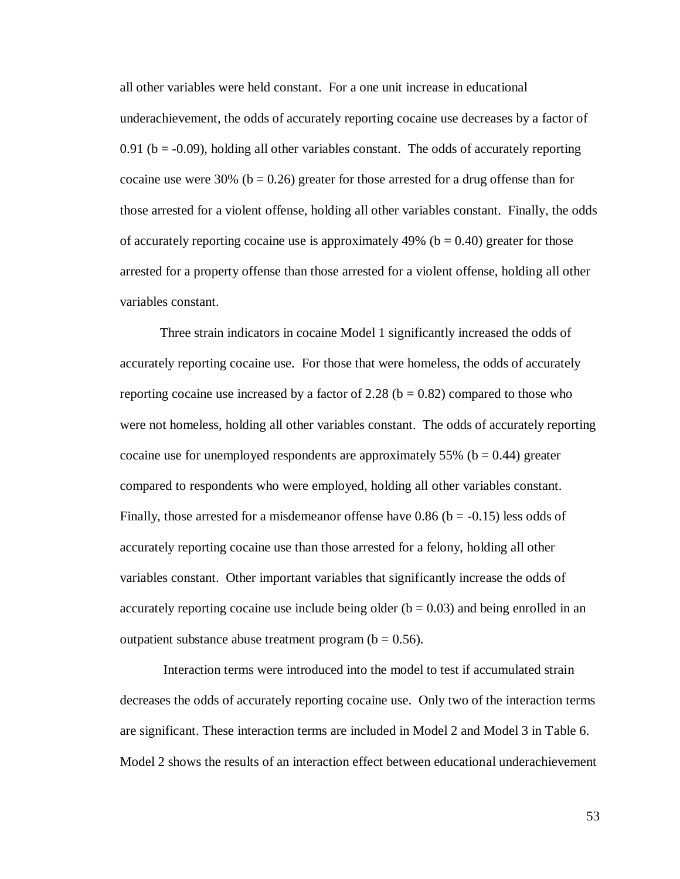all other variables were held constant. For a one unit increase in educational underachievement, the odds of accurately reporting cocaine use decreases by a factor of 0.91 ($b = -0.09$), holding all other variables constant. The odds of accurately reporting cocaine use were 30% ($b = 0.26$) greater for those arrested for a drug offense than for those arrested for a violent offense, holding all other variables constant. Finally, the odds of accurately reporting cocaine use is approximately 49% ($b = 0.40$) greater for those arrested for a property offense than those arrested for a violent offense, holding all other variables constant.

Three strain indicators in cocaine Model 1 significantly increased the odds of accurately reporting cocaine use. For those that were homeless, the odds of accurately reporting cocaine use increased by a factor of 2.28 ($b = 0.82$) compared to those who were not homeless, holding all other variables constant. The odds of accurately reporting cocaine use for unemployed respondents are approximately 55% ($b = 0.44$) greater compared to respondents who were employed, holding all other variables constant. Finally, those arrested for a misdemeanor offense have 0.86 ($b = -0.15$) less odds of accurately reporting cocaine use than those arrested for a felony, holding all other variables constant. Other important variables that significantly increase the odds of accurately reporting cocaine use include being older ($b = 0.03$) and being enrolled in an outpatient substance abuse treatment program ($b = 0.56$).

Interaction terms were introduced into the model to test if accumulated strain decreases the odds of accurately reporting cocaine use. Only two of the interaction terms are significant. These interaction terms are included in Model 2 and Model 3 in Table 6. Model 2 shows the results of an interaction effect between educational underachievement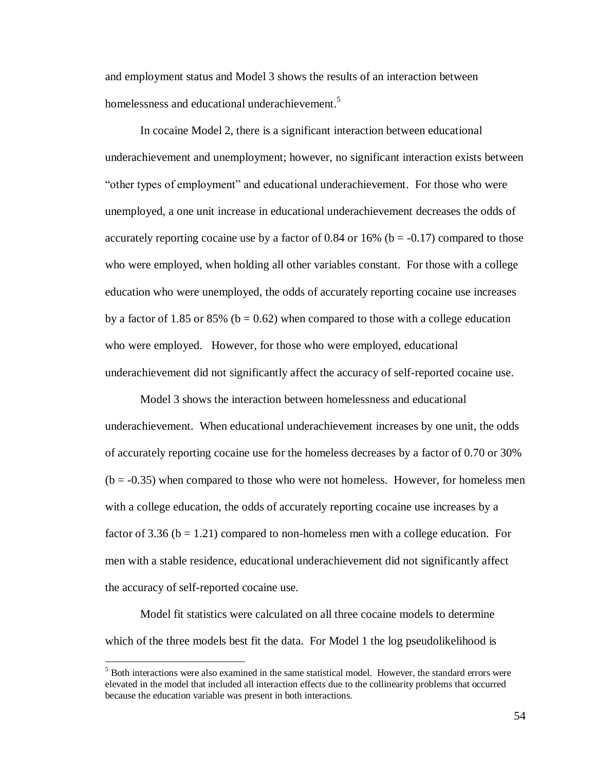and employment status and Model 3 shows the results of an interaction between homelessness and educational underachievement.[5]

In cocaine Model 2, there is a significant interaction between educational underachievement and unemployment; however, no significant interaction exists between "other types of employment" and educational underachievement. For those who were unemployed, a one unit increase in educational underachievement decreases the odds of accurately reporting cocaine use by a factor of 0.84 or 16% ($b = -0.17$) compared to those who were employed, when holding all other variables constant. For those with a college education who were unemployed, the odds of accurately reporting cocaine use increases by a factor of 1.85 or 85% ($b = 0.62$) when compared to those with a college education who were employed. However, for those who were employed, educational underachievement did not significantly affect the accuracy of self-reported cocaine use.

Model 3 shows the interaction between homelessness and educational underachievement. When educational underachievement increases by one unit, the odds of accurately reporting cocaine use for the homeless decreases by a factor of 0.70 or 30% ($b = -0.35$) when compared to those who were not homeless. However, for homeless men with a college education, the odds of accurately reporting cocaine use increases by a factor of 3.36 ($b = 1.21$) compared to non-homeless men with a college education. For men with a stable residence, educational underachievement did not significantly affect the accuracy of self-reported cocaine use.

Model fit statistics were calculated on all three cocaine models to determine which of the three models best fit the data. For Model 1 the log pseudolikelihood is

[5] Both interactions were also examined in the same statistical model. However, the standard errors were elevated in the model that included all interaction effects due to the collinearity problems that occurred because the education variable was present in both interactions.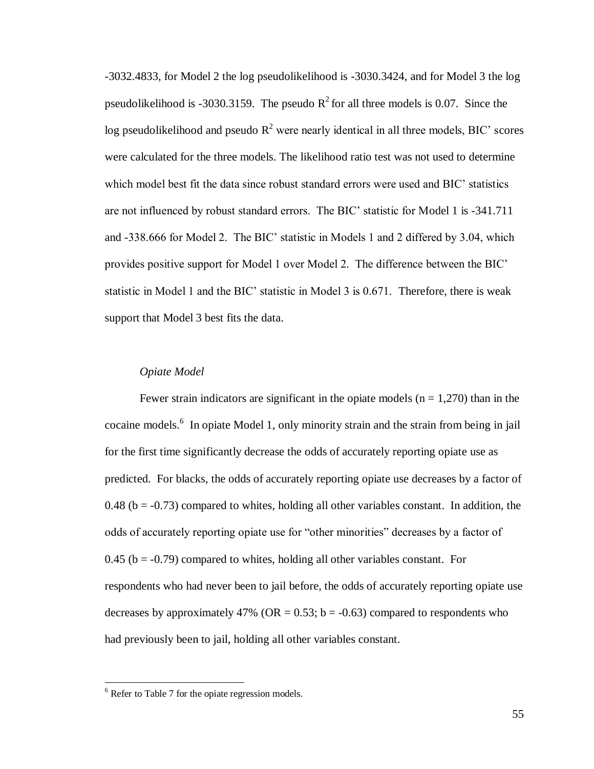-3032.4833, for Model 2 the log pseudolikelihood is -3030.3424, and for Model 3 the log pseudolikelihood is -3030.3159. The pseudo $R^2$ for all three models is 0.07. Since the log pseudolikelihood and pseudo $R^2$ were nearly identical in all three models, BIC' scores were calculated for the three models. The likelihood ratio test was not used to determine which model best fit the data since robust standard errors were used and BIC' statistics are not influenced by robust standard errors. The BIC' statistic for Model 1 is -341.711 and -338.666 for Model 2. The BIC' statistic in Models 1 and 2 differed by 3.04, which provides positive support for Model 1 over Model 2. The difference between the BIC' statistic in Model 1 and the BIC' statistic in Model 3 is 0.671. Therefore, there is weak support that Model 3 best fits the data.

*Opiate Model*

Fewer strain indicators are significant in the opiate models ($n = 1,270$) than in the cocaine models.[6] In opiate Model 1, only minority strain and the strain from being in jail for the first time significantly decrease the odds of accurately reporting opiate use as predicted. For blacks, the odds of accurately reporting opiate use decreases by a factor of 0.48 ($b = -0.73$) compared to whites, holding all other variables constant. In addition, the odds of accurately reporting opiate use for "other minorities" decreases by a factor of 0.45 ($b = -0.79$) compared to whites, holding all other variables constant. For respondents who had never been to jail before, the odds of accurately reporting opiate use decreases by approximately 47% ($OR = 0.53$; $b = -0.63$) compared to respondents who had previously been to jail, holding all other variables constant.

[6] Refer to Table 7 for the opiate regression models.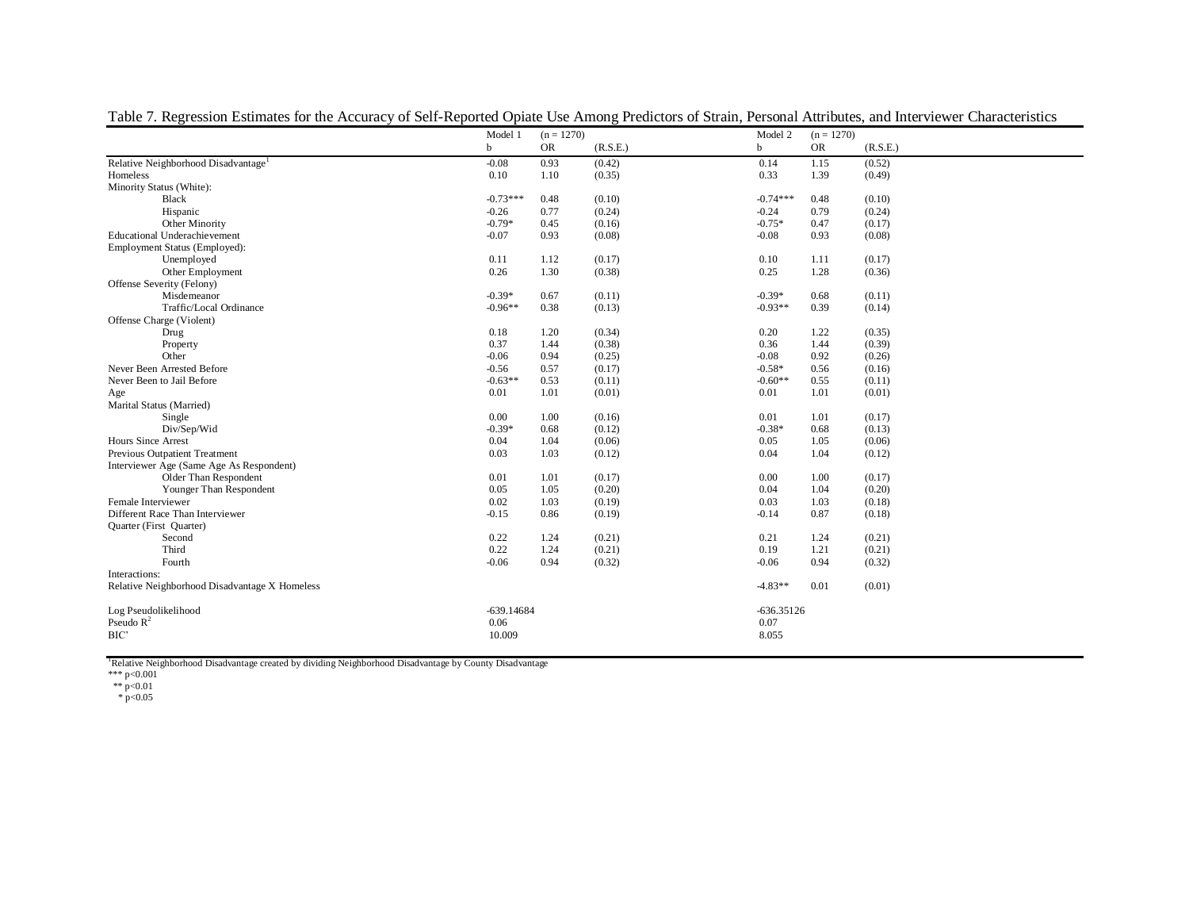Table 7. Regression Estimates for the Accuracy of Self-Reported Opiate Use Among Predictors of Strain, Personal Attributes, and Interviewer Characteristics

| | Model 1 | (n = 1270) | | Model 2 | (n = 1270) | |
|---|---|---|---|---|---|---|
| | b | OR | (R.S.E.) | b | OR | (R.S.E.) |
| Relative Neighborhood Disadvantage[1] | -0.08 | 0.93 | (0.42) | 0.14 | 1.15 | (0.52) |
| Homeless | 0.10 | 1.10 | (0.35) | 0.33 | 1.39 | (0.49) |
| Minority Status (White): | | | | | | |
| Black | -0.73*** | 0.48 | (0.10) | -0.74*** | 0.48 | (0.10) |
| Hispanic | -0.26 | 0.77 | (0.24) | -0.24 | 0.79 | (0.24) |
| Other Minority | -0.79* | 0.45 | (0.16) | -0.75* | 0.47 | (0.17) |
| Educational Underachievement | -0.07 | 0.93 | (0.08) | -0.08 | 0.93 | (0.08) |
| Employment Status (Employed): | | | | | | |
| Unemployed | 0.11 | 1.12 | (0.17) | 0.10 | 1.11 | (0.17) |
| Other Employment | 0.26 | 1.30 | (0.38) | 0.25 | 1.28 | (0.36) |
| Offense Severity (Felony) | | | | | | |
| Misdemeanor | -0.39* | 0.67 | (0.11) | -0.39* | 0.68 | (0.11) |
| Traffic/Local Ordinance | -0.96** | 0.38 | (0.13) | -0.93** | 0.39 | (0.14) |
| Offense Charge (Violent) | | | | | | |
| Drug | 0.18 | 1.20 | (0.34) | 0.20 | 1.22 | (0.35) |
| Property | 0.37 | 1.44 | (0.38) | 0.36 | 1.44 | (0.39) |
| Other | -0.06 | 0.94 | (0.25) | -0.08 | 0.92 | (0.26) |
| Never Been Arrested Before | -0.56 | 0.57 | (0.17) | -0.58* | 0.56 | (0.16) |
| Never Been to Jail Before | -0.63** | 0.53 | (0.11) | -0.60** | 0.55 | (0.11) |
| Age | 0.01 | 1.01 | (0.01) | 0.01 | 1.01 | (0.01) |
| Marital Status (Married) | | | | | | |
| Single | 0.00 | 1.00 | (0.16) | 0.01 | 1.01 | (0.17) |
| Div/Sep/Wid | -0.39* | 0.68 | (0.12) | -0.38* | 0.68 | (0.13) |
| Hours Since Arrest | 0.04 | 1.04 | (0.06) | 0.05 | 1.05 | (0.06) |
| Previous Outpatient Treatment | 0.03 | 1.03 | (0.12) | 0.04 | 1.04 | (0.12) |
| Interviewer Age (Same Age As Respondent) | | | | | | |
| Older Than Respondent | 0.01 | 1.01 | (0.17) | 0.00 | 1.00 | (0.17) |
| Younger Than Respondent | 0.05 | 1.05 | (0.20) | 0.04 | 1.04 | (0.20) |
| Female Interviewer | 0.02 | 1.03 | (0.19) | 0.03 | 1.03 | (0.18) |
| Different Race Than Interviewer | -0.15 | 0.86 | (0.19) | -0.14 | 0.87 | (0.18) |
| Quarter (First Quarter) | | | | | | |
| Second | 0.22 | 1.24 | (0.21) | 0.21 | 1.24 | (0.21) |
| Third | 0.22 | 1.24 | (0.21) | 0.19 | 1.21 | (0.21) |
| Fourth | -0.06 | 0.94 | (0.32) | -0.06 | 0.94 | (0.32) |
| Interactions: | | | | | | |
| Relative Neighborhood Disadvantage X Homeless | | | | -4.83** | 0.01 | (0.01) |
| Log Pseudolikelihood | -639.14684 | | | -636.35126 | | |
| Pseudo $R^2$ | 0.06 | | | 0.07 | | |
| BIC' | 10.009 | | | 8.055 | | |

[1]Relative Neighborhood Disadvantage created by dividing Neighborhood Disadvantage by County Disadvantage

*** $p<0.001$

** $p<0.01$

* $p<0.05$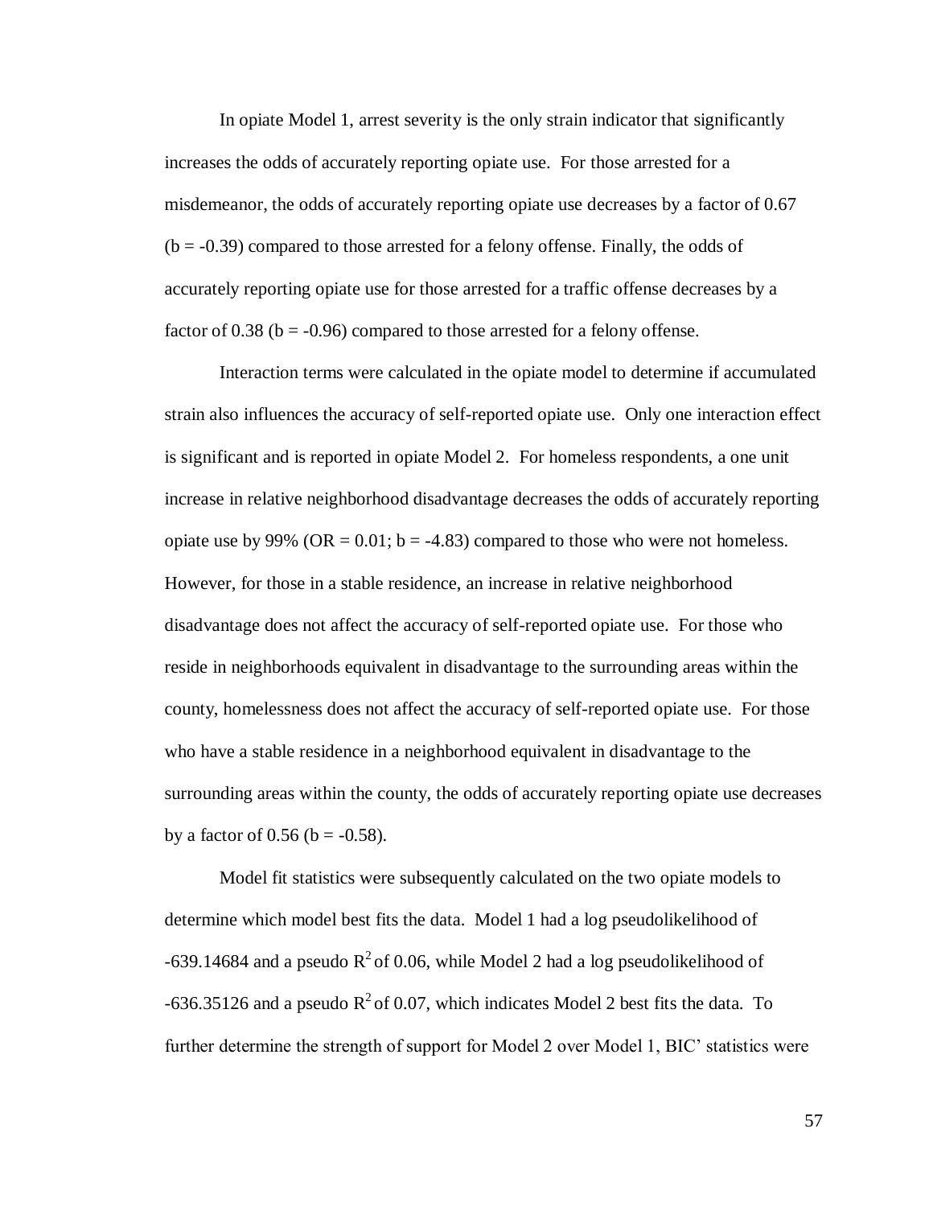In opiate Model 1, arrest severity is the only strain indicator that significantly increases the odds of accurately reporting opiate use. For those arrested for a misdemeanor, the odds of accurately reporting opiate use decreases by a factor of 0.67 (b = -0.39) compared to those arrested for a felony offense. Finally, the odds of accurately reporting opiate use for those arrested for a traffic offense decreases by a factor of 0.38 (b = -0.96) compared to those arrested for a felony offense.

Interaction terms were calculated in the opiate model to determine if accumulated strain also influences the accuracy of self-reported opiate use. Only one interaction effect is significant and is reported in opiate Model 2. For homeless respondents, a one unit increase in relative neighborhood disadvantage decreases the odds of accurately reporting opiate use by 99% (OR = 0.01; b = -4.83) compared to those who were not homeless. However, for those in a stable residence, an increase in relative neighborhood disadvantage does not affect the accuracy of self-reported opiate use. For those who reside in neighborhoods equivalent in disadvantage to the surrounding areas within the county, homelessness does not affect the accuracy of self-reported opiate use. For those who have a stable residence in a neighborhood equivalent in disadvantage to the surrounding areas within the county, the odds of accurately reporting opiate use decreases by a factor of 0.56 (b = -0.58).

Model fit statistics were subsequently calculated on the two opiate models to determine which model best fits the data. Model 1 had a log pseudolikelihood of -639.14684 and a pseudo $R^2$ of 0.06, while Model 2 had a log pseudolikelihood of -636.35126 and a pseudo $R^2$ of 0.07, which indicates Model 2 best fits the data. To further determine the strength of support for Model 2 over Model 1, BIC' statistics were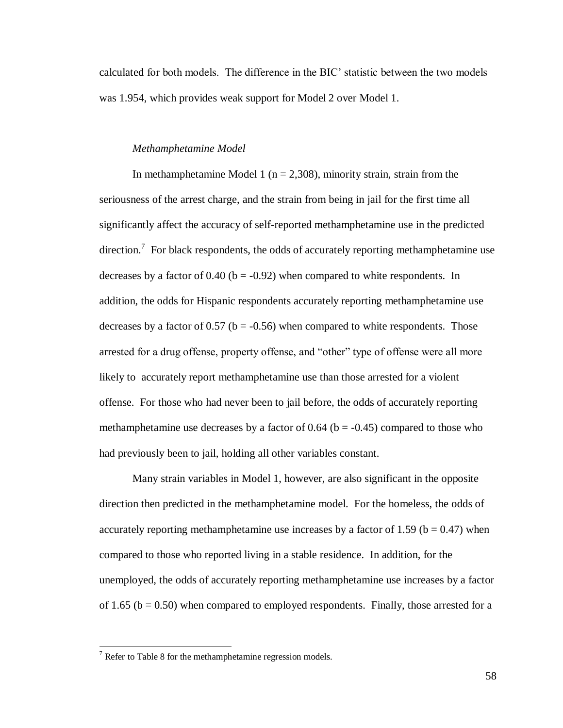calculated for both models. The difference in the BIC' statistic between the two models was 1.954, which provides weak support for Model 2 over Model 1.

*Methamphetamine Model*

In methamphetamine Model 1 (n = 2,308), minority strain, strain from the seriousness of the arrest charge, and the strain from being in jail for the first time all significantly affect the accuracy of self-reported methamphetamine use in the predicted direction.[7] For black respondents, the odds of accurately reporting methamphetamine use decreases by a factor of 0.40 (b = -0.92) when compared to white respondents. In addition, the odds for Hispanic respondents accurately reporting methamphetamine use decreases by a factor of 0.57 (b = -0.56) when compared to white respondents. Those arrested for a drug offense, property offense, and "other" type of offense were all more likely to accurately report methamphetamine use than those arrested for a violent offense. For those who had never been to jail before, the odds of accurately reporting methamphetamine use decreases by a factor of 0.64 (b = -0.45) compared to those who had previously been to jail, holding all other variables constant.

Many strain variables in Model 1, however, are also significant in the opposite direction then predicted in the methamphetamine model. For the homeless, the odds of accurately reporting methamphetamine use increases by a factor of 1.59 (b = 0.47) when compared to those who reported living in a stable residence. In addition, for the unemployed, the odds of accurately reporting methamphetamine use increases by a factor of 1.65 (b = 0.50) when compared to employed respondents. Finally, those arrested for a

[7] Refer to Table 8 for the methamphetamine regression models.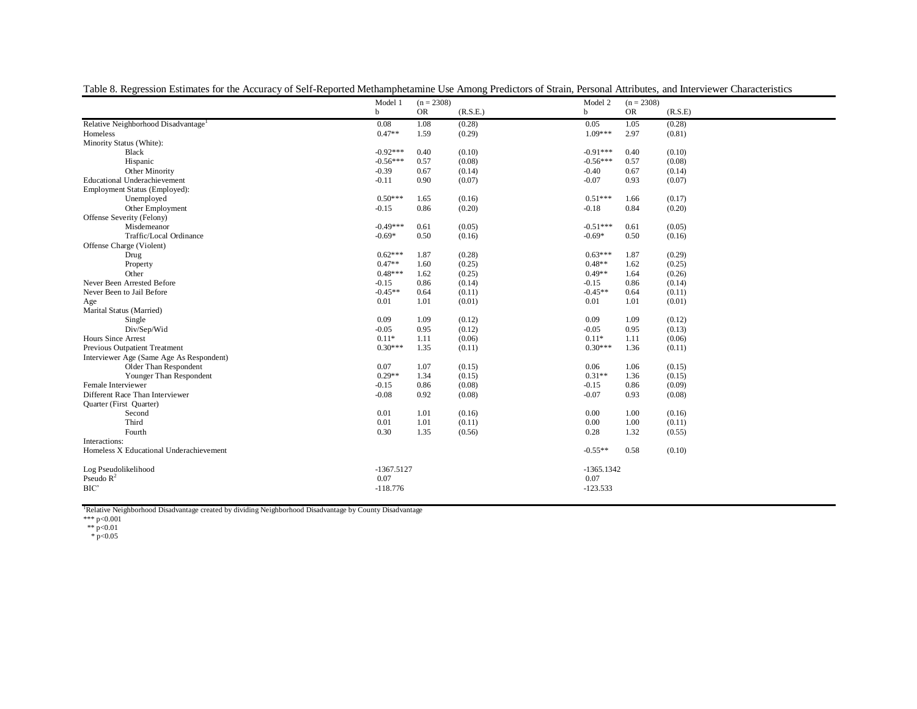Table 8. Regression Estimates for the Accuracy of Self-Reported Methamphetamine Use Among Predictors of Strain, Personal Attributes, and Interviewer Characteristics

| | Model 1 b | (n = 2308) OR | (R.S.E.) | Model 2 b | (n = 2308) OR | (R.S.E) |
|---|---|---|---|---|---|---|
| Relative Neighborhood Disadvantage[1] | 0.08 | 1.08 | (0.28) | 0.05 | 1.05 | (0.28) |
| Homeless | 0.47** | 1.59 | (0.29) | 1.09*** | 2.97 | (0.81) |
| Minority Status (White): | | | | | | |
| Black | -0.92*** | 0.40 | (0.10) | -0.91*** | 0.40 | (0.10) |
| Hispanic | -0.56*** | 0.57 | (0.08) | -0.56*** | 0.57 | (0.08) |
| Other Minority | -0.39 | 0.67 | (0.14) | -0.40 | 0.67 | (0.14) |
| Educational Underachievement | -0.11 | 0.90 | (0.07) | -0.07 | 0.93 | (0.07) |
| Employment Status (Employed): | | | | | | |
| Unemployed | 0.50*** | 1.65 | (0.16) | 0.51*** | 1.66 | (0.17) |
| Other Employment | -0.15 | 0.86 | (0.20) | -0.18 | 0.84 | (0.20) |
| Offense Severity (Felony) | | | | | | |
| Misdemeanor | -0.49*** | 0.61 | (0.05) | -0.51*** | 0.61 | (0.05) |
| Traffic/Local Ordinance | -0.69* | 0.50 | (0.16) | -0.69* | 0.50 | (0.16) |
| Offense Charge (Violent) | | | | | | |
| Drug | 0.62*** | 1.87 | (0.28) | 0.63*** | 1.87 | (0.29) |
| Property | 0.47** | 1.60 | (0.25) | 0.48** | 1.62 | (0.25) |
| Other | 0.48*** | 1.62 | (0.25) | 0.49** | 1.64 | (0.26) |
| Never Been Arrested Before | -0.15 | 0.86 | (0.14) | -0.15 | 0.86 | (0.14) |
| Never Been to Jail Before | -0.45** | 0.64 | (0.11) | -0.45** | 0.64 | (0.11) |
| Age | 0.01 | 1.01 | (0.01) | 0.01 | 1.01 | (0.01) |
| Marital Status (Married) | | | | | | |
| Single | 0.09 | 1.09 | (0.12) | 0.09 | 1.09 | (0.12) |
| Div/Sep/Wid | -0.05 | 0.95 | (0.12) | -0.05 | 0.95 | (0.13) |
| Hours Since Arrest | 0.11* | 1.11 | (0.06) | 0.11* | 1.11 | (0.06) |
| Previous Outpatient Treatment | 0.30*** | 1.35 | (0.11) | 0.30*** | 1.36 | (0.11) |
| Interviewer Age (Same Age As Respondent) | | | | | | |
| Older Than Respondent | 0.07 | 1.07 | (0.15) | 0.06 | 1.06 | (0.15) |
| Younger Than Respondent | 0.29** | 1.34 | (0.15) | 0.31** | 1.36 | (0.15) |
| Female Interviewer | -0.15 | 0.86 | (0.08) | -0.15 | 0.86 | (0.09) |
| Different Race Than Interviewer | -0.08 | 0.92 | (0.08) | -0.07 | 0.93 | (0.08) |
| Quarter (First Quarter) | | | | | | |
| Second | 0.01 | 1.01 | (0.16) | 0.00 | 1.00 | (0.16) |
| Third | 0.01 | 1.01 | (0.11) | 0.00 | 1.00 | (0.11) |
| Fourth | 0.30 | 1.35 | (0.56) | 0.28 | 1.32 | (0.55) |
| Interactions: | | | | | | |
| Homeless X Educational Underachievement | | | | -0.55** | 0.58 | (0.10) |
| Log Pseudolikelihood | -1367.5127 | | | -1365.1342 | | |
| Pseudo $R^2$ | 0.07 | | | 0.07 | | |
| BIC' | -118.776 | | | -123.533 | | |

[1]Relative Neighborhood Disadvantage created by dividing Neighborhood Disadvantage by County Disadvantage

*** p<0.001

** p<0.01

* p<0.05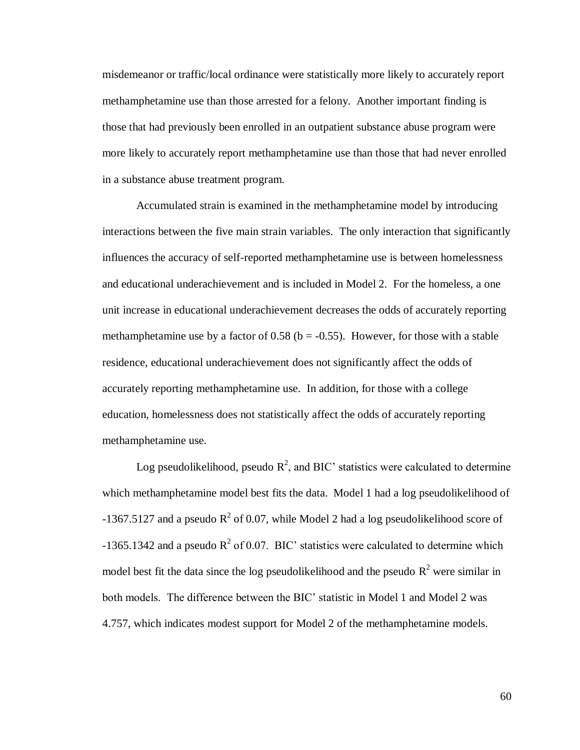misdemeanor or traffic/local ordinance were statistically more likely to accurately report methamphetamine use than those arrested for a felony. Another important finding is those that had previously been enrolled in an outpatient substance abuse program were more likely to accurately report methamphetamine use than those that had never enrolled in a substance abuse treatment program.

Accumulated strain is examined in the methamphetamine model by introducing interactions between the five main strain variables. The only interaction that significantly influences the accuracy of self-reported methamphetamine use is between homelessness and educational underachievement and is included in Model 2. For the homeless, a one unit increase in educational underachievement decreases the odds of accurately reporting methamphetamine use by a factor of 0.58 ($b = -0.55$). However, for those with a stable residence, educational underachievement does not significantly affect the odds of accurately reporting methamphetamine use. In addition, for those with a college education, homelessness does not statistically affect the odds of accurately reporting methamphetamine use.

Log pseudolikelihood, pseudo $R^2$, and BIC' statistics were calculated to determine which methamphetamine model best fits the data. Model 1 had a log pseudolikelihood of -1367.5127 and a pseudo $R^2$ of 0.07, while Model 2 had a log pseudolikelihood score of -1365.1342 and a pseudo $R^2$ of 0.07. BIC' statistics were calculated to determine which model best fit the data since the log pseudolikelihood and the pseudo $R^2$ were similar in both models. The difference between the BIC' statistic in Model 1 and Model 2 was 4.757, which indicates modest support for Model 2 of the methamphetamine models.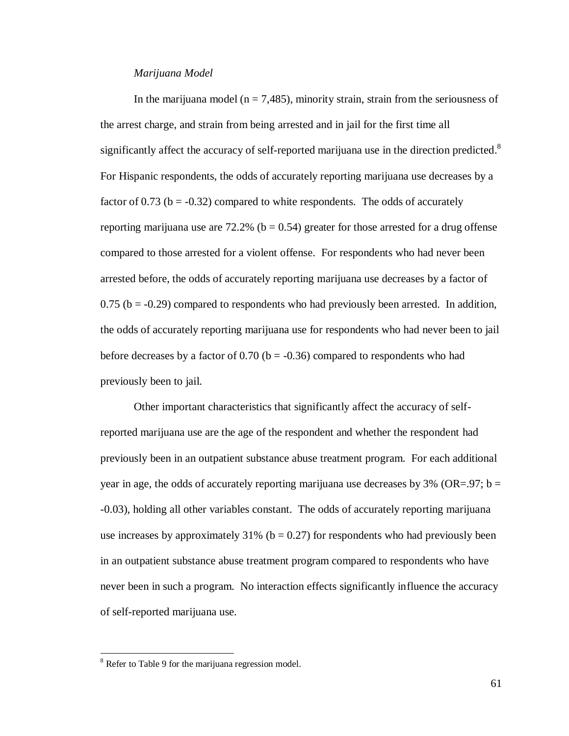*Marijuana Model*

In the marijuana model (n = 7,485), minority strain, strain from the seriousness of the arrest charge, and strain from being arrested and in jail for the first time all significantly affect the accuracy of self-reported marijuana use in the direction predicted.[8] For Hispanic respondents, the odds of accurately reporting marijuana use decreases by a factor of 0.73 (b = -0.32) compared to white respondents. The odds of accurately reporting marijuana use are 72.2% (b = 0.54) greater for those arrested for a drug offense compared to those arrested for a violent offense. For respondents who had never been arrested before, the odds of accurately reporting marijuana use decreases by a factor of 0.75 (b = -0.29) compared to respondents who had previously been arrested. In addition, the odds of accurately reporting marijuana use for respondents who had never been to jail before decreases by a factor of 0.70 (b = -0.36) compared to respondents who had previously been to jail.

Other important characteristics that significantly affect the accuracy of self-reported marijuana use are the age of the respondent and whether the respondent had previously been in an outpatient substance abuse treatment program. For each additional year in age, the odds of accurately reporting marijuana use decreases by 3% (OR=.97; b = -0.03), holding all other variables constant. The odds of accurately reporting marijuana use increases by approximately 31% (b = 0.27) for respondents who had previously been in an outpatient substance abuse treatment program compared to respondents who have never been in such a program. No interaction effects significantly influence the accuracy of self-reported marijuana use.

[8] Refer to Table 9 for the marijuana regression model.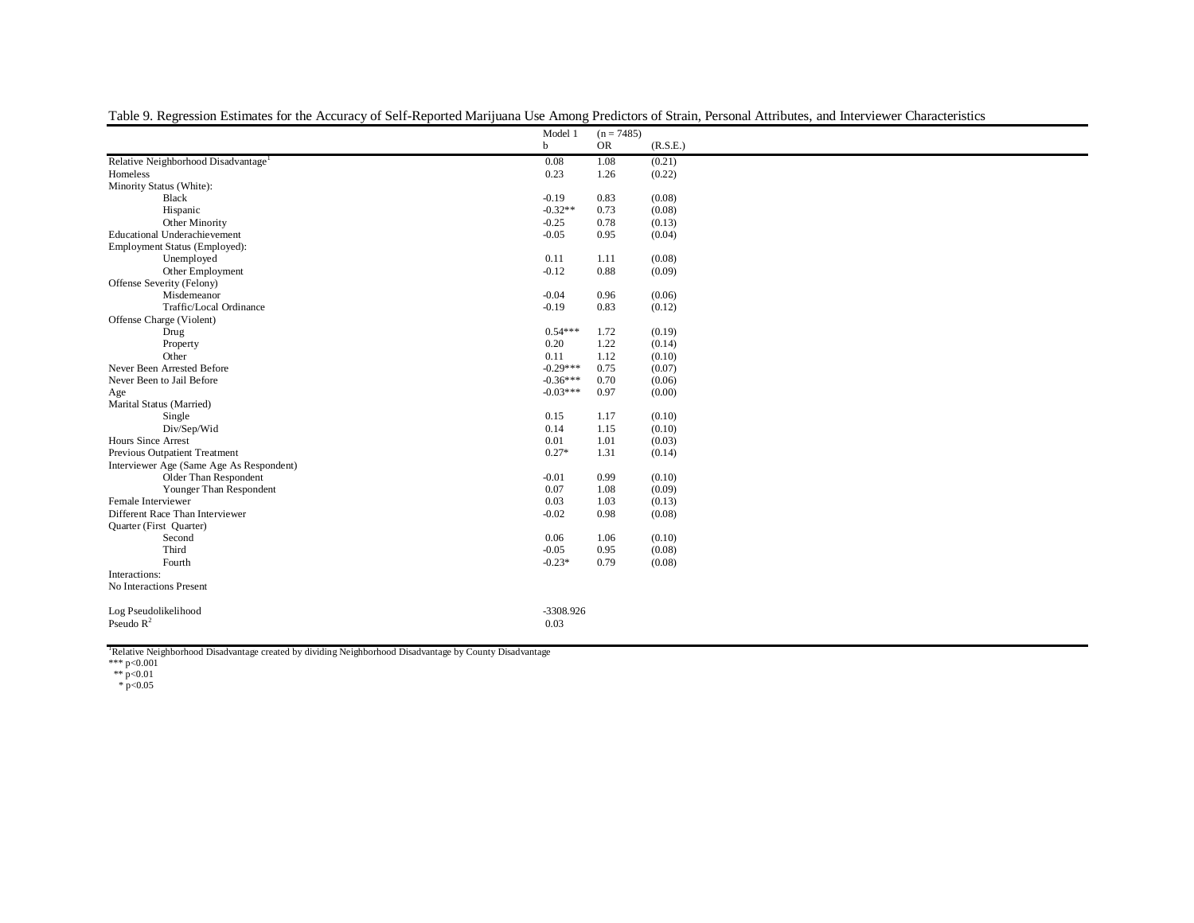Table 9. Regression Estimates for the Accuracy of Self-Reported Marijuana Use Among Predictors of Strain, Personal Attributes, and Interviewer Characteristics

| | Model 1 | (n = 7485) | |
|---|---|---|---|
| | b | OR | (R.S.E.) |
| Relative Neighborhood Disadvantage[1] | 0.08 | 1.08 | (0.21) |
| Homeless | 0.23 | 1.26 | (0.22) |
| Minority Status (White): | | | |
| Black | -0.19 | 0.83 | (0.08) |
| Hispanic | -0.32** | 0.73 | (0.08) |
| Other Minority | -0.25 | 0.78 | (0.13) |
| Educational Underachievement | -0.05 | 0.95 | (0.04) |
| Employment Status (Employed): | | | |
| Unemployed | 0.11 | 1.11 | (0.08) |
| Other Employment | -0.12 | 0.88 | (0.09) |
| Offense Severity (Felony) | | | |
| Misdemeanor | -0.04 | 0.96 | (0.06) |
| Traffic/Local Ordinance | -0.19 | 0.83 | (0.12) |
| Offense Charge (Violent) | | | |
| Drug | 0.54*** | 1.72 | (0.19) |
| Property | 0.20 | 1.22 | (0.14) |
| Other | 0.11 | 1.12 | (0.10) |
| Never Been Arrested Before | -0.29*** | 0.75 | (0.07) |
| Never Been to Jail Before | -0.36*** | 0.70 | (0.06) |
| Age | -0.03*** | 0.97 | (0.00) |
| Marital Status (Married) | | | |
| Single | 0.15 | 1.17 | (0.10) |
| Div/Sep/Wid | 0.14 | 1.15 | (0.10) |
| Hours Since Arrest | 0.01 | 1.01 | (0.03) |
| Previous Outpatient Treatment | 0.27* | 1.31 | (0.14) |
| Interviewer Age (Same Age As Respondent) | | | |
| Older Than Respondent | -0.01 | 0.99 | (0.10) |
| Younger Than Respondent | 0.07 | 1.08 | (0.09) |
| Female Interviewer | 0.03 | 1.03 | (0.13) |
| Different Race Than Interviewer | -0.02 | 0.98 | (0.08) |
| Quarter (First Quarter) | | | |
| Second | 0.06 | 1.06 | (0.10) |
| Third | -0.05 | 0.95 | (0.08) |
| Fourth | -0.23* | 0.79 | (0.08) |
| Interactions: | | | |
| No Interactions Present | | | |
| | | | |
| Log Pseudolikelihood | -3308.926 | | |
| Pseudo $R^2$ | 0.03 | | |

[1]Relative Neighborhood Disadvantage created by dividing Neighborhood Disadvantage by County Disadvantage

*** $p<0.001$
** $p<0.01$
* $p<0.05$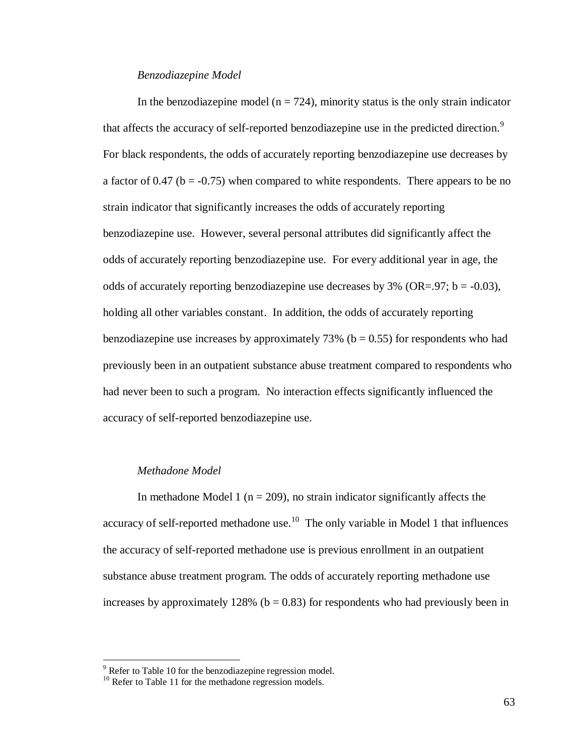*Benzodiazepine Model*

In the benzodiazepine model (n = 724), minority status is the only strain indicator that affects the accuracy of self-reported benzodiazepine use in the predicted direction.[9] For black respondents, the odds of accurately reporting benzodiazepine use decreases by a factor of 0.47 (b = -0.75) when compared to white respondents. There appears to be no strain indicator that significantly increases the odds of accurately reporting benzodiazepine use. However, several personal attributes did significantly affect the odds of accurately reporting benzodiazepine use. For every additional year in age, the odds of accurately reporting benzodiazepine use decreases by 3% (OR=.97; b = -0.03), holding all other variables constant. In addition, the odds of accurately reporting benzodiazepine use increases by approximately 73% (b = 0.55) for respondents who had previously been in an outpatient substance abuse treatment compared to respondents who had never been to such a program. No interaction effects significantly influenced the accuracy of self-reported benzodiazepine use.

*Methadone Model*

In methadone Model 1 (n = 209), no strain indicator significantly affects the accuracy of self-reported methadone use.[10] The only variable in Model 1 that influences the accuracy of self-reported methadone use is previous enrollment in an outpatient substance abuse treatment program. The odds of accurately reporting methadone use increases by approximately 128% (b = 0.83) for respondents who had previously been in

[9] Refer to Table 10 for the benzodiazepine regression model.

[10] Refer to Table 11 for the methadone regression models.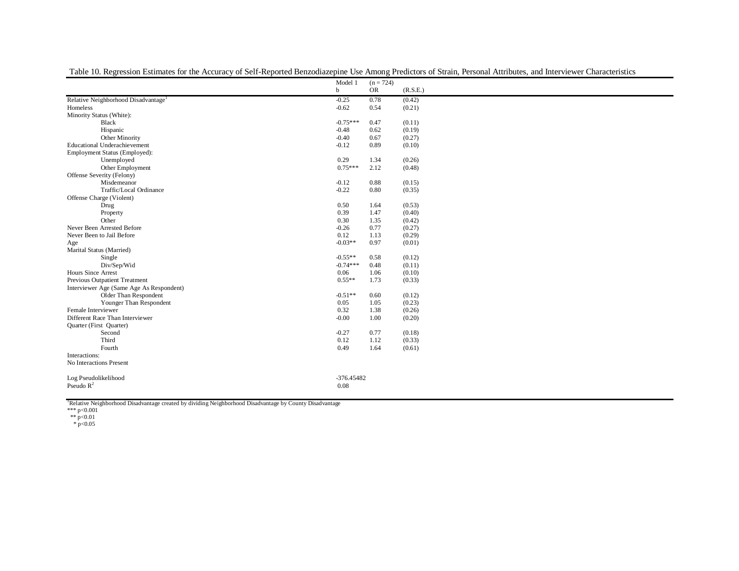Table 10. Regression Estimates for the Accuracy of Self-Reported Benzodiazepine Use Among Predictors of Strain, Personal Attributes, and Interviewer Characteristics

| | Model 1 | (n = 724) | |
|---|---|---|---|
| | b | OR | (R.S.E.) |
| Relative Neighborhood Disadvantage[1] | -0.25 | 0.78 | (0.42) |
| Homeless | -0.62 | 0.54 | (0.21) |
| Minority Status (White): | | | |
| Black | -0.75*** | 0.47 | (0.11) |
| Hispanic | -0.48 | 0.62 | (0.19) |
| Other Minority | -0.40 | 0.67 | (0.27) |
| Educational Underachievement | -0.12 | 0.89 | (0.10) |
| Employment Status (Employed): | | | |
| Unemployed | 0.29 | 1.34 | (0.26) |
| Other Employment | 0.75*** | 2.12 | (0.48) |
| Offense Severity (Felony) | | | |
| Misdemeanor | -0.12 | 0.88 | (0.15) |
| Traffic/Local Ordinance | -0.22 | 0.80 | (0.35) |
| Offense Charge (Violent) | | | |
| Drug | 0.50 | 1.64 | (0.53) |
| Property | 0.39 | 1.47 | (0.40) |
| Other | 0.30 | 1.35 | (0.42) |
| Never Been Arrested Before | -0.26 | 0.77 | (0.27) |
| Never Been to Jail Before | 0.12 | 1.13 | (0.29) |
| Age | -0.03** | 0.97 | (0.01) |
| Marital Status (Married) | | | |
| Single | -0.55** | 0.58 | (0.12) |
| Div/Sep/Wid | -0.74*** | 0.48 | (0.11) |
| Hours Since Arrest | 0.06 | 1.06 | (0.10) |
| Previous Outpatient Treatment | 0.55** | 1.73 | (0.33) |
| Interviewer Age (Same Age As Respondent) | | | |
| Older Than Respondent | -0.51** | 0.60 | (0.12) |
| Younger Than Respondent | 0.05 | 1.05 | (0.23) |
| Female Interviewer | 0.32 | 1.38 | (0.26) |
| Different Race Than Interviewer | -0.00 | 1.00 | (0.20) |
| Quarter (First Quarter) | | | |
| Second | -0.27 | 0.77 | (0.18) |
| Third | 0.12 | 1.12 | (0.33) |
| Fourth | 0.49 | 1.64 | (0.61) |
| Interactions: | | | |
| No Interactions Present | | | |
| | | | |
| Log Pseudolikelihood | -376.45482 | | |
| Pseudo $R^2$ | 0.08 | | |

[1]Relative Neighborhood Disadvantage created by dividing Neighborhood Disadvantage by County Disadvantage

*** $p<0.001$

** $p<0.01$

* $p<0.05$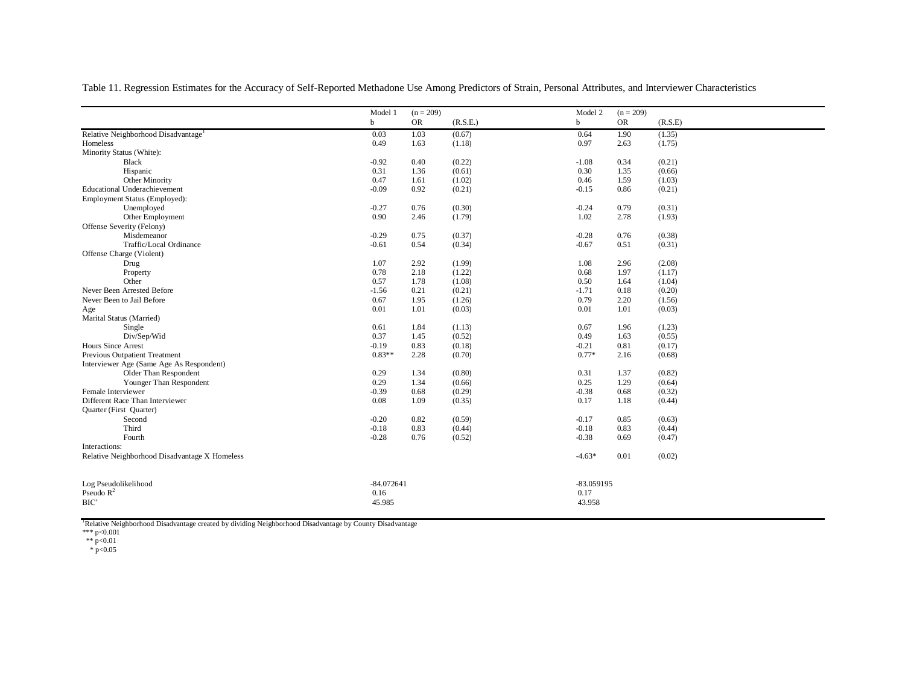Table 11. Regression Estimates for the Accuracy of Self-Reported Methadone Use Among Predictors of Strain, Personal Attributes, and Interviewer Characteristics

| | Model 1 | (n = 209) | | Model 2 | (n = 209) | |
|---|---|---|---|---|---|---|
| | b | OR | (R.S.E.) | b | OR | (R.S.E) |
| Relative Neighborhood Disadvantage[1] | 0.03 | 1.03 | (0.67) | 0.64 | 1.90 | (1.35) |
| Homeless | 0.49 | 1.63 | (1.18) | 0.97 | 2.63 | (1.75) |
| Minority Status (White): | | | | | | |
| Black | -0.92 | 0.40 | (0.22) | -1.08 | 0.34 | (0.21) |
| Hispanic | 0.31 | 1.36 | (0.61) | 0.30 | 1.35 | (0.66) |
| Other Minority | 0.47 | 1.61 | (1.02) | 0.46 | 1.59 | (1.03) |
| Educational Underachievement | -0.09 | 0.92 | (0.21) | -0.15 | 0.86 | (0.21) |
| Employment Status (Employed): | | | | | | |
| Unemployed | -0.27 | 0.76 | (0.30) | -0.24 | 0.79 | (0.31) |
| Other Employment | 0.90 | 2.46 | (1.79) | 1.02 | 2.78 | (1.93) |
| Offense Severity (Felony) | | | | | | |
| Misdemeanor | -0.29 | 0.75 | (0.37) | -0.28 | 0.76 | (0.38) |
| Traffic/Local Ordinance | -0.61 | 0.54 | (0.34) | -0.67 | 0.51 | (0.31) |
| Offense Charge (Violent) | | | | | | |
| Drug | 1.07 | 2.92 | (1.99) | 1.08 | 2.96 | (2.08) |
| Property | 0.78 | 2.18 | (1.22) | 0.68 | 1.97 | (1.17) |
| Other | 0.57 | 1.78 | (1.08) | 0.50 | 1.64 | (1.04) |
| Never Been Arrested Before | -1.56 | 0.21 | (0.21) | -1.71 | 0.18 | (0.20) |
| Never Been to Jail Before | 0.67 | 1.95 | (1.26) | 0.79 | 2.20 | (1.56) |
| Age | 0.01 | 1.01 | (0.03) | 0.01 | 1.01 | (0.03) |
| Marital Status (Married) | | | | | | |
| Single | 0.61 | 1.84 | (1.13) | 0.67 | 1.96 | (1.23) |
| Div/Sep/Wid | 0.37 | 1.45 | (0.52) | 0.49 | 1.63 | (0.55) |
| Hours Since Arrest | -0.19 | 0.83 | (0.18) | -0.21 | 0.81 | (0.17) |
| Previous Outpatient Treatment | 0.83** | 2.28 | (0.70) | 0.77* | 2.16 | (0.68) |
| Interviewer Age (Same Age As Respondent) | | | | | | |
| Older Than Respondent | 0.29 | 1.34 | (0.80) | 0.31 | 1.37 | (0.82) |
| Younger Than Respondent | 0.29 | 1.34 | (0.66) | 0.25 | 1.29 | (0.64) |
| Female Interviewer | -0.39 | 0.68 | (0.29) | -0.38 | 0.68 | (0.32) |
| Different Race Than Interviewer | 0.08 | 1.09 | (0.35) | 0.17 | 1.18 | (0.44) |
| Quarter (First Quarter) | | | | | | |
| Second | -0.20 | 0.82 | (0.59) | -0.17 | 0.85 | (0.63) |
| Third | -0.18 | 0.83 | (0.44) | -0.18 | 0.83 | (0.44) |
| Fourth | -0.28 | 0.76 | (0.52) | -0.38 | 0.69 | (0.47) |
| Interactions: | | | | | | |
| Relative Neighborhood Disadvantage X Homeless | | | | -4.63* | 0.01 | (0.02) |
| | | | | | | |
| Log Pseudolikelihood | -84.072641 | | | -83.059195 | | |
| Pseudo $R^2$ | 0.16 | | | 0.17 | | |
| BIC' | 45.985 | | | 43.958 | | |

[1]Relative Neighborhood Disadvantage created by dividing Neighborhood Disadvantage by County Disadvantage

*** $p<0.001$

** $p<0.01$

* $p<0.05$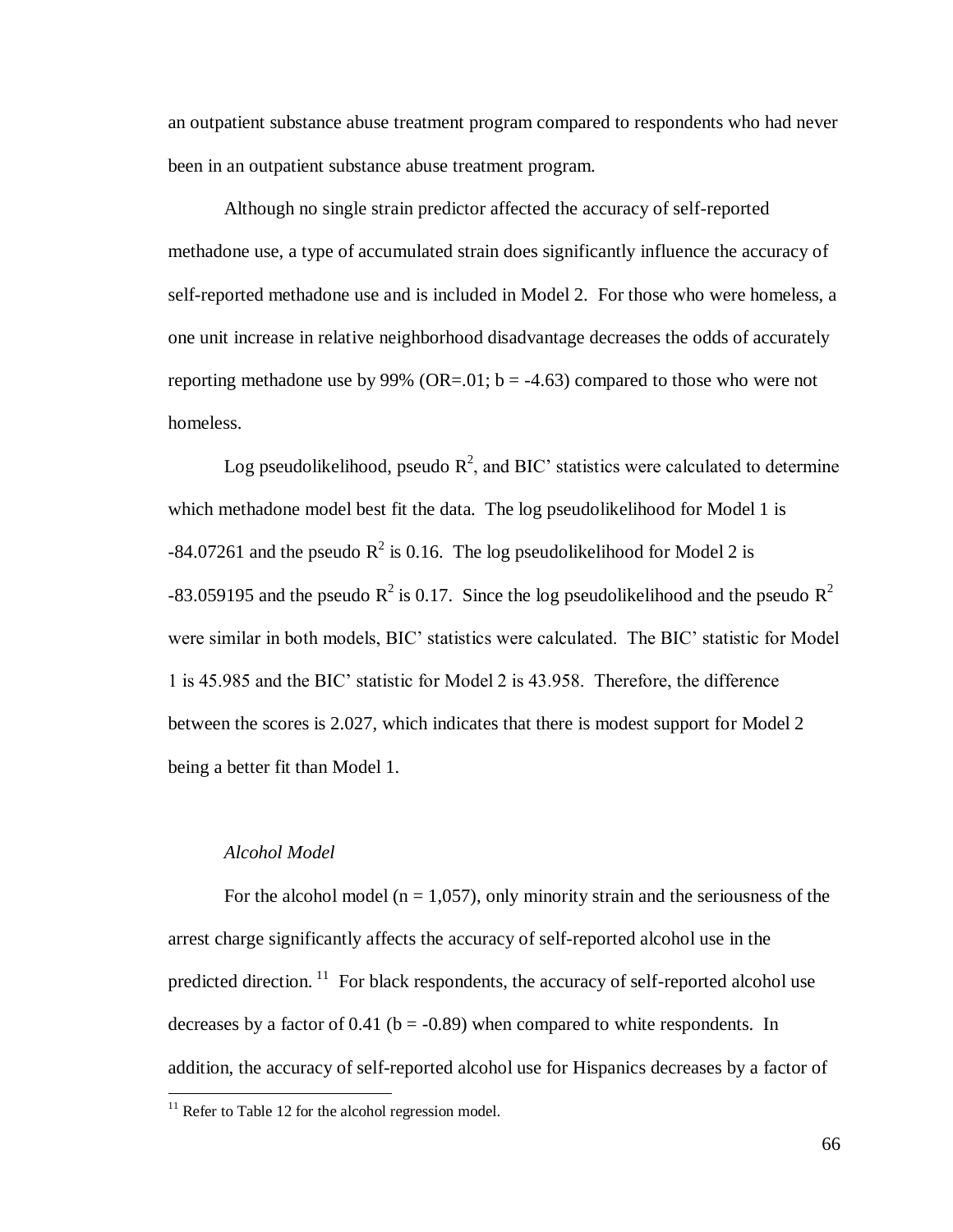an outpatient substance abuse treatment program compared to respondents who had never been in an outpatient substance abuse treatment program.

Although no single strain predictor affected the accuracy of self-reported methadone use, a type of accumulated strain does significantly influence the accuracy of self-reported methadone use and is included in Model 2. For those who were homeless, a one unit increase in relative neighborhood disadvantage decreases the odds of accurately reporting methadone use by 99% (OR=.01; b = -4.63) compared to those who were not homeless.

Log pseudolikelihood, pseudo $R^2$, and BIC' statistics were calculated to determine which methadone model best fit the data. The log pseudolikelihood for Model 1 is -84.07261 and the pseudo $R^2$ is 0.16. The log pseudolikelihood for Model 2 is -83.059195 and the pseudo $R^2$ is 0.17. Since the log pseudolikelihood and the pseudo $R^2$ were similar in both models, BIC' statistics were calculated. The BIC' statistic for Model 1 is 45.985 and the BIC' statistic for Model 2 is 43.958. Therefore, the difference between the scores is 2.027, which indicates that there is modest support for Model 2 being a better fit than Model 1.

*Alcohol Model*

For the alcohol model (n = 1,057), only minority strain and the seriousness of the arrest charge significantly affects the accuracy of self-reported alcohol use in the predicted direction.[11] For black respondents, the accuracy of self-reported alcohol use decreases by a factor of 0.41 (b = -0.89) when compared to white respondents. In addition, the accuracy of self-reported alcohol use for Hispanics decreases by a factor of

[11] Refer to Table 12 for the alcohol regression model.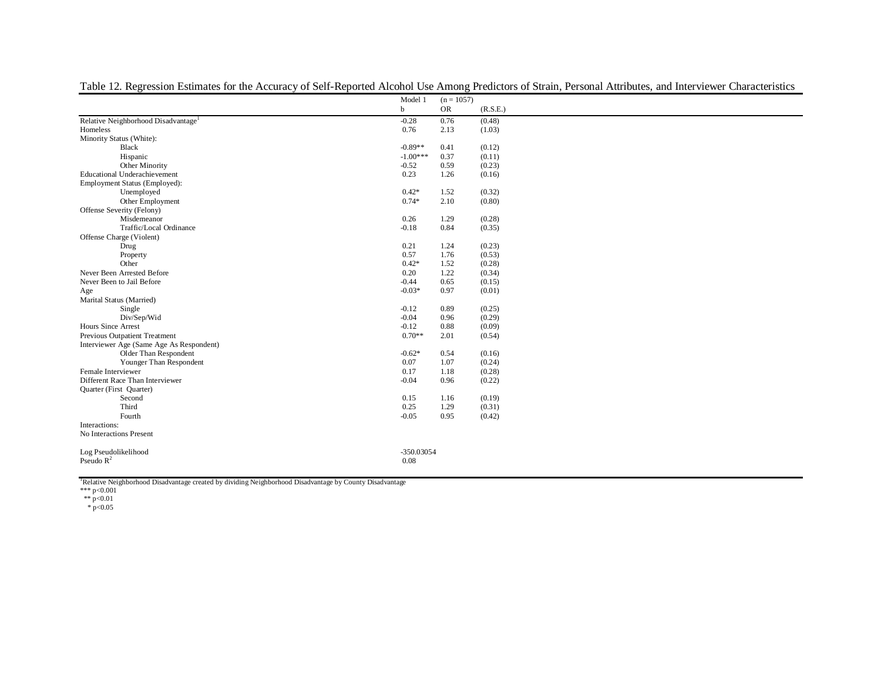Table 12. Regression Estimates for the Accuracy of Self-Reported Alcohol Use Among Predictors of Strain, Personal Attributes, and Interviewer Characteristics

| | Model 1 | (n = 1057) | |
|---|---|---|---|
| | b | OR | (R.S.E.) |
| Relative Neighborhood Disadvantage[1] | -0.28 | 0.76 | (0.48) |
| Homeless | 0.76 | 2.13 | (1.03) |
| Minority Status (White): | | | |
| Black | -0.89** | 0.41 | (0.12) |
| Hispanic | -1.00*** | 0.37 | (0.11) |
| Other Minority | -0.52 | 0.59 | (0.23) |
| Educational Underachievement | 0.23 | 1.26 | (0.16) |
| Employment Status (Employed): | | | |
| Unemployed | 0.42* | 1.52 | (0.32) |
| Other Employment | 0.74* | 2.10 | (0.80) |
| Offense Severity (Felony) | | | |
| Misdemeanor | 0.26 | 1.29 | (0.28) |
| Traffic/Local Ordinance | -0.18 | 0.84 | (0.35) |
| Offense Charge (Violent) | | | |
| Drug | 0.21 | 1.24 | (0.23) |
| Property | 0.57 | 1.76 | (0.53) |
| Other | 0.42* | 1.52 | (0.28) |
| Never Been Arrested Before | 0.20 | 1.22 | (0.34) |
| Never Been to Jail Before | -0.44 | 0.65 | (0.15) |
| Age | -0.03* | 0.97 | (0.01) |
| Marital Status (Married) | | | |
| Single | -0.12 | 0.89 | (0.25) |
| Div/Sep/Wid | -0.04 | 0.96 | (0.29) |
| Hours Since Arrest | -0.12 | 0.88 | (0.09) |
| Previous Outpatient Treatment | 0.70** | 2.01 | (0.54) |
| Interviewer Age (Same Age As Respondent) | | | |
| Older Than Respondent | -0.62* | 0.54 | (0.16) |
| Younger Than Respondent | 0.07 | 1.07 | (0.24) |
| Female Interviewer | 0.17 | 1.18 | (0.28) |
| Different Race Than Interviewer | -0.04 | 0.96 | (0.22) |
| Quarter (First Quarter) | | | |
| Second | 0.15 | 1.16 | (0.19) |
| Third | 0.25 | 1.29 | (0.31) |
| Fourth | -0.05 | 0.95 | (0.42) |
| Interactions: | | | |
| No Interactions Present | | | |
| | | | |
| Log Pseudolikelihood | -350.03054 | | |
| Pseudo $R^2$ | 0.08 | | |

[1]Relative Neighborhood Disadvantage created by dividing Neighborhood Disadvantage by County Disadvantage

*** $p<0.001$

** $p<0.01$

* $p<0.05$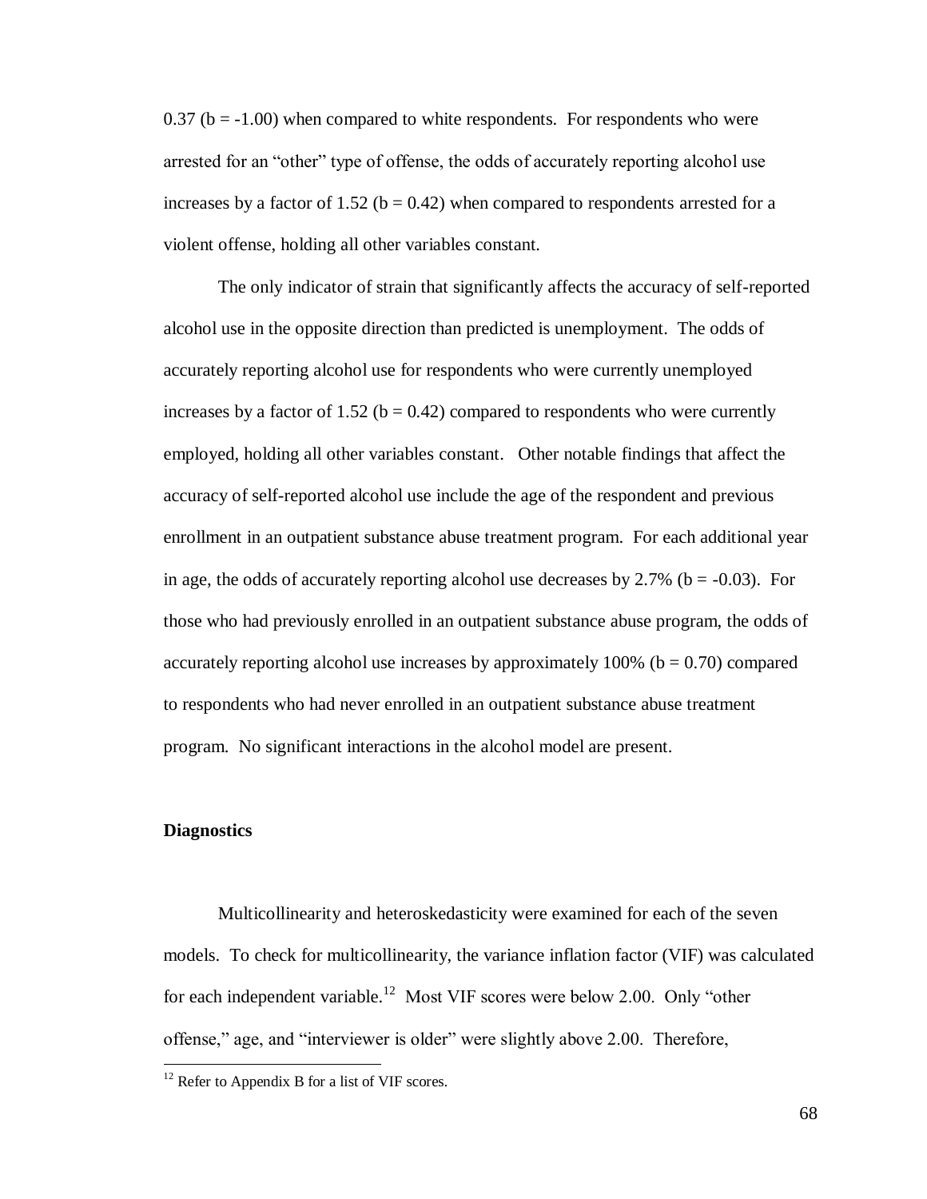0.37 (b = -1.00) when compared to white respondents. For respondents who were arrested for an “other” type of offense, the odds of accurately reporting alcohol use increases by a factor of 1.52 (b = 0.42) when compared to respondents arrested for a violent offense, holding all other variables constant.

The only indicator of strain that significantly affects the accuracy of self-reported alcohol use in the opposite direction than predicted is unemployment. The odds of accurately reporting alcohol use for respondents who were currently unemployed increases by a factor of 1.52 (b = 0.42) compared to respondents who were currently employed, holding all other variables constant. Other notable findings that affect the accuracy of self-reported alcohol use include the age of the respondent and previous enrollment in an outpatient substance abuse treatment program. For each additional year in age, the odds of accurately reporting alcohol use decreases by 2.7% (b = -0.03). For those who had previously enrolled in an outpatient substance abuse program, the odds of accurately reporting alcohol use increases by approximately 100% (b = 0.70) compared to respondents who had never enrolled in an outpatient substance abuse treatment program. No significant interactions in the alcohol model are present.

### Diagnostics

Multicollinearity and heteroskedasticity were examined for each of the seven models. To check for multicollinearity, the variance inflation factor (VIF) was calculated for each independent variable.[12] Most VIF scores were below 2.00. Only “other offense,” age, and “interviewer is older” were slightly above 2.00. Therefore,

[12] Refer to Appendix B for a list of VIF scores.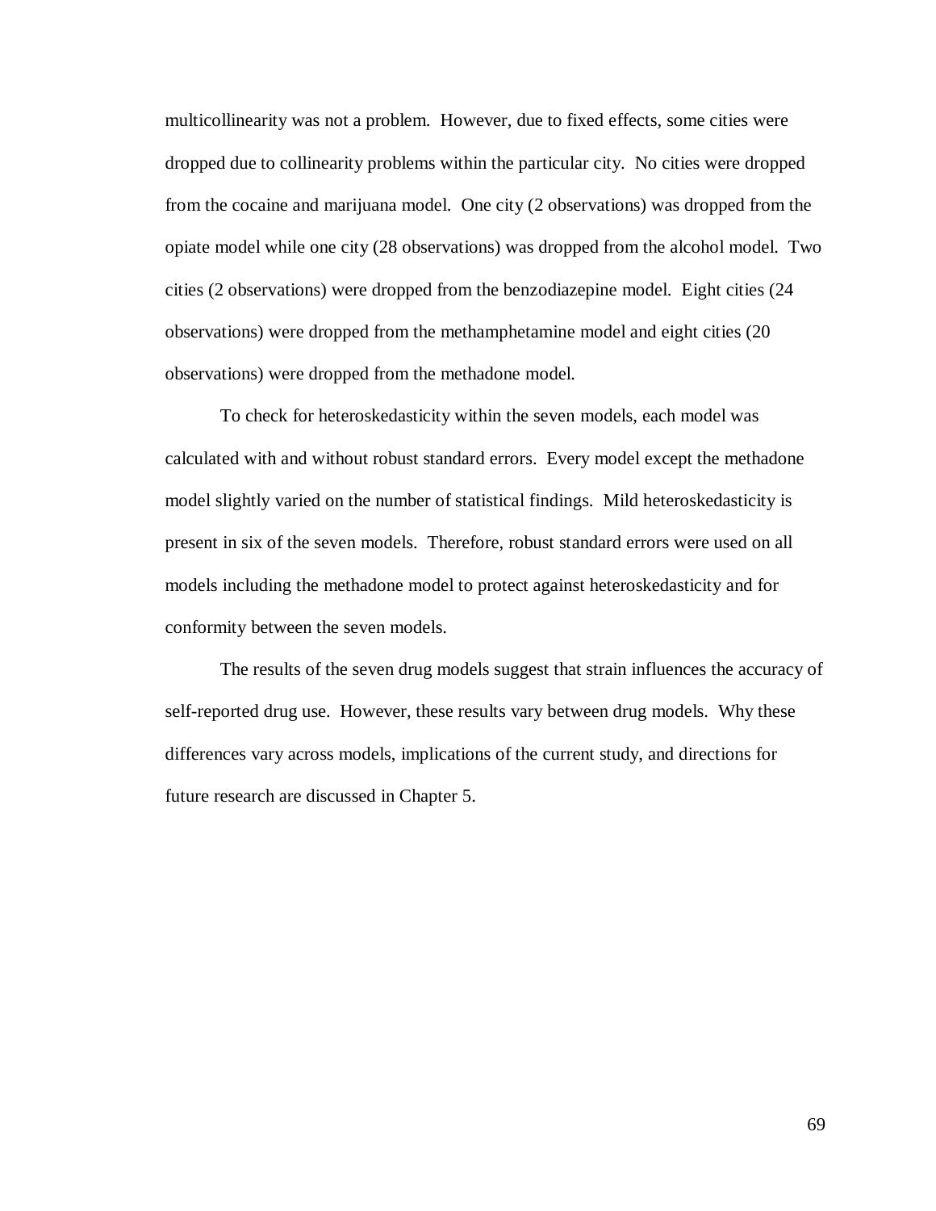multicollinearity was not a problem. However, due to fixed effects, some cities were dropped due to collinearity problems within the particular city. No cities were dropped from the cocaine and marijuana model. One city (2 observations) was dropped from the opiate model while one city (28 observations) was dropped from the alcohol model. Two cities (2 observations) were dropped from the benzodiazepine model. Eight cities (24 observations) were dropped from the methamphetamine model and eight cities (20 observations) were dropped from the methadone model.

To check for heteroskedasticity within the seven models, each model was calculated with and without robust standard errors. Every model except the methadone model slightly varied on the number of statistical findings. Mild heteroskedasticity is present in six of the seven models. Therefore, robust standard errors were used on all models including the methadone model to protect against heteroskedasticity and for conformity between the seven models.

The results of the seven drug models suggest that strain influences the accuracy of self-reported drug use. However, these results vary between drug models. Why these differences vary across models, implications of the current study, and directions for future research are discussed in Chapter 5.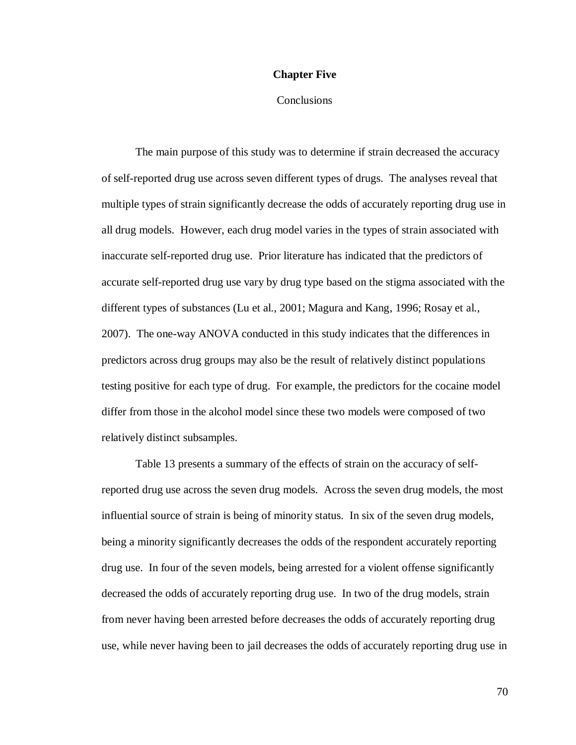# Chapter Five

## Conclusions

The main purpose of this study was to determine if strain decreased the accuracy of self-reported drug use across seven different types of drugs. The analyses reveal that multiple types of strain significantly decrease the odds of accurately reporting drug use in all drug models. However, each drug model varies in the types of strain associated with inaccurate self-reported drug use. Prior literature has indicated that the predictors of accurate self-reported drug use vary by drug type based on the stigma associated with the different types of substances (Lu et al., 2001; Magura and Kang, 1996; Rosay et al., 2007). The one-way ANOVA conducted in this study indicates that the differences in predictors across drug groups may also be the result of relatively distinct populations testing positive for each type of drug. For example, the predictors for the cocaine model differ from those in the alcohol model since these two models were composed of two relatively distinct subsamples.

Table 13 presents a summary of the effects of strain on the accuracy of self-reported drug use across the seven drug models. Across the seven drug models, the most influential source of strain is being of minority status. In six of the seven drug models, being a minority significantly decreases the odds of the respondent accurately reporting drug use. In four of the seven models, being arrested for a violent offense significantly decreased the odds of accurately reporting drug use. In two of the drug models, strain from never having been arrested before decreases the odds of accurately reporting drug use, while never having been to jail decreases the odds of accurately reporting drug use in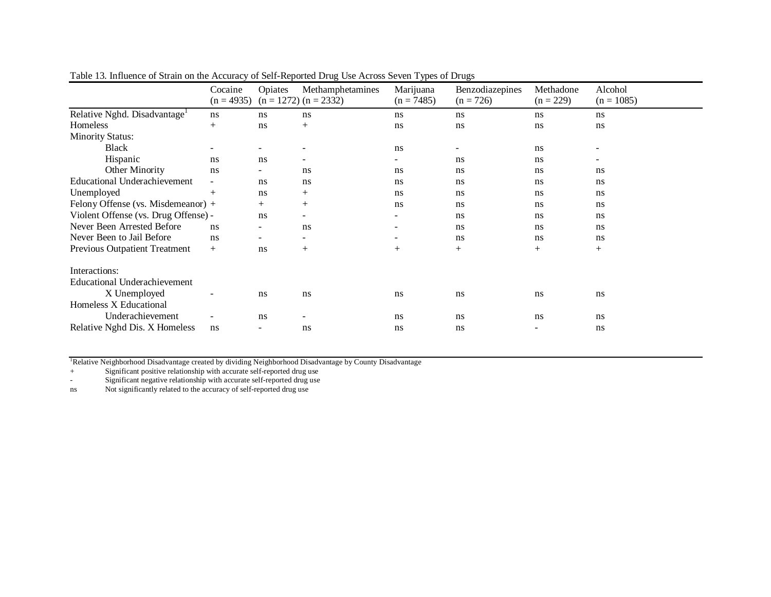Table 13. Influence of Strain on the Accuracy of Self-Reported Drug Use Across Seven Types of Drugs

| | Cocaine (n = 4935) | Opiates (n = 1272) | Methamphetamines (n = 2332) | Marijuana (n = 7485) | Benzodiazepines (n = 726) | Methadone (n = 229) | Alcohol (n = 1085) |
|---|---|---|---|---|---|---|---|
| Relative Nghd. Disadvantage[1] | ns | ns | ns | ns | ns | ns | ns |
| Homeless | + | ns | + | ns | ns | ns | ns |
| Minority Status: | | | | | | | |
| Black | - | - | - | ns | - | ns | - |
| Hispanic | ns | ns | - | - | ns | ns | - |
| Other Minority | ns | - | ns | ns | ns | ns | ns |
| Educational Underachievement | - | ns | ns | ns | ns | ns | ns |
| Unemployed | + | ns | + | ns | ns | ns | ns |
| Felony Offense (vs. Misdemeanor) | + | + | + | ns | ns | ns | ns |
| Violent Offense (vs. Drug Offense) | - | ns | - | - | ns | ns | ns |
| Never Been Arrested Before | ns | - | ns | - | ns | ns | ns |
| Never Been to Jail Before | ns | - | - | - | ns | ns | ns |
| Previous Outpatient Treatment | + | ns | + | + | + | + | + |
| Interactions: | | | | | | | |
| Educational Underachievement X Unemployed | - | ns | ns | ns | ns | ns | ns |
| Homeless X Educational Underachievement | - | ns | - | ns | ns | ns | ns |
| Relative Nghd Dis. X Homeless | ns | - | ns | ns | ns | - | ns |

[1]Relative Neighborhood Disadvantage created by dividing Neighborhood Disadvantage by County Disadvantage

+ Significant positive relationship with accurate self-reported drug use

- Significant negative relationship with accurate self-reported drug use

ns Not significantly related to the accuracy of self-reported drug use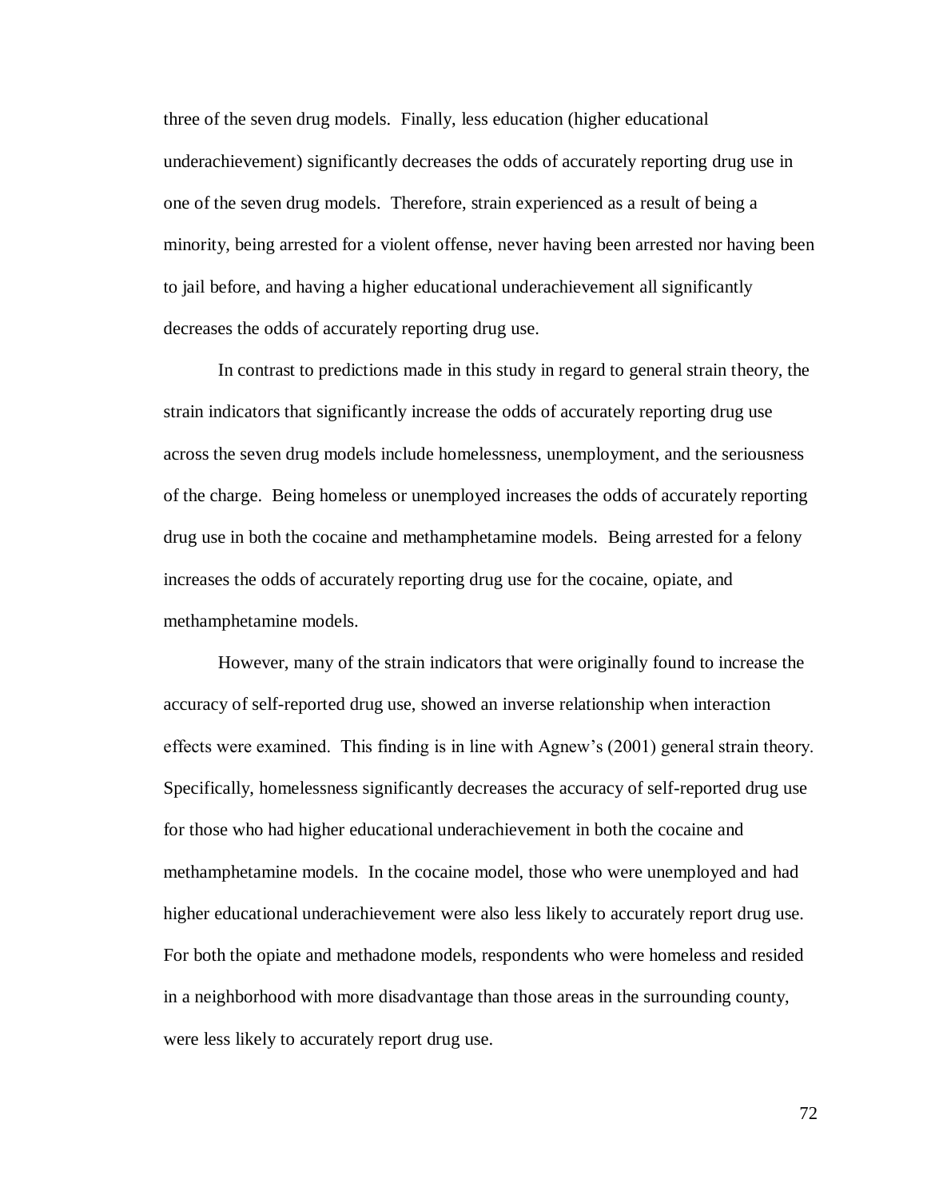three of the seven drug models. Finally, less education (higher educational underachievement) significantly decreases the odds of accurately reporting drug use in one of the seven drug models. Therefore, strain experienced as a result of being a minority, being arrested for a violent offense, never having been arrested nor having been to jail before, and having a higher educational underachievement all significantly decreases the odds of accurately reporting drug use.

In contrast to predictions made in this study in regard to general strain theory, the strain indicators that significantly increase the odds of accurately reporting drug use across the seven drug models include homelessness, unemployment, and the seriousness of the charge. Being homeless or unemployed increases the odds of accurately reporting drug use in both the cocaine and methamphetamine models. Being arrested for a felony increases the odds of accurately reporting drug use for the cocaine, opiate, and methamphetamine models.

However, many of the strain indicators that were originally found to increase the accuracy of self-reported drug use, showed an inverse relationship when interaction effects were examined. This finding is in line with Agnew's (2001) general strain theory. Specifically, homelessness significantly decreases the accuracy of self-reported drug use for those who had higher educational underachievement in both the cocaine and methamphetamine models. In the cocaine model, those who were unemployed and had higher educational underachievement were also less likely to accurately report drug use. For both the opiate and methadone models, respondents who were homeless and resided in a neighborhood with more disadvantage than those areas in the surrounding county, were less likely to accurately report drug use.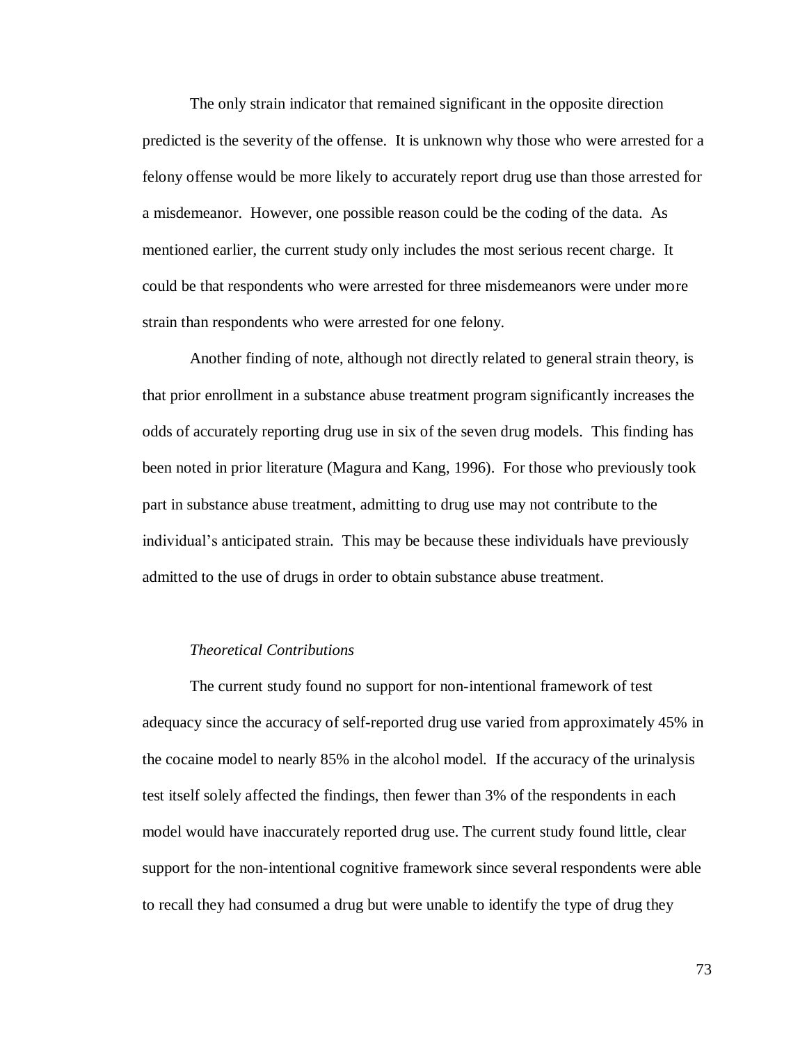The only strain indicator that remained significant in the opposite direction predicted is the severity of the offense. It is unknown why those who were arrested for a felony offense would be more likely to accurately report drug use than those arrested for a misdemeanor. However, one possible reason could be the coding of the data. As mentioned earlier, the current study only includes the most serious recent charge. It could be that respondents who were arrested for three misdemeanors were under more strain than respondents who were arrested for one felony.

Another finding of note, although not directly related to general strain theory, is that prior enrollment in a substance abuse treatment program significantly increases the odds of accurately reporting drug use in six of the seven drug models. This finding has been noted in prior literature (Magura and Kang, 1996). For those who previously took part in substance abuse treatment, admitting to drug use may not contribute to the individual's anticipated strain. This may be because these individuals have previously admitted to the use of drugs in order to obtain substance abuse treatment.

### *Theoretical Contributions*

The current study found no support for non-intentional framework of test adequacy since the accuracy of self-reported drug use varied from approximately 45% in the cocaine model to nearly 85% in the alcohol model. If the accuracy of the urinalysis test itself solely affected the findings, then fewer than 3% of the respondents in each model would have inaccurately reported drug use. The current study found little, clear support for the non-intentional cognitive framework since several respondents were able to recall they had consumed a drug but were unable to identify the type of drug they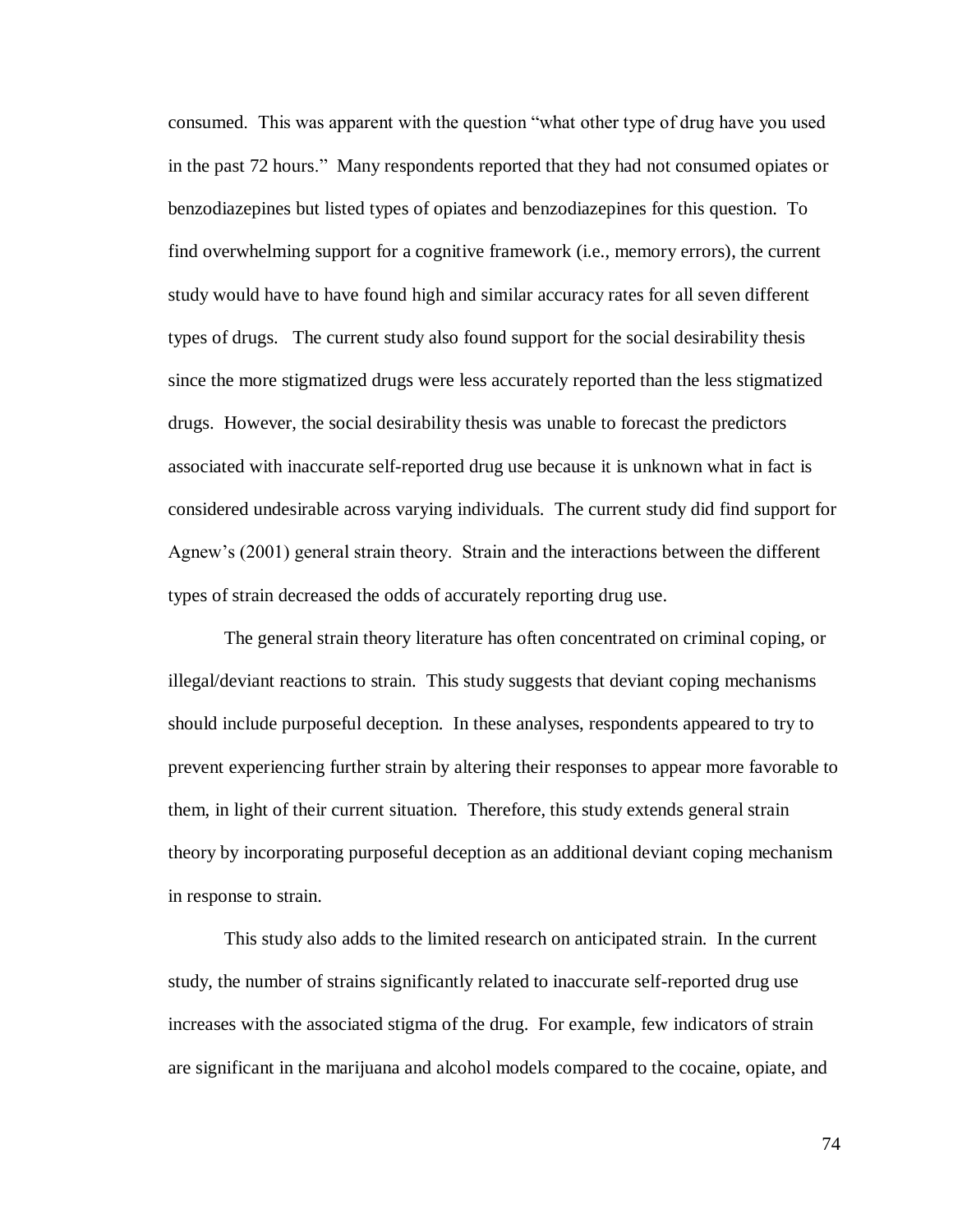consumed. This was apparent with the question "what other type of drug have you used in the past 72 hours." Many respondents reported that they had not consumed opiates or benzodiazepines but listed types of opiates and benzodiazepines for this question. To find overwhelming support for a cognitive framework (i.e., memory errors), the current study would have to have found high and similar accuracy rates for all seven different types of drugs. The current study also found support for the social desirability thesis since the more stigmatized drugs were less accurately reported than the less stigmatized drugs. However, the social desirability thesis was unable to forecast the predictors associated with inaccurate self-reported drug use because it is unknown what in fact is considered undesirable across varying individuals. The current study did find support for Agnew's (2001) general strain theory. Strain and the interactions between the different types of strain decreased the odds of accurately reporting drug use.

The general strain theory literature has often concentrated on criminal coping, or illegal/deviant reactions to strain. This study suggests that deviant coping mechanisms should include purposeful deception. In these analyses, respondents appeared to try to prevent experiencing further strain by altering their responses to appear more favorable to them, in light of their current situation. Therefore, this study extends general strain theory by incorporating purposeful deception as an additional deviant coping mechanism in response to strain.

This study also adds to the limited research on anticipated strain. In the current study, the number of strains significantly related to inaccurate self-reported drug use increases with the associated stigma of the drug. For example, few indicators of strain are significant in the marijuana and alcohol models compared to the cocaine, opiate, and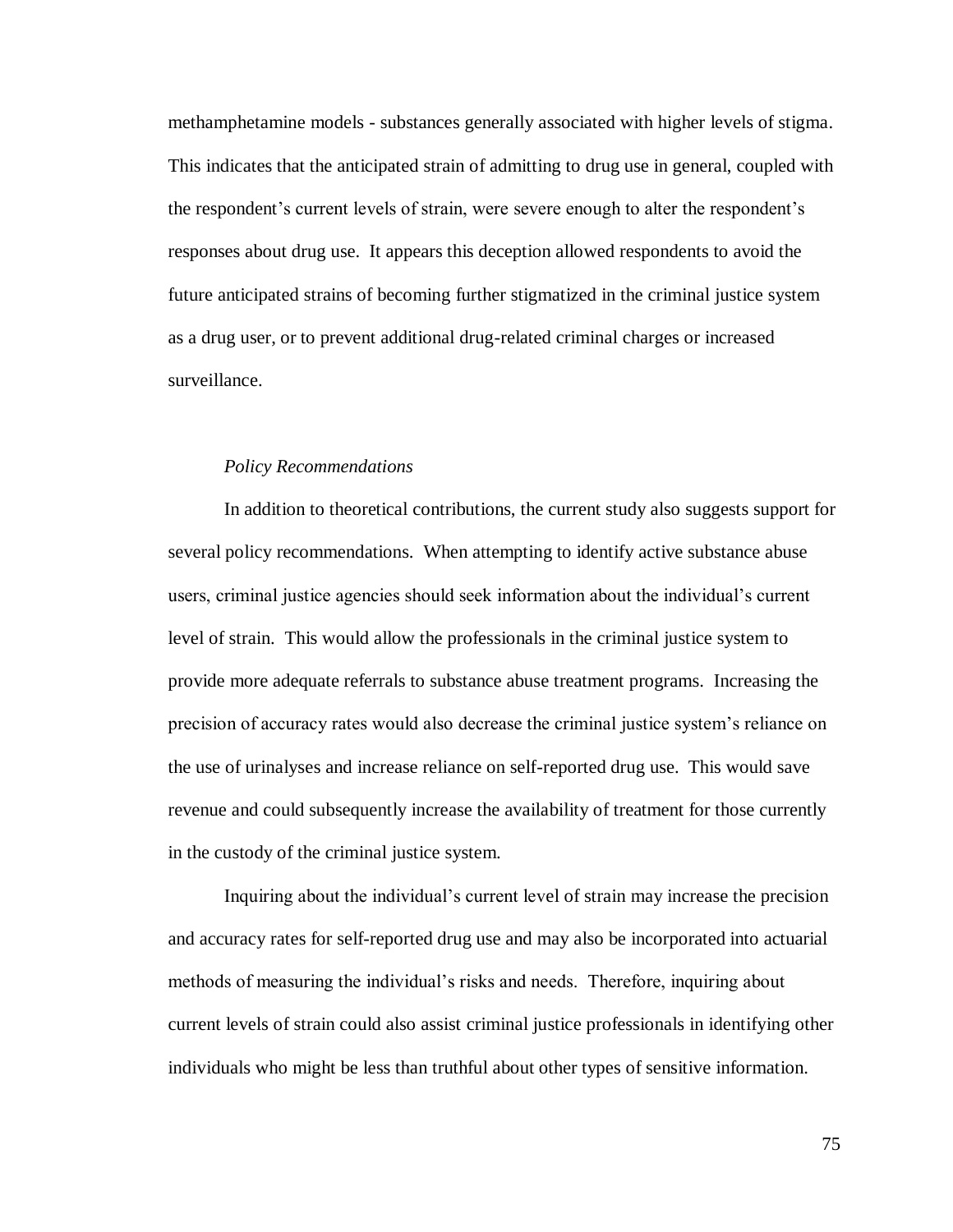methamphetamine models - substances generally associated with higher levels of stigma. This indicates that the anticipated strain of admitting to drug use in general, coupled with the respondent's current levels of strain, were severe enough to alter the respondent's responses about drug use. It appears this deception allowed respondents to avoid the future anticipated strains of becoming further stigmatized in the criminal justice system as a drug user, or to prevent additional drug-related criminal charges or increased surveillance.

*Policy Recommendations*

In addition to theoretical contributions, the current study also suggests support for several policy recommendations. When attempting to identify active substance abuse users, criminal justice agencies should seek information about the individual's current level of strain. This would allow the professionals in the criminal justice system to provide more adequate referrals to substance abuse treatment programs. Increasing the precision of accuracy rates would also decrease the criminal justice system's reliance on the use of urinalyses and increase reliance on self-reported drug use. This would save revenue and could subsequently increase the availability of treatment for those currently in the custody of the criminal justice system.

Inquiring about the individual's current level of strain may increase the precision and accuracy rates for self-reported drug use and may also be incorporated into actuarial methods of measuring the individual's risks and needs. Therefore, inquiring about current levels of strain could also assist criminal justice professionals in identifying other individuals who might be less than truthful about other types of sensitive information.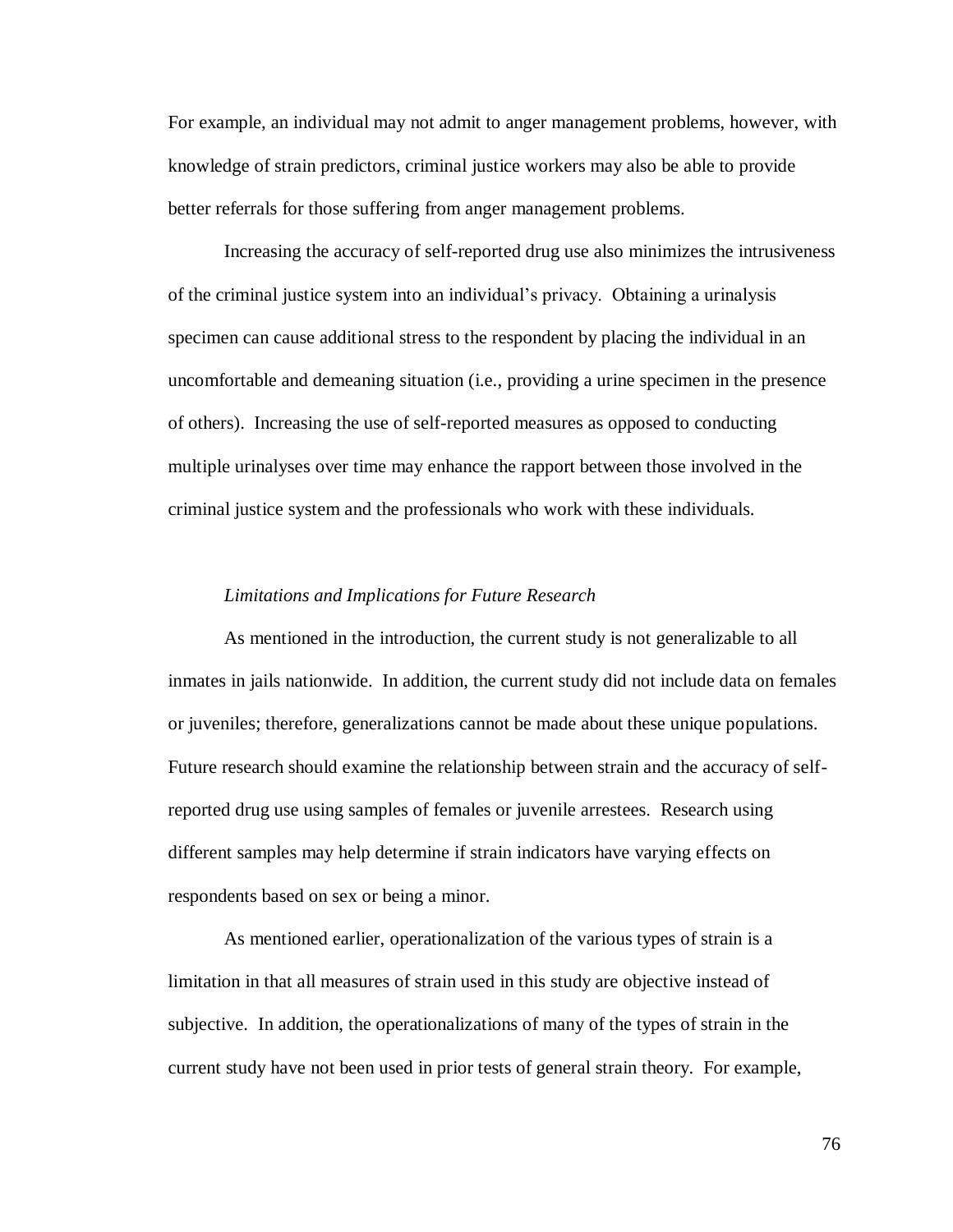For example, an individual may not admit to anger management problems, however, with knowledge of strain predictors, criminal justice workers may also be able to provide better referrals for those suffering from anger management problems.

Increasing the accuracy of self-reported drug use also minimizes the intrusiveness of the criminal justice system into an individual's privacy. Obtaining a urinalysis specimen can cause additional stress to the respondent by placing the individual in an uncomfortable and demeaning situation (i.e., providing a urine specimen in the presence of others). Increasing the use of self-reported measures as opposed to conducting multiple urinalyses over time may enhance the rapport between those involved in the criminal justice system and the professionals who work with these individuals.

### *Limitations and Implications for Future Research*

As mentioned in the introduction, the current study is not generalizable to all inmates in jails nationwide. In addition, the current study did not include data on females or juveniles; therefore, generalizations cannot be made about these unique populations. Future research should examine the relationship between strain and the accuracy of self-reported drug use using samples of females or juvenile arrestees. Research using different samples may help determine if strain indicators have varying effects on respondents based on sex or being a minor.

As mentioned earlier, operationalization of the various types of strain is a limitation in that all measures of strain used in this study are objective instead of subjective. In addition, the operationalizations of many of the types of strain in the current study have not been used in prior tests of general strain theory. For example,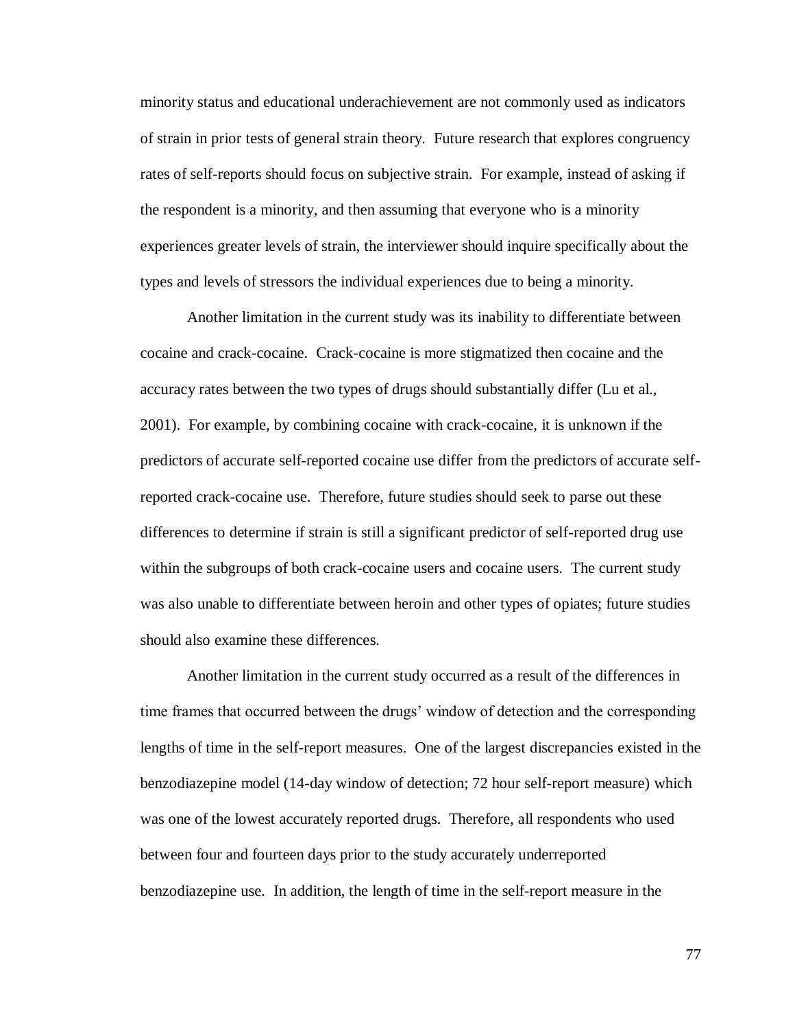minority status and educational underachievement are not commonly used as indicators of strain in prior tests of general strain theory. Future research that explores congruency rates of self-reports should focus on subjective strain. For example, instead of asking if the respondent is a minority, and then assuming that everyone who is a minority experiences greater levels of strain, the interviewer should inquire specifically about the types and levels of stressors the individual experiences due to being a minority.

Another limitation in the current study was its inability to differentiate between cocaine and crack-cocaine. Crack-cocaine is more stigmatized then cocaine and the accuracy rates between the two types of drugs should substantially differ (Lu et al., 2001). For example, by combining cocaine with crack-cocaine, it is unknown if the predictors of accurate self-reported cocaine use differ from the predictors of accurate self-reported crack-cocaine use. Therefore, future studies should seek to parse out these differences to determine if strain is still a significant predictor of self-reported drug use within the subgroups of both crack-cocaine users and cocaine users. The current study was also unable to differentiate between heroin and other types of opiates; future studies should also examine these differences.

Another limitation in the current study occurred as a result of the differences in time frames that occurred between the drugs' window of detection and the corresponding lengths of time in the self-report measures. One of the largest discrepancies existed in the benzodiazepine model (14-day window of detection; 72 hour self-report measure) which was one of the lowest accurately reported drugs. Therefore, all respondents who used between four and fourteen days prior to the study accurately underreported benzodiazepine use. In addition, the length of time in the self-report measure in the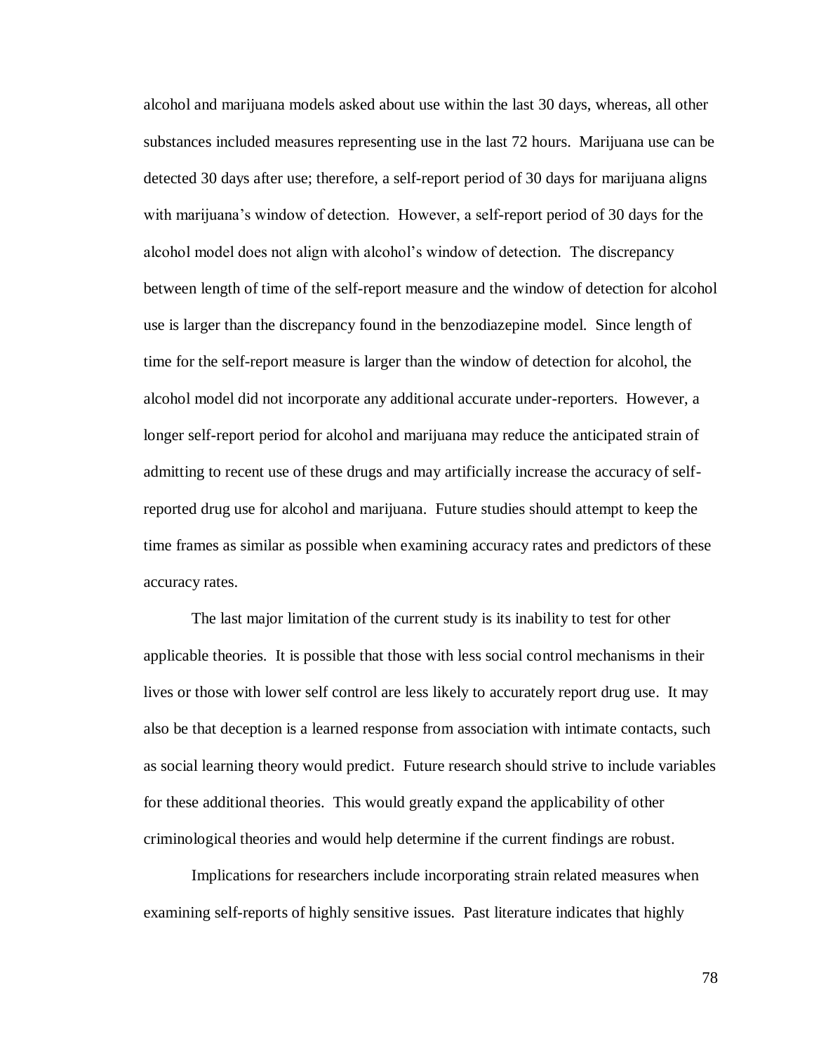alcohol and marijuana models asked about use within the last 30 days, whereas, all other substances included measures representing use in the last 72 hours. Marijuana use can be detected 30 days after use; therefore, a self-report period of 30 days for marijuana aligns with marijuana's window of detection. However, a self-report period of 30 days for the alcohol model does not align with alcohol's window of detection. The discrepancy between length of time of the self-report measure and the window of detection for alcohol use is larger than the discrepancy found in the benzodiazepine model. Since length of time for the self-report measure is larger than the window of detection for alcohol, the alcohol model did not incorporate any additional accurate under-reporters. However, a longer self-report period for alcohol and marijuana may reduce the anticipated strain of admitting to recent use of these drugs and may artificially increase the accuracy of self-reported drug use for alcohol and marijuana. Future studies should attempt to keep the time frames as similar as possible when examining accuracy rates and predictors of these accuracy rates.

The last major limitation of the current study is its inability to test for other applicable theories. It is possible that those with less social control mechanisms in their lives or those with lower self control are less likely to accurately report drug use. It may also be that deception is a learned response from association with intimate contacts, such as social learning theory would predict. Future research should strive to include variables for these additional theories. This would greatly expand the applicability of other criminological theories and would help determine if the current findings are robust.

Implications for researchers include incorporating strain related measures when examining self-reports of highly sensitive issues. Past literature indicates that highly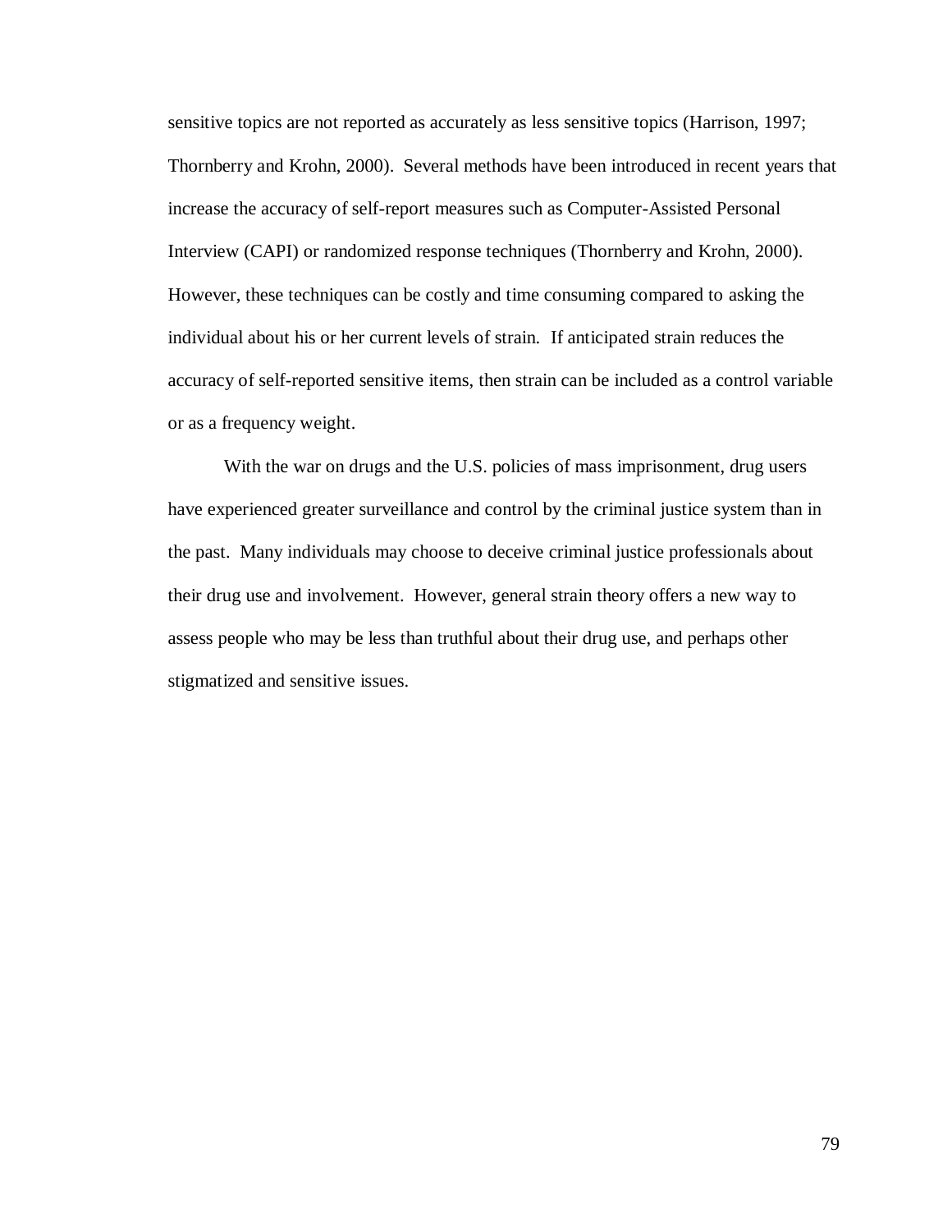sensitive topics are not reported as accurately as less sensitive topics (Harrison, 1997; Thornberry and Krohn, 2000). Several methods have been introduced in recent years that increase the accuracy of self-report measures such as Computer-Assisted Personal Interview (CAPI) or randomized response techniques (Thornberry and Krohn, 2000). However, these techniques can be costly and time consuming compared to asking the individual about his or her current levels of strain. If anticipated strain reduces the accuracy of self-reported sensitive items, then strain can be included as a control variable or as a frequency weight.

With the war on drugs and the U.S. policies of mass imprisonment, drug users have experienced greater surveillance and control by the criminal justice system than in the past. Many individuals may choose to deceive criminal justice professionals about their drug use and involvement. However, general strain theory offers a new way to assess people who may be less than truthful about their drug use, and perhaps other stigmatized and sensitive issues.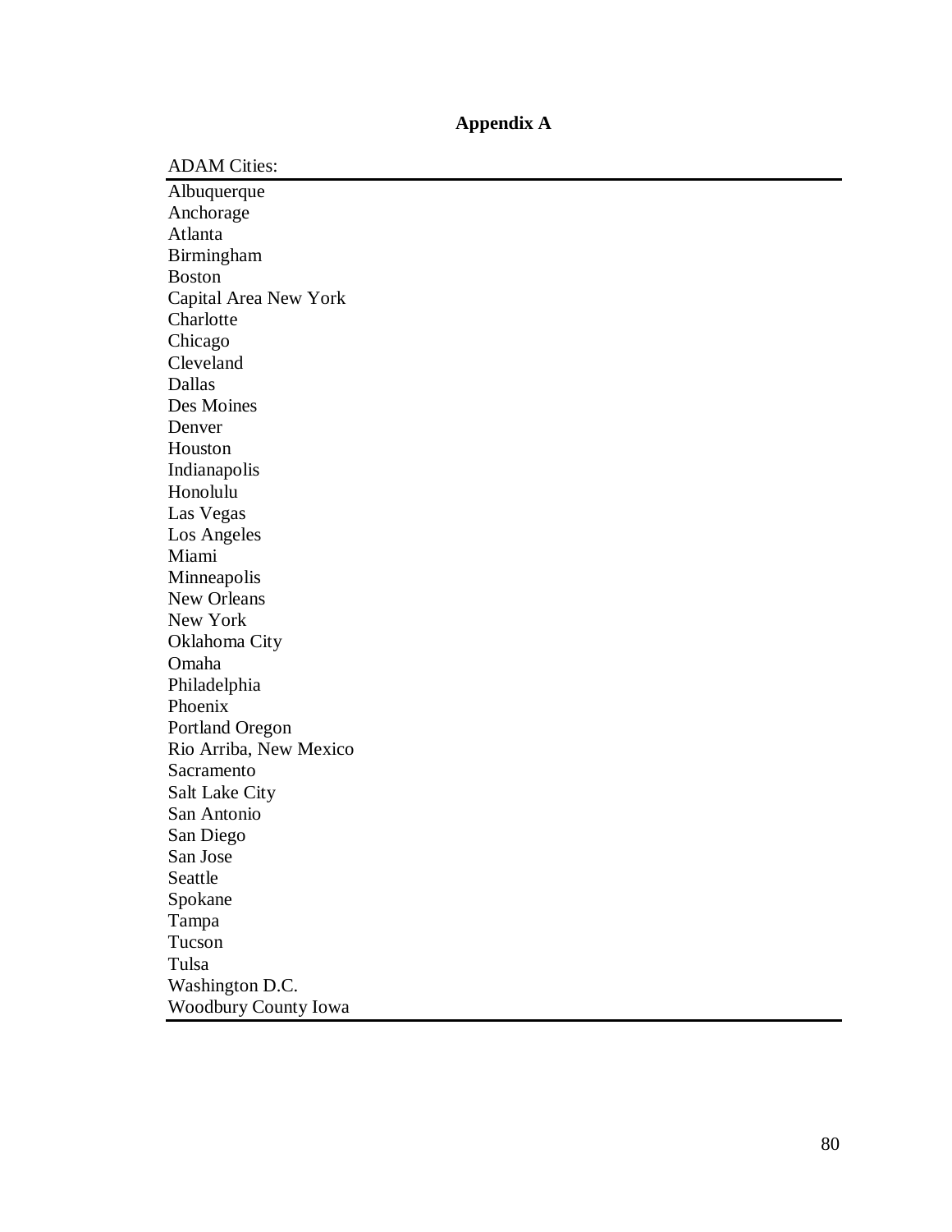# Appendix A

| ADAM Cities: |
|---|
| Albuquerque |
| Anchorage |
| Atlanta |
| Birmingham |
| Boston |
| Capital Area New York |
| Charlotte |
| Chicago |
| Cleveland |
| Dallas |
| Des Moines |
| Denver |
| Houston |
| Indianapolis |
| Honolulu |
| Las Vegas |
| Los Angeles |
| Miami |
| Minneapolis |
| New Orleans |
| New York |
| Oklahoma City |
| Omaha |
| Philadelphia |
| Phoenix |
| Portland Oregon |
| Rio Arriba, New Mexico |
| Sacramento |
| Salt Lake City |
| San Antonio |
| San Diego |
| San Jose |
| Seattle |
| Spokane |
| Tampa |
| Tucson |
| Tulsa |
| Washington D.C. |
| Woodbury County Iowa |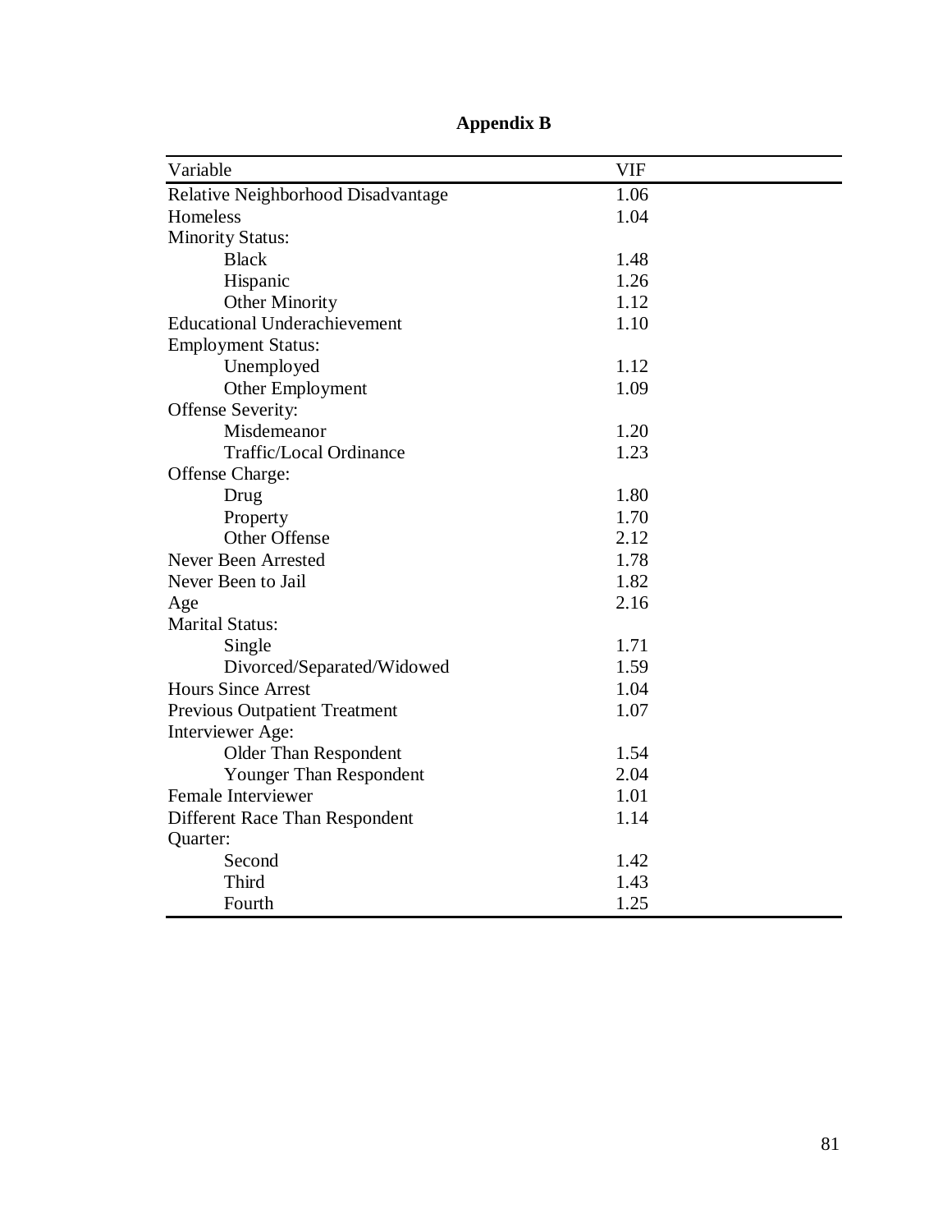**Appendix B**

| Variable | VIF |
|---|---|
| Relative Neighborhood Disadvantage | 1.06 |
| Homeless | 1.04 |
| Minority Status: | |
| Black | 1.48 |
| Hispanic | 1.26 |
| Other Minority | 1.12 |
| Educational Underachievement | 1.10 |
| Employment Status: | |
| Unemployed | 1.12 |
| Other Employment | 1.09 |
| Offense Severity: | |
| Misdemeanor | 1.20 |
| Traffic/Local Ordinance | 1.23 |
| Offense Charge: | |
| Drug | 1.80 |
| Property | 1.70 |
| Other Offense | 2.12 |
| Never Been Arrested | 1.78 |
| Never Been to Jail | 1.82 |
| Age | 2.16 |
| Marital Status: | |
| Single | 1.71 |
| Divorced/Separated/Widowed | 1.59 |
| Hours Since Arrest | 1.04 |
| Previous Outpatient Treatment | 1.07 |
| Interviewer Age: | |
| Older Than Respondent | 1.54 |
| Younger Than Respondent | 2.04 |
| Female Interviewer | 1.01 |
| Different Race Than Respondent | 1.14 |
| Quarter: | |
| Second | 1.42 |
| Third | 1.43 |
| Fourth | 1.25 |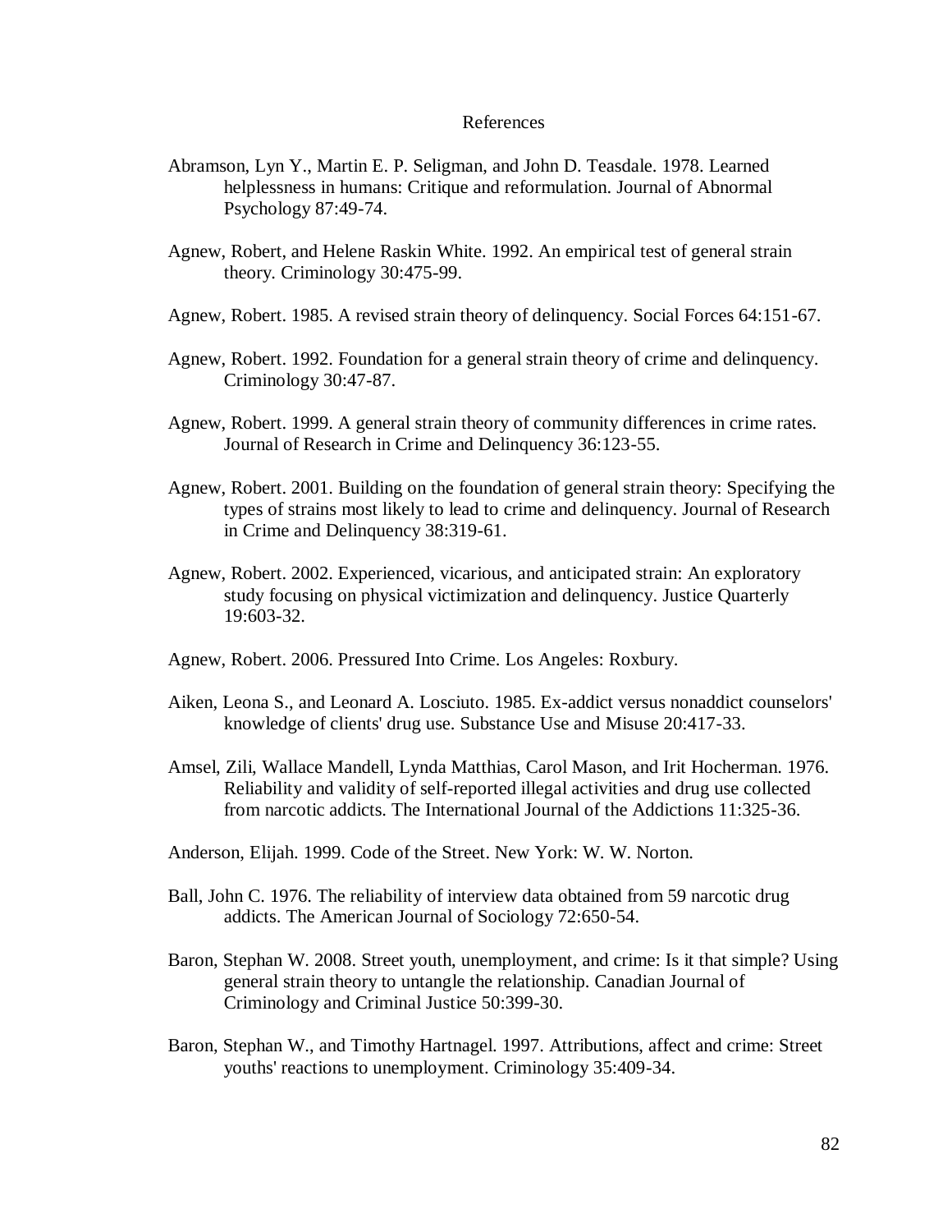# References

Abramson, Lyn Y., Martin E. P. Seligman, and John D. Teasdale. 1978. Learned helplessness in humans: Critique and reformulation. Journal of Abnormal Psychology 87:49-74.

Agnew, Robert, and Helene Raskin White. 1992. An empirical test of general strain theory. Criminology 30:475-99.

Agnew, Robert. 1985. A revised strain theory of delinquency. Social Forces 64:151-67.

Agnew, Robert. 1992. Foundation for a general strain theory of crime and delinquency. Criminology 30:47-87.

Agnew, Robert. 1999. A general strain theory of community differences in crime rates. Journal of Research in Crime and Delinquency 36:123-55.

Agnew, Robert. 2001. Building on the foundation of general strain theory: Specifying the types of strains most likely to lead to crime and delinquency. Journal of Research in Crime and Delinquency 38:319-61.

Agnew, Robert. 2002. Experienced, vicarious, and anticipated strain: An exploratory study focusing on physical victimization and delinquency. Justice Quarterly 19:603-32.

Agnew, Robert. 2006. Pressured Into Crime. Los Angeles: Roxbury.

Aiken, Leona S., and Leonard A. Losciuto. 1985. Ex-addict versus nonaddict counselors' knowledge of clients' drug use. Substance Use and Misuse 20:417-33.

Amsel, Zili, Wallace Mandell, Lynda Matthias, Carol Mason, and Irit Hocherman. 1976. Reliability and validity of self-reported illegal activities and drug use collected from narcotic addicts. The International Journal of the Addictions 11:325-36.

Anderson, Elijah. 1999. Code of the Street. New York: W. W. Norton.

Ball, John C. 1976. The reliability of interview data obtained from 59 narcotic drug addicts. The American Journal of Sociology 72:650-54.

Baron, Stephan W. 2008. Street youth, unemployment, and crime: Is it that simple? Using general strain theory to untangle the relationship. Canadian Journal of Criminology and Criminal Justice 50:399-30.

Baron, Stephan W., and Timothy Hartnagel. 1997. Attributions, affect and crime: Street youths' reactions to unemployment. Criminology 35:409-34.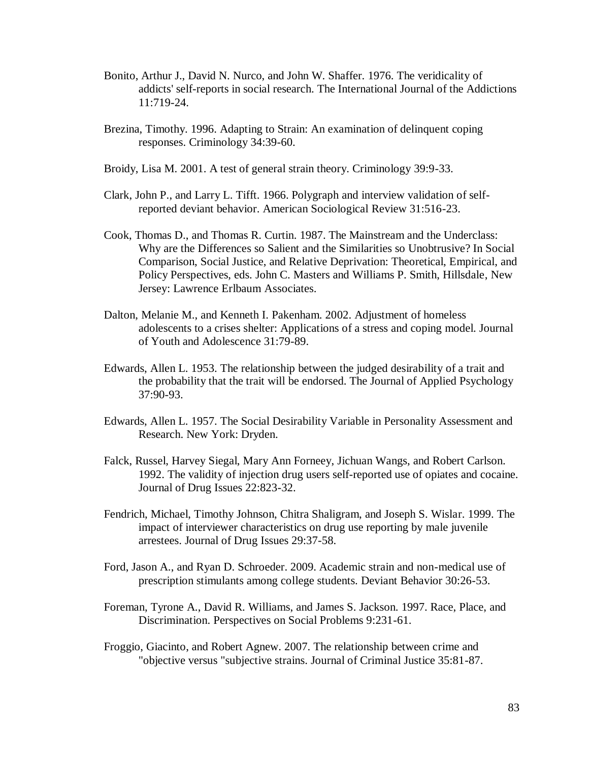Bonito, Arthur J., David N. Nurco, and John W. Shaffer. 1976. The veridicality of addicts' self-reports in social research. The International Journal of the Addictions 11:719-24.

Brezina, Timothy. 1996. Adapting to Strain: An examination of delinquent coping responses. Criminology 34:39-60.

Broidy, Lisa M. 2001. A test of general strain theory. Criminology 39:9-33.

Clark, John P., and Larry L. Tifft. 1966. Polygraph and interview validation of self-reported deviant behavior. American Sociological Review 31:516-23.

Cook, Thomas D., and Thomas R. Curtin. 1987. The Mainstream and the Underclass: Why are the Differences so Salient and the Similarities so Unobtrusive? In Social Comparison, Social Justice, and Relative Deprivation: Theoretical, Empirical, and Policy Perspectives, eds. John C. Masters and Williams P. Smith, Hillsdale, New Jersey: Lawrence Erlbaum Associates.

Dalton, Melanie M., and Kenneth I. Pakenham. 2002. Adjustment of homeless adolescents to a crises shelter: Applications of a stress and coping model. Journal of Youth and Adolescence 31:79-89.

Edwards, Allen L. 1953. The relationship between the judged desirability of a trait and the probability that the trait will be endorsed. The Journal of Applied Psychology 37:90-93.

Edwards, Allen L. 1957. The Social Desirability Variable in Personality Assessment and Research. New York: Dryden.

Falck, Russel, Harvey Siegal, Mary Ann Forneey, Jichuan Wangs, and Robert Carlson. 1992. The validity of injection drug users self-reported use of opiates and cocaine. Journal of Drug Issues 22:823-32.

Fendrich, Michael, Timothy Johnson, Chitra Shaligram, and Joseph S. Wislar. 1999. The impact of interviewer characteristics on drug use reporting by male juvenile arrestees. Journal of Drug Issues 29:37-58.

Ford, Jason A., and Ryan D. Schroeder. 2009. Academic strain and non-medical use of prescription stimulants among college students. Deviant Behavior 30:26-53.

Foreman, Tyrone A., David R. Williams, and James S. Jackson. 1997. Race, Place, and Discrimination. Perspectives on Social Problems 9:231-61.

Froggio, Giacinto, and Robert Agnew. 2007. The relationship between crime and "objective versus "subjective strains. Journal of Criminal Justice 35:81-87.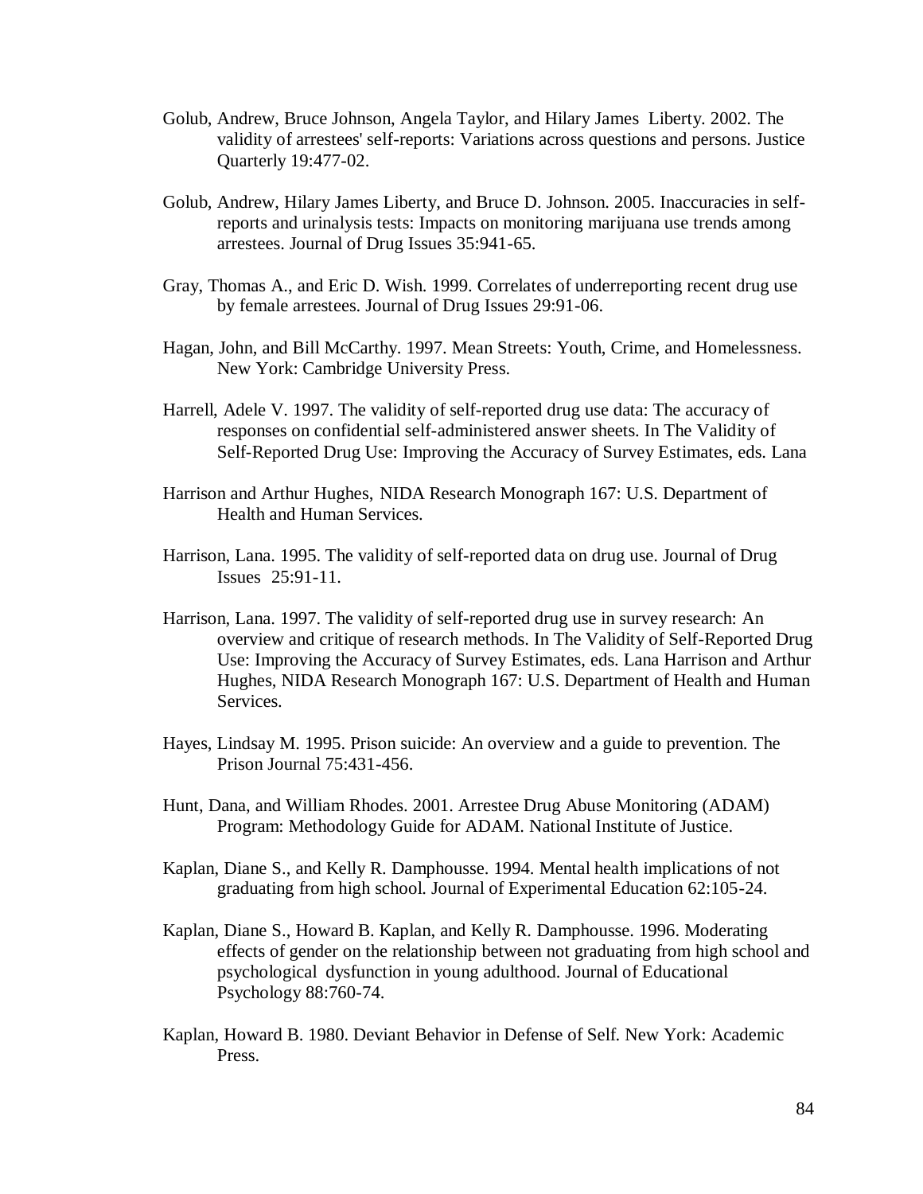Golub, Andrew, Bruce Johnson, Angela Taylor, and Hilary James Liberty. 2002. The validity of arrestees' self-reports: Variations across questions and persons. Justice Quarterly 19:477-02.

Golub, Andrew, Hilary James Liberty, and Bruce D. Johnson. 2005. Inaccuracies in self-reports and urinalysis tests: Impacts on monitoring marijuana use trends among arrestees. Journal of Drug Issues 35:941-65.

Gray, Thomas A., and Eric D. Wish. 1999. Correlates of underreporting recent drug use by female arrestees. Journal of Drug Issues 29:91-06.

Hagan, John, and Bill McCarthy. 1997. Mean Streets: Youth, Crime, and Homelessness. New York: Cambridge University Press.

Harrell, Adele V. 1997. The validity of self-reported drug use data: The accuracy of responses on confidential self-administered answer sheets. In The Validity of Self-Reported Drug Use: Improving the Accuracy of Survey Estimates, eds. Lana

Harrison and Arthur Hughes, NIDA Research Monograph 167: U.S. Department of Health and Human Services.

Harrison, Lana. 1995. The validity of self-reported data on drug use. Journal of Drug Issues 25:91-11.

Harrison, Lana. 1997. The validity of self-reported drug use in survey research: An overview and critique of research methods. In The Validity of Self-Reported Drug Use: Improving the Accuracy of Survey Estimates, eds. Lana Harrison and Arthur Hughes, NIDA Research Monograph 167: U.S. Department of Health and Human Services.

Hayes, Lindsay M. 1995. Prison suicide: An overview and a guide to prevention. The Prison Journal 75:431-456.

Hunt, Dana, and William Rhodes. 2001. Arrestee Drug Abuse Monitoring (ADAM) Program: Methodology Guide for ADAM. National Institute of Justice.

Kaplan, Diane S., and Kelly R. Damphousse. 1994. Mental health implications of not graduating from high school. Journal of Experimental Education 62:105-24.

Kaplan, Diane S., Howard B. Kaplan, and Kelly R. Damphousse. 1996. Moderating effects of gender on the relationship between not graduating from high school and psychological dysfunction in young adulthood. Journal of Educational Psychology 88:760-74.

Kaplan, Howard B. 1980. Deviant Behavior in Defense of Self. New York: Academic Press.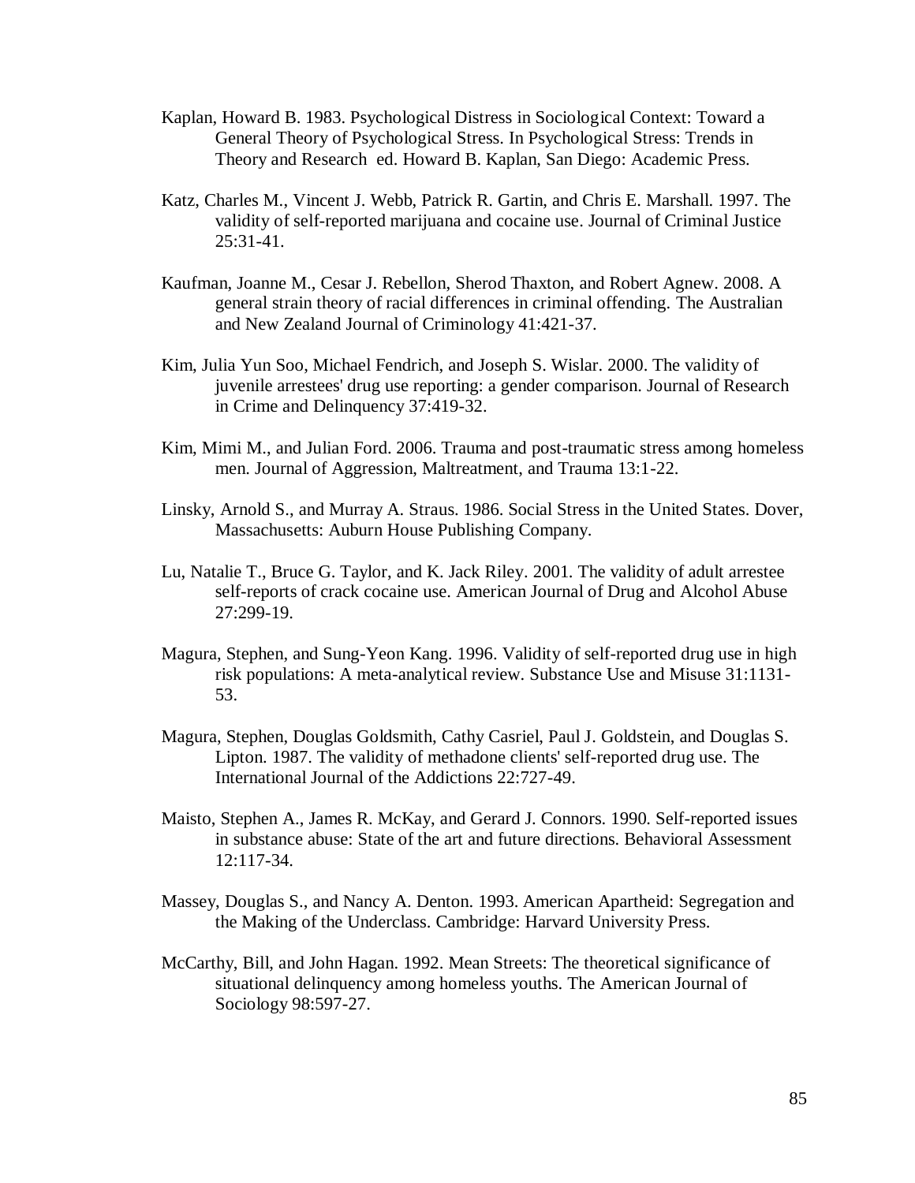Kaplan, Howard B. 1983. Psychological Distress in Sociological Context: Toward a General Theory of Psychological Stress. In Psychological Stress: Trends in Theory and Research ed. Howard B. Kaplan, San Diego: Academic Press.

Katz, Charles M., Vincent J. Webb, Patrick R. Gartin, and Chris E. Marshall. 1997. The validity of self-reported marijuana and cocaine use. Journal of Criminal Justice 25:31-41.

Kaufman, Joanne M., Cesar J. Rebellon, Sherod Thaxton, and Robert Agnew. 2008. A general strain theory of racial differences in criminal offending. The Australian and New Zealand Journal of Criminology 41:421-37.

Kim, Julia Yun Soo, Michael Fendrich, and Joseph S. Wislar. 2000. The validity of juvenile arrestees' drug use reporting: a gender comparison. Journal of Research in Crime and Delinquency 37:419-32.

Kim, Mimi M., and Julian Ford. 2006. Trauma and post-traumatic stress among homeless men. Journal of Aggression, Maltreatment, and Trauma 13:1-22.

Linsky, Arnold S., and Murray A. Straus. 1986. Social Stress in the United States. Dover, Massachusetts: Auburn House Publishing Company.

Lu, Natalie T., Bruce G. Taylor, and K. Jack Riley. 2001. The validity of adult arrestee self-reports of crack cocaine use. American Journal of Drug and Alcohol Abuse 27:299-19.

Magura, Stephen, and Sung-Yeon Kang. 1996. Validity of self-reported drug use in high risk populations: A meta-analytical review. Substance Use and Misuse 31:1131-53.

Magura, Stephen, Douglas Goldsmith, Cathy Casriel, Paul J. Goldstein, and Douglas S. Lipton. 1987. The validity of methadone clients' self-reported drug use. The International Journal of the Addictions 22:727-49.

Maisto, Stephen A., James R. McKay, and Gerard J. Connors. 1990. Self-reported issues in substance abuse: State of the art and future directions. Behavioral Assessment 12:117-34.

Massey, Douglas S., and Nancy A. Denton. 1993. American Apartheid: Segregation and the Making of the Underclass. Cambridge: Harvard University Press.

McCarthy, Bill, and John Hagan. 1992. Mean Streets: The theoretical significance of situational delinquency among homeless youths. The American Journal of Sociology 98:597-27.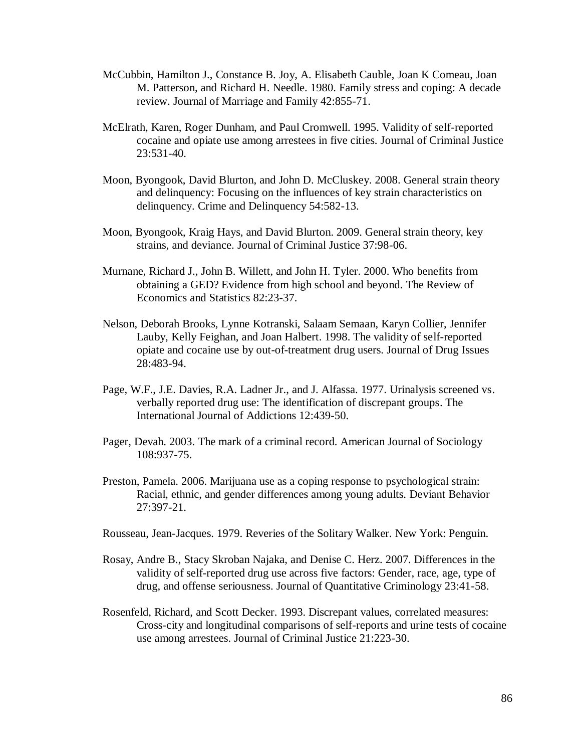McCubbin, Hamilton J., Constance B. Joy, A. Elisabeth Cauble, Joan K Comeau, Joan M. Patterson, and Richard H. Needle. 1980. Family stress and coping: A decade review. Journal of Marriage and Family 42:855-71.

McElrath, Karen, Roger Dunham, and Paul Cromwell. 1995. Validity of self-reported cocaine and opiate use among arrestees in five cities. Journal of Criminal Justice 23:531-40.

Moon, Byongook, David Blurton, and John D. McCluskey. 2008. General strain theory and delinquency: Focusing on the influences of key strain characteristics on delinquency. Crime and Delinquency 54:582-13.

Moon, Byongook, Kraig Hays, and David Blurton. 2009. General strain theory, key strains, and deviance. Journal of Criminal Justice 37:98-06.

Murnane, Richard J., John B. Willett, and John H. Tyler. 2000. Who benefits from obtaining a GED? Evidence from high school and beyond. The Review of Economics and Statistics 82:23-37.

Nelson, Deborah Brooks, Lynne Kotranski, Salaam Semaan, Karyn Collier, Jennifer Lauby, Kelly Feighan, and Joan Halbert. 1998. The validity of self-reported opiate and cocaine use by out-of-treatment drug users. Journal of Drug Issues 28:483-94.

Page, W.F., J.E. Davies, R.A. Ladner Jr., and J. Alfassa. 1977. Urinalysis screened vs. verbally reported drug use: The identification of discrepant groups. The International Journal of Addictions 12:439-50.

Pager, Devah. 2003. The mark of a criminal record. American Journal of Sociology 108:937-75.

Preston, Pamela. 2006. Marijuana use as a coping response to psychological strain: Racial, ethnic, and gender differences among young adults. Deviant Behavior 27:397-21.

Rousseau, Jean-Jacques. 1979. Reveries of the Solitary Walker. New York: Penguin.

Rosay, Andre B., Stacy Skroban Najaka, and Denise C. Herz. 2007. Differences in the validity of self-reported drug use across five factors: Gender, race, age, type of drug, and offense seriousness. Journal of Quantitative Criminology 23:41-58.

Rosenfeld, Richard, and Scott Decker. 1993. Discrepant values, correlated measures: Cross-city and longitudinal comparisons of self-reports and urine tests of cocaine use among arrestees. Journal of Criminal Justice 21:223-30.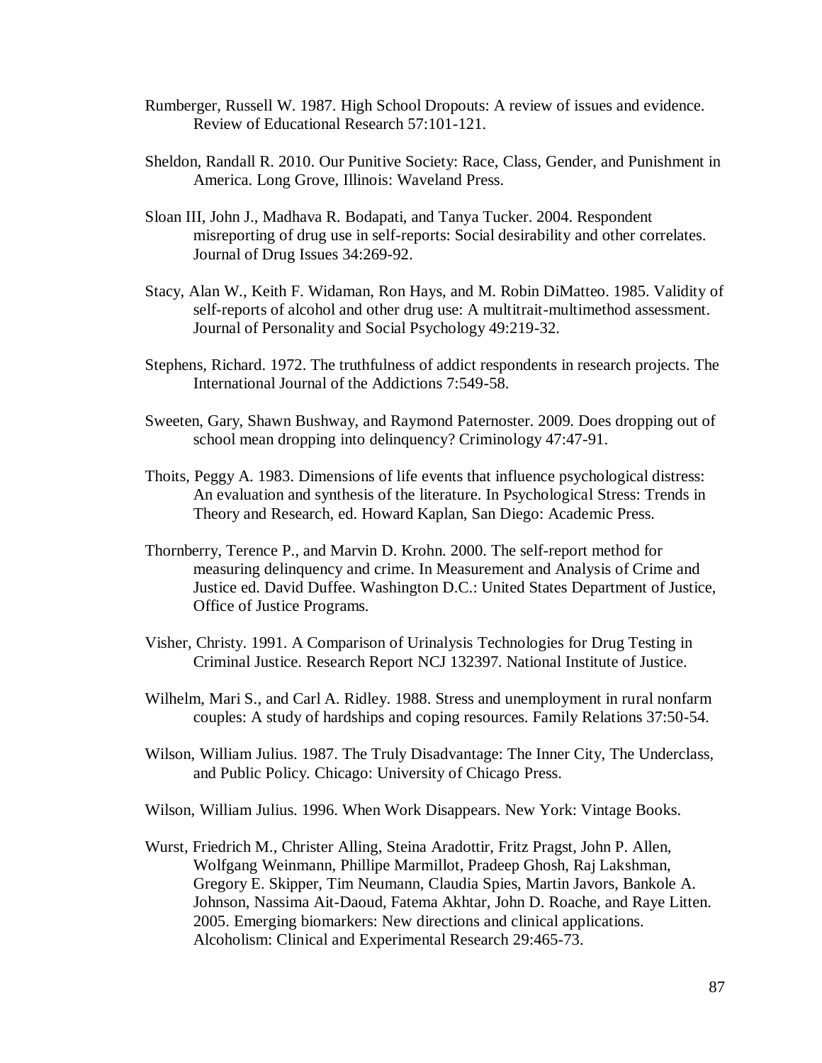Rumberger, Russell W. 1987. High School Dropouts: A review of issues and evidence. Review of Educational Research 57:101-121.

Sheldon, Randall R. 2010. Our Punitive Society: Race, Class, Gender, and Punishment in America. Long Grove, Illinois: Waveland Press.

Sloan III, John J., Madhava R. Bodapati, and Tanya Tucker. 2004. Respondent misreporting of drug use in self-reports: Social desirability and other correlates. Journal of Drug Issues 34:269-92.

Stacy, Alan W., Keith F. Widaman, Ron Hays, and M. Robin DiMatteo. 1985. Validity of self-reports of alcohol and other drug use: A multitrait-multimethod assessment. Journal of Personality and Social Psychology 49:219-32.

Stephens, Richard. 1972. The truthfulness of addict respondents in research projects. The International Journal of the Addictions 7:549-58.

Sweeten, Gary, Shawn Bushway, and Raymond Paternoster. 2009. Does dropping out of school mean dropping into delinquency? Criminology 47:47-91.

Thoits, Peggy A. 1983. Dimensions of life events that influence psychological distress: An evaluation and synthesis of the literature. In Psychological Stress: Trends in Theory and Research, ed. Howard Kaplan, San Diego: Academic Press.

Thornberry, Terence P., and Marvin D. Krohn. 2000. The self-report method for measuring delinquency and crime. In Measurement and Analysis of Crime and Justice ed. David Duffee. Washington D.C.: United States Department of Justice, Office of Justice Programs.

Visher, Christy. 1991. A Comparison of Urinalysis Technologies for Drug Testing in Criminal Justice. Research Report NCJ 132397. National Institute of Justice.

Wilhelm, Mari S., and Carl A. Ridley. 1988. Stress and unemployment in rural nonfarm couples: A study of hardships and coping resources. Family Relations 37:50-54.

Wilson, William Julius. 1987. The Truly Disadvantage: The Inner City, The Underclass, and Public Policy. Chicago: University of Chicago Press.

Wilson, William Julius. 1996. When Work Disappears. New York: Vintage Books.

Wurst, Friedrich M., Christer Alling, Steina Aradottir, Fritz Pragst, John P. Allen, Wolfgang Weinmann, Phillipe Marmillot, Pradeep Ghosh, Raj Lakshman, Gregory E. Skipper, Tim Neumann, Claudia Spies, Martin Javors, Bankole A. Johnson, Nassima Ait-Daoud, Fatema Akhtar, John D. Roache, and Raye Litten. 2005. Emerging biomarkers: New directions and clinical applications. Alcoholism: Clinical and Experimental Research 29:465-73.